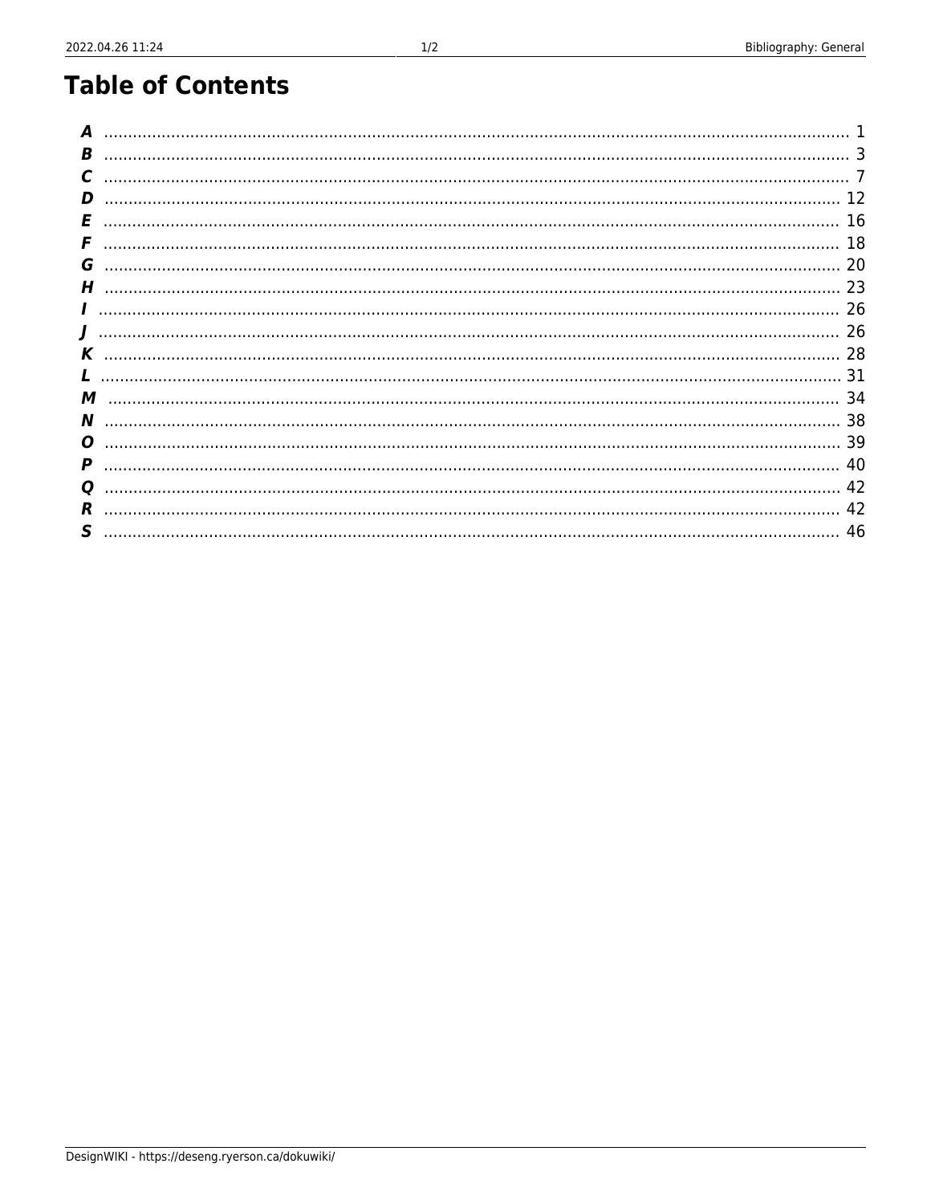# Table of Contents

| | |
|---|---|
| ***A*** | 1 |
| ***B*** | 3 |
| ***C*** | 7 |
| ***D*** | 12 |
| ***E*** | 16 |
| ***F*** | 18 |
| ***G*** | 20 |
| ***H*** | 23 |
| ***I*** | 26 |
| ***J*** | 26 |
| ***K*** | 28 |
| ***L*** | 31 |
| ***M*** | 34 |
| ***N*** | 38 |
| ***O*** | 39 |
| ***P*** | 40 |
| ***Q*** | 42 |
| ***R*** | 42 |
| ***S*** | 46 |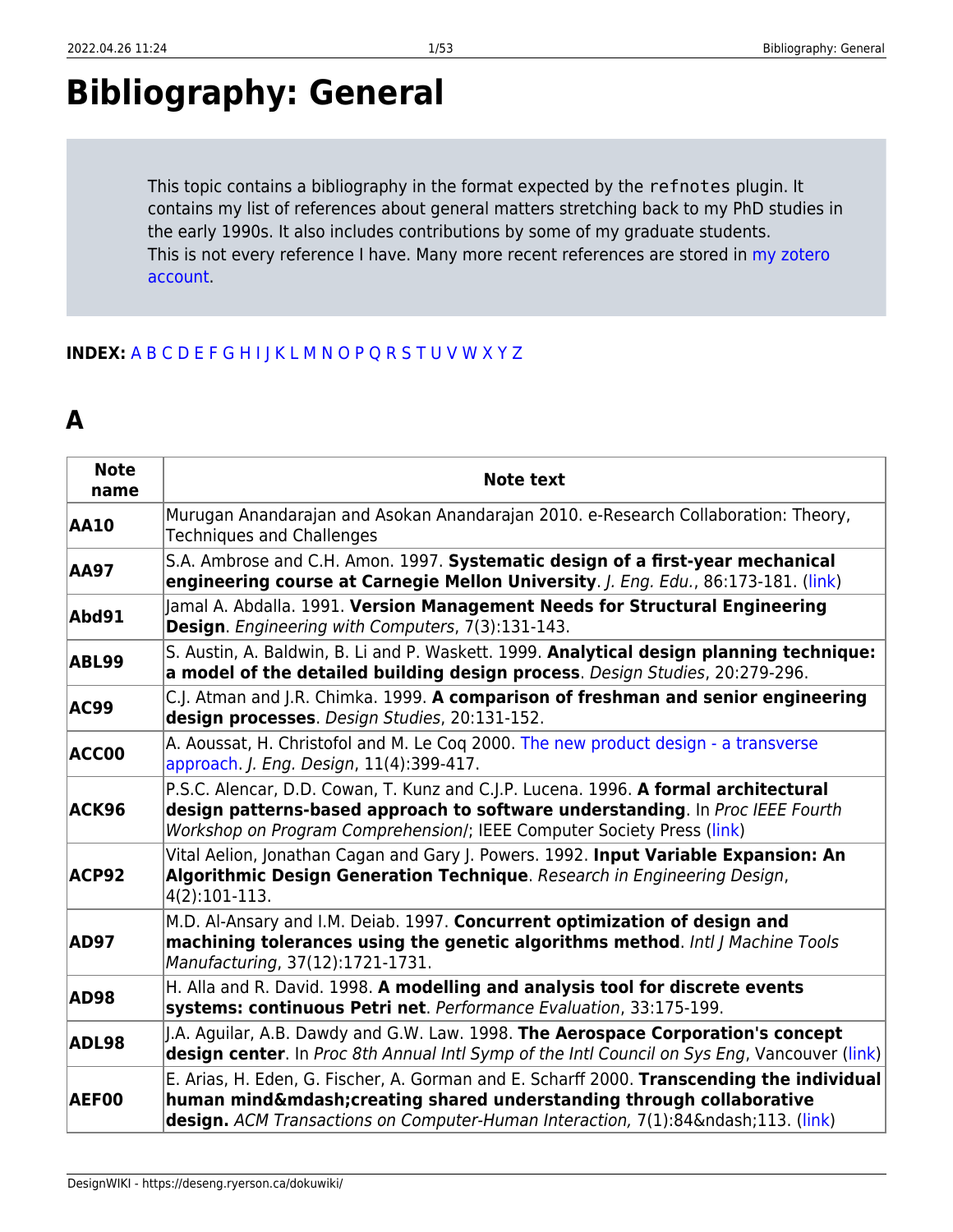# Bibliography: General

> This topic contains a bibliography in the format expected by the refnotes plugin. It contains my list of references about general matters stretching back to my PhD studies in the early 1990s. It also includes contributions by some of my graduate students.
> This is not every reference I have. Many more recent references are stored in [my zotero account](#).

**INDEX:** A B C D E F G H I J K L M N O P Q R S T U V W X Y Z

## A

| Note name | Note text |
|---|---|
| **AA10** | Murugan Anandarajan and Asokan Anandarajan 2010. e-Research Collaboration: Theory, Techniques and Challenges |
| **AA97** | S.A. Ambrose and C.H. Amon. 1997. **Systematic design of a first-year mechanical engineering course at Carnegie Mellon University**. *J. Eng. Edu.*, 86:173-181. ([link](#)) |
| **Abd91** | Jamal A. Abdalla. 1991. **Version Management Needs for Structural Engineering Design**. *Engineering with Computers*, 7(3):131-143. |
| **ABL99** | S. Austin, A. Baldwin, B. Li and P. Waskett. 1999. **Analytical design planning technique: a model of the detailed building design process**. *Design Studies*, 20:279-296. |
| **AC99** | C.J. Atman and J.R. Chimka. 1999. **A comparison of freshman and senior engineering design processes**. *Design Studies*, 20:131-152. |
| **ACC00** | A. Aoussat, H. Christofol and M. Le Coq 2000. [The new product design - a transverse approach](#). *J. Eng. Design*, 11(4):399-417. |
| **ACK96** | P.S.C. Alencar, D.D. Cowan, T. Kunz and C.J.P. Lucena. 1996. **A formal architectural design patterns-based approach to software understanding**. In *Proc IEEE Fourth Workshop on Program Comprehension*/; IEEE Computer Society Press ([link](#)) |
| **ACP92** | Vital Aelion, Jonathan Cagan and Gary J. Powers. 1992. **Input Variable Expansion: An Algorithmic Design Generation Technique**. *Research in Engineering Design*, 4(2):101-113. |
| **AD97** | M.D. Al-Ansary and I.M. Deiab. 1997. **Concurrent optimization of design and machining tolerances using the genetic algorithms method**. *Intl J Machine Tools Manufacturing*, 37(12):1721-1731. |
| **AD98** | H. Alla and R. David. 1998. **A modelling and analysis tool for discrete events systems: continuous Petri net**. *Performance Evaluation*, 33:175-199. |
| **ADL98** | J.A. Aguilar, A.B. Dawdy and G.W. Law. 1998. **The Aerospace Corporation's concept design center**. In *Proc 8th Annual Intl Symp of the Intl Council on Sys Eng*, Vancouver ([link](#)) |
| **AEF00** | E. Arias, H. Eden, G. Fischer, A. Gorman and E. Scharff 2000. **Transcending the individual human mind&mdash;creating shared understanding through collaborative design.** *ACM Transactions on Computer-Human Interaction,* 7(1):84&ndash;113. ([link](#)) |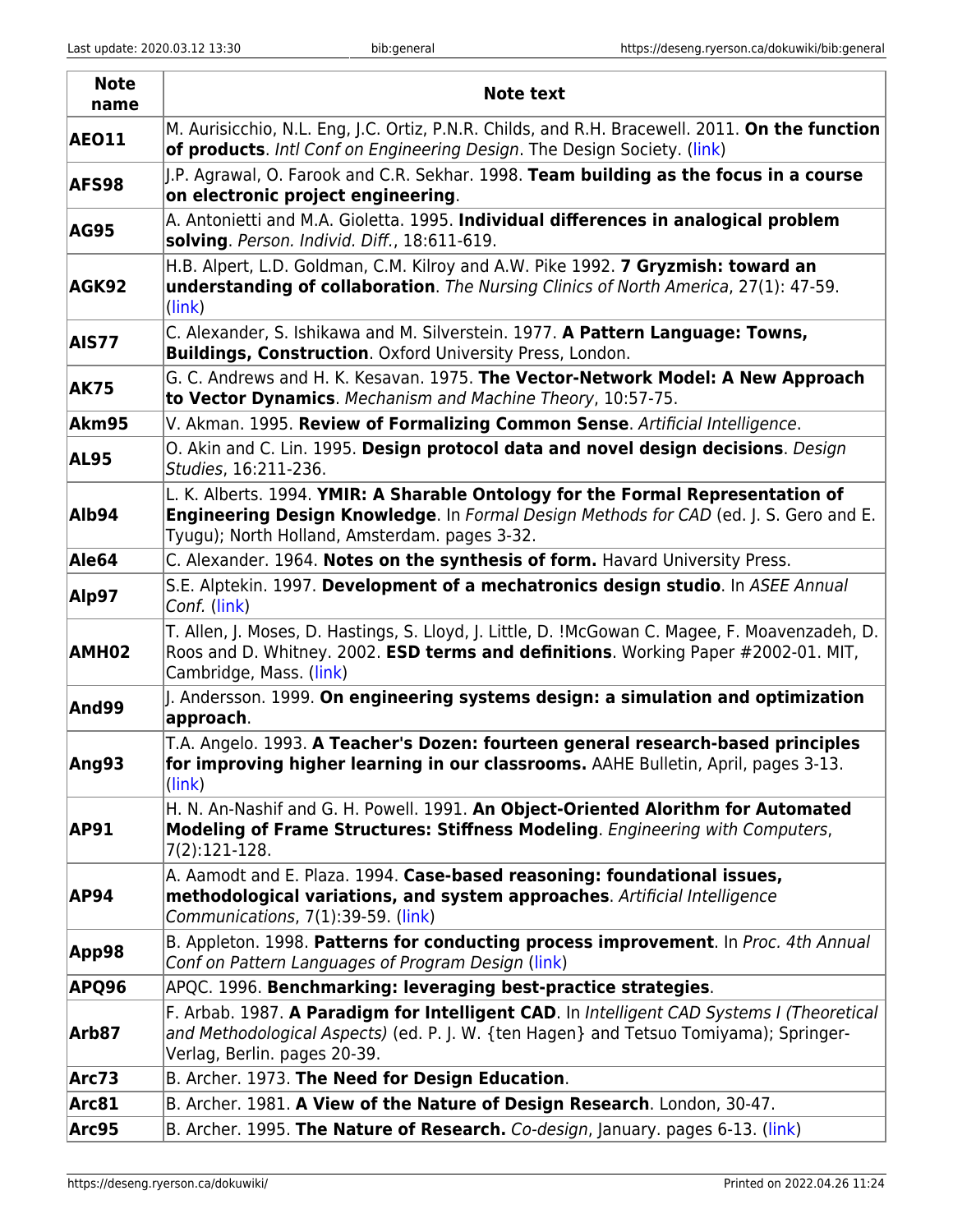| Note name | Note text |
|---|---|
| **AEO11** | M. Aurisicchio, N.L. Eng, J.C. Ortiz, P.N.R. Childs, and R.H. Bracewell. 2011. **On the function of products**. *Intl Conf on Engineering Design*. The Design Society. (link) |
| **AFS98** | J.P. Agrawal, O. Farook and C.R. Sekhar. 1998. **Team building as the focus in a course on electronic project engineering**. |
| **AG95** | A. Antonietti and M.A. Gioletta. 1995. **Individual differences in analogical problem solving**. *Person. Individ. Diff.*, 18:611-619. |
| **AGK92** | H.B. Alpert, L.D. Goldman, C.M. Kilroy and A.W. Pike 1992. **7 Gryzmish: toward an understanding of collaboration**. *The Nursing Clinics of North America*, 27(1): 47-59. (link) |
| **AIS77** | C. Alexander, S. Ishikawa and M. Silverstein. 1977. **A Pattern Language: Towns, Buildings, Construction**. Oxford University Press, London. |
| **AK75** | G. C. Andrews and H. K. Kesavan. 1975. **The Vector-Network Model: A New Approach to Vector Dynamics**. *Mechanism and Machine Theory*, 10:57-75. |
| **Akm95** | V. Akman. 1995. **Review of Formalizing Common Sense**. *Artificial Intelligence*. |
| **AL95** | O. Akin and C. Lin. 1995. **Design protocol data and novel design decisions**. *Design Studies*, 16:211-236. |
| **Alb94** | L. K. Alberts. 1994. **YMIR: A Sharable Ontology for the Formal Representation of Engineering Design Knowledge**. In *Formal Design Methods for CAD* (ed. J. S. Gero and E. Tyugu); North Holland, Amsterdam. pages 3-32. |
| **Ale64** | C. Alexander. 1964. **Notes on the synthesis of form.** Havard University Press. |
| **Alp97** | S.E. Alptekin. 1997. **Development of a mechatronics design studio**. In *ASEE Annual Conf.* (link) |
| **AMH02** | T. Allen, J. Moses, D. Hastings, S. Lloyd, J. Little, D. !McGowan C. Magee, F. Moavenzadeh, D. Roos and D. Whitney. 2002. **ESD terms and definitions**. Working Paper #2002-01. MIT, Cambridge, Mass. (link) |
| **And99** | J. Andersson. 1999. **On engineering systems design: a simulation and optimization approach**. |
| **Ang93** | T.A. Angelo. 1993. **A Teacher's Dozen: fourteen general research-based principles for improving higher learning in our classrooms.** AAHE Bulletin, April, pages 3-13. (link) |
| **AP91** | H. N. An-Nashif and G. H. Powell. 1991. **An Object-Oriented Alorithm for Automated Modeling of Frame Structures: Stiffness Modeling**. *Engineering with Computers*, 7(2):121-128. |
| **AP94** | A. Aamodt and E. Plaza. 1994. **Case-based reasoning: foundational issues, methodological variations, and system approaches**. *Artificial Intelligence Communications*, 7(1):39-59. (link) |
| **App98** | B. Appleton. 1998. **Patterns for conducting process improvement**. In *Proc. 4th Annual Conf on Pattern Languages of Program Design* (link) |
| **APQ96** | APQC. 1996. **Benchmarking: leveraging best-practice strategies**. |
| **Arb87** | F. Arbab. 1987. **A Paradigm for Intelligent CAD**. In *Intelligent CAD Systems I (Theoretical and Methodological Aspects)* (ed. P. J. W. {ten Hagen} and Tetsuo Tomiyama); Springer-Verlag, Berlin. pages 20-39. |
| **Arc73** | B. Archer. 1973. **The Need for Design Education**. |
| **Arc81** | B. Archer. 1981. **A View of the Nature of Design Research**. London, 30-47. |
| **Arc95** | B. Archer. 1995. **The Nature of Research.** *Co-design*, January. pages 6-13. (link) |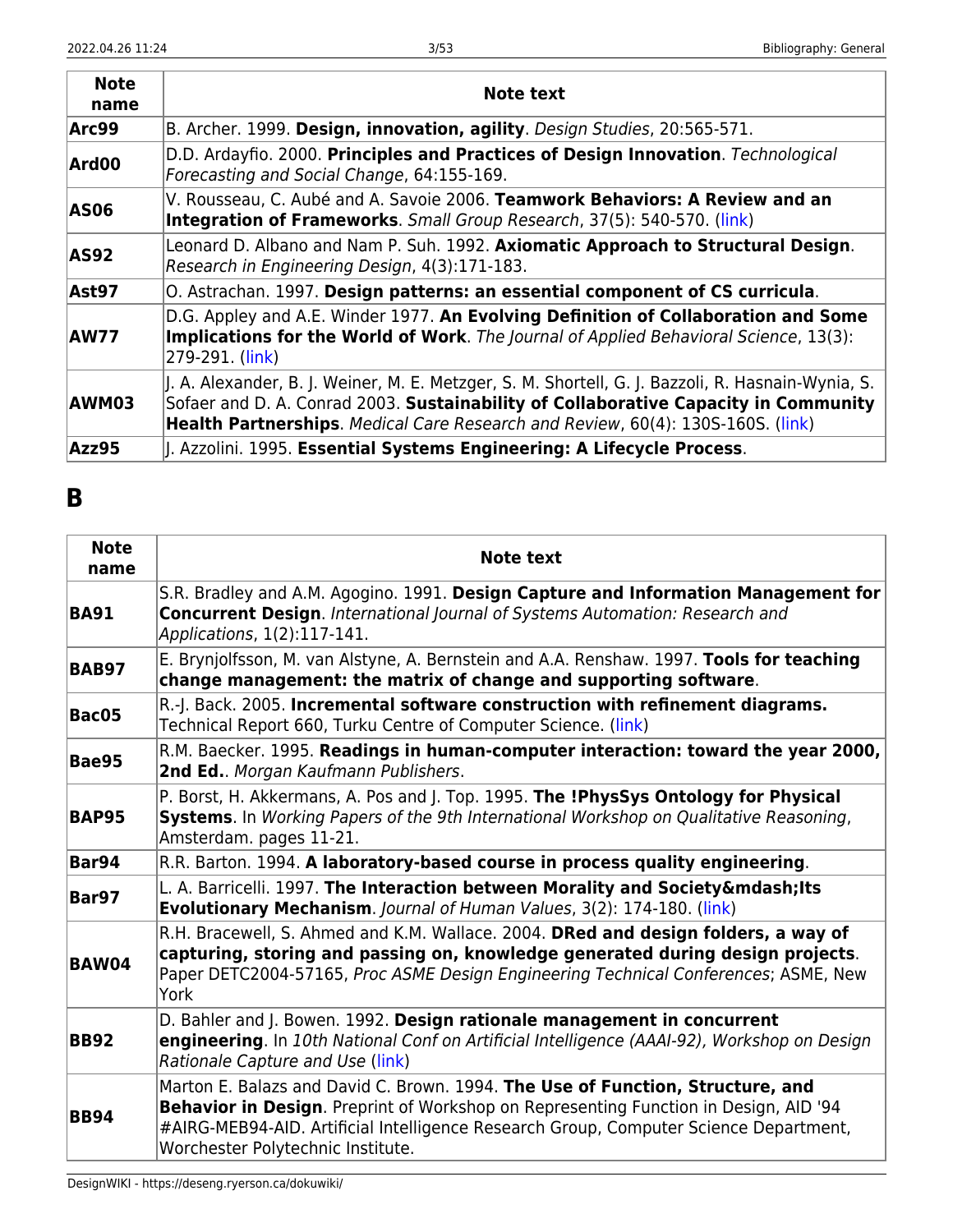| Note name | Note text |
|---|---|
| **Arc99** | B. Archer. 1999. **Design, innovation, agility**. *Design Studies*, 20:565-571. |
| **Ard00** | D.D. Ardayfio. 2000. **Principles and Practices of Design Innovation**. *Technological Forecasting and Social Change*, 64:155-169. |
| **AS06** | V. Rousseau, C. Aubé and A. Savoie 2006. **Teamwork Behaviors: A Review and an Integration of Frameworks**. *Small Group Research*, 37(5): 540-570. (link) |
| **AS92** | Leonard D. Albano and Nam P. Suh. 1992. **Axiomatic Approach to Structural Design**. *Research in Engineering Design*, 4(3):171-183. |
| **Ast97** | O. Astrachan. 1997. **Design patterns: an essential component of CS curricula**. |
| **AW77** | D.G. Appley and A.E. Winder 1977. **An Evolving Definition of Collaboration and Some Implications for the World of Work**. *The Journal of Applied Behavioral Science*, 13(3): 279-291. (link) |
| **AWM03** | J. A. Alexander, B. J. Weiner, M. E. Metzger, S. M. Shortell, G. J. Bazzoli, R. Hasnain-Wynia, S. Sofaer and D. A. Conrad 2003. **Sustainability of Collaborative Capacity in Community Health Partnerships**. *Medical Care Research and Review*, 60(4): 130S-160S. (link) |
| **Azz95** | J. Azzolini. 1995. **Essential Systems Engineering: A Lifecycle Process**. |

# B

| Note name | Note text |
|---|---|
| **BA91** | S.R. Bradley and A.M. Agogino. 1991. **Design Capture and Information Management for Concurrent Design**. *International Journal of Systems Automation: Research and Applications*, 1(2):117-141. |
| **BAB97** | E. Brynjolfsson, M. van Alstyne, A. Bernstein and A.A. Renshaw. 1997. **Tools for teaching change management: the matrix of change and supporting software**. |
| **Bac05** | R.-J. Back. 2005. **Incremental software construction with refinement diagrams.** Technical Report 660, Turku Centre of Computer Science. (link) |
| **Bae95** | R.M. Baecker. 1995. **Readings in human-computer interaction: toward the year 2000, 2nd Ed.**. *Morgan Kaufmann Publishers*. |
| **BAP95** | P. Borst, H. Akkermans, A. Pos and J. Top. 1995. **The !PhysSys Ontology for Physical Systems**. In *Working Papers of the 9th International Workshop on Qualitative Reasoning*, Amsterdam. pages 11-21. |
| **Bar94** | R.R. Barton. 1994. **A laboratory-based course in process quality engineering**. |
| **Bar97** | L. A. Barricelli. 1997. **The Interaction between Morality and Society&mdash;Its Evolutionary Mechanism**. *Journal of Human Values*, 3(2): 174-180. (link) |
| **BAW04** | R.H. Bracewell, S. Ahmed and K.M. Wallace. 2004. **DRed and design folders, a way of capturing, storing and passing on, knowledge generated during design projects**. Paper DETC2004-57165, *Proc ASME Design Engineering Technical Conferences*; ASME, New York |
| **BB92** | D. Bahler and J. Bowen. 1992. **Design rationale management in concurrent engineering**. In *10th National Conf on Artificial Intelligence (AAAI-92), Workshop on Design Rationale Capture and Use* (link) |
| **BB94** | Marton E. Balazs and David C. Brown. 1994. **The Use of Function, Structure, and Behavior in Design**. Preprint of Workshop on Representing Function in Design, AID '94 #AIRG-MEB94-AID. Artificial Intelligence Research Group, Computer Science Department, Worchester Polytechnic Institute. |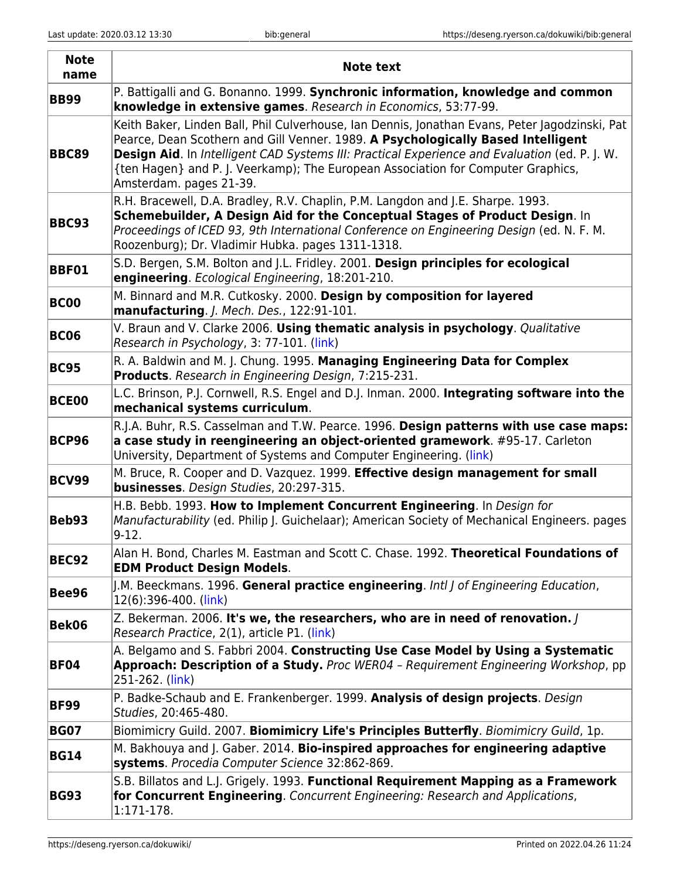| Note name | Note text |
|---|---|
| **BB99** | P. Battigalli and G. Bonanno. 1999. **Synchronic information, knowledge and common knowledge in extensive games**. *Research in Economics*, 53:77-99. |
| **BBC89** | Keith Baker, Linden Ball, Phil Culverhouse, Ian Dennis, Jonathan Evans, Peter Jagodzinski, Pat Pearce, Dean Scothern and Gill Venner. 1989. **A Psychologically Based Intelligent Design Aid**. In *Intelligent CAD Systems III: Practical Experience and Evaluation* (ed. P. J. W. {ten Hagen} and P. J. Veerkamp); The European Association for Computer Graphics, Amsterdam. pages 21-39. |
| **BBC93** | R.H. Bracewell, D.A. Bradley, R.V. Chaplin, P.M. Langdon and J.E. Sharpe. 1993. **Schemebuilder, A Design Aid for the Conceptual Stages of Product Design**. In *Proceedings of ICED 93, 9th International Conference on Engineering Design* (ed. N. F. M. Roozenburg); Dr. Vladimir Hubka. pages 1311-1318. |
| **BBF01** | S.D. Bergen, S.M. Bolton and J.L. Fridley. 2001. **Design principles for ecological engineering**. *Ecological Engineering*, 18:201-210. |
| **BC00** | M. Binnard and M.R. Cutkosky. 2000. **Design by composition for layered manufacturing**. *J. Mech. Des.*, 122:91-101. |
| **BC06** | V. Braun and V. Clarke 2006. **Using thematic analysis in psychology**. *Qualitative Research in Psychology*, 3: 77-101. (link) |
| **BC95** | R. A. Baldwin and M. J. Chung. 1995. **Managing Engineering Data for Complex Products**. *Research in Engineering Design*, 7:215-231. |
| **BCE00** | L.C. Brinson, P.J. Cornwell, R.S. Engel and D.J. Inman. 2000. **Integrating software into the mechanical systems curriculum**. |
| **BCP96** | R.J.A. Buhr, R.S. Casselman and T.W. Pearce. 1996. **Design patterns with use case maps: a case study in reengineering an object-oriented gramework**. #95-17. Carleton University, Department of Systems and Computer Engineering. (link) |
| **BCV99** | M. Bruce, R. Cooper and D. Vazquez. 1999. **Effective design management for small businesses**. *Design Studies*, 20:297-315. |
| **Beb93** | H.B. Bebb. 1993. **How to Implement Concurrent Engineering**. In *Design for Manufacturability* (ed. Philip J. Guichelaar); American Society of Mechanical Engineers. pages 9-12. |
| **BEC92** | Alan H. Bond, Charles M. Eastman and Scott C. Chase. 1992. **Theoretical Foundations of EDM Product Design Models**. |
| **Bee96** | J.M. Beeckmans. 1996. **General practice engineering**. *Intl J of Engineering Education*, 12(6):396-400. (link) |
| **Bek06** | Z. Bekerman. 2006. **It's we, the researchers, who are in need of renovation.** *J Research Practice*, 2(1), article P1. (link) |
| **BF04** | A. Belgamo and S. Fabbri 2004. **Constructing Use Case Model by Using a Systematic Approach: Description of a Study.** *Proc WER04 – Requirement Engineering Workshop*, pp 251-262. (link) |
| **BF99** | P. Badke-Schaub and E. Frankenberger. 1999. **Analysis of design projects**. *Design Studies*, 20:465-480. |
| **BG07** | Biomimicry Guild. 2007. **Biomimicry Life's Principles Butterfly**. *Biomimicry Guild*, 1p. |
| **BG14** | M. Bakhouya and J. Gaber. 2014. **Bio-inspired approaches for engineering adaptive systems**. *Procedia Computer Science* 32:862-869. |
| **BG93** | S.B. Billatos and L.J. Grigely. 1993. **Functional Requirement Mapping as a Framework for Concurrent Engineering**. *Concurrent Engineering: Research and Applications*, 1:171-178. |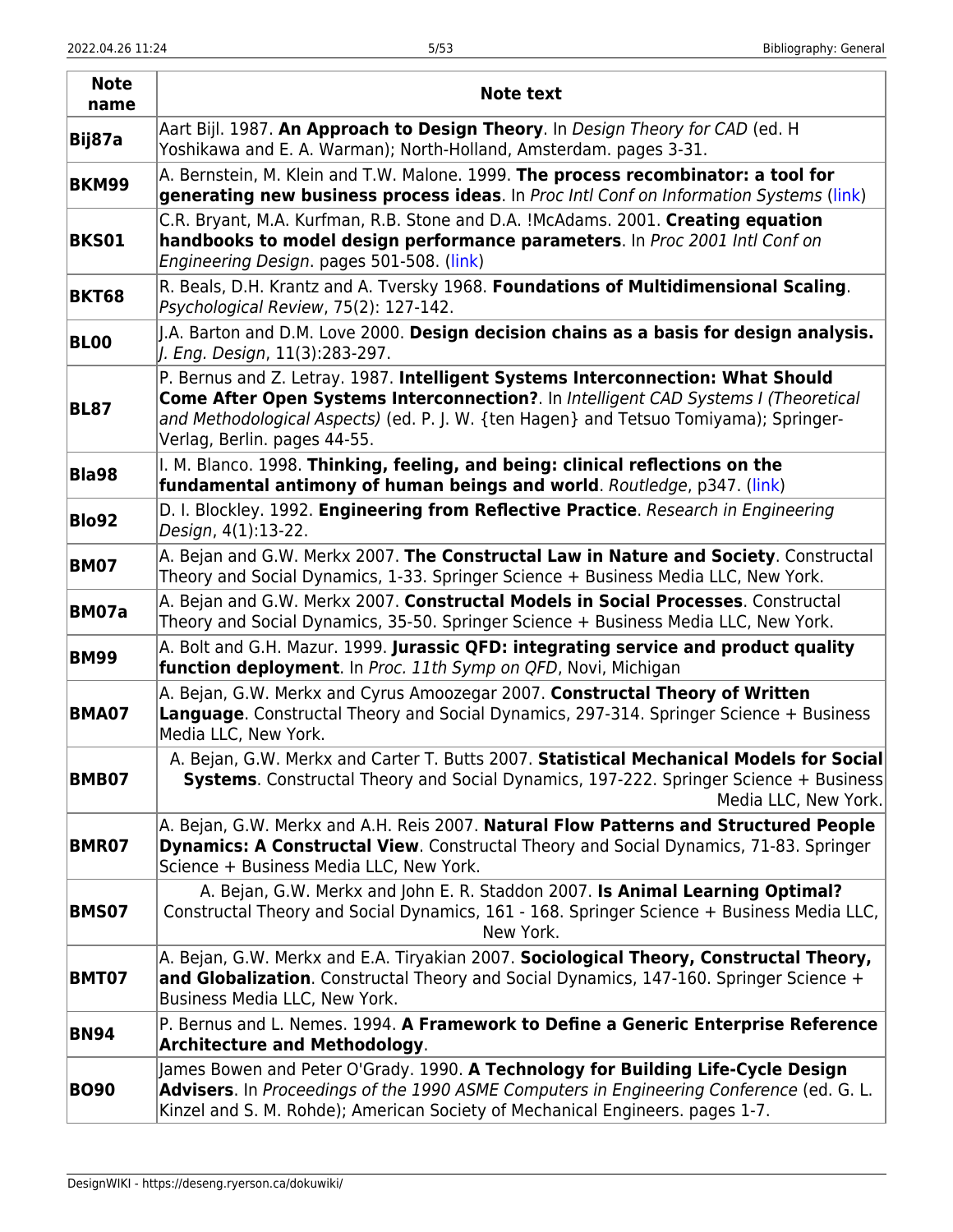| Note name | Note text |
| --- | --- |
| **Bij87a** | Aart Bijl. 1987. **An Approach to Design Theory**. In *Design Theory for CAD* (ed. H Yoshikawa and E. A. Warman); North-Holland, Amsterdam. pages 3-31. |
| **BKM99** | A. Bernstein, M. Klein and T.W. Malone. 1999. **The process recombinator: a tool for generating new business process ideas**. In *Proc Intl Conf on Information Systems* (link) |
| **BKS01** | C.R. Bryant, M.A. Kurfman, R.B. Stone and D.A. !McAdams. 2001. **Creating equation handbooks to model design performance parameters**. In *Proc 2001 Intl Conf on Engineering Design*. pages 501-508. (link) |
| **BKT68** | R. Beals, D.H. Krantz and A. Tversky 1968. **Foundations of Multidimensional Scaling**. *Psychological Review*, 75(2): 127-142. |
| **BL00** | J.A. Barton and D.M. Love 2000. **Design decision chains as a basis for design analysis.** *J. Eng. Design*, 11(3):283-297. |
| **BL87** | P. Bernus and Z. Letray. 1987. **Intelligent Systems Interconnection: What Should Come After Open Systems Interconnection?**. In *Intelligent CAD Systems I (Theoretical and Methodological Aspects)* (ed. P. J. W. {ten Hagen} and Tetsuo Tomiyama); Springer-Verlag, Berlin. pages 44-55. |
| **Bla98** | I. M. Blanco. 1998. **Thinking, feeling, and being: clinical reflections on the fundamental antimony of human beings and world**. *Routledge*, p347. (link) |
| **Blo92** | D. I. Blockley. 1992. **Engineering from Reflective Practice**. *Research in Engineering Design*, 4(1):13-22. |
| **BM07** | A. Bejan and G.W. Merkx 2007. **The Constructal Law in Nature and Society**. Constructal Theory and Social Dynamics, 1-33. Springer Science + Business Media LLC, New York. |
| **BM07a** | A. Bejan and G.W. Merkx 2007. **Constructal Models in Social Processes**. Constructal Theory and Social Dynamics, 35-50. Springer Science + Business Media LLC, New York. |
| **BM99** | A. Bolt and G.H. Mazur. 1999. **Jurassic QFD: integrating service and product quality function deployment**. In *Proc. 11th Symp on QFD*, Novi, Michigan |
| **BMA07** | A. Bejan, G.W. Merkx and Cyrus Amoozegar 2007. **Constructal Theory of Written Language**. Constructal Theory and Social Dynamics, 297-314. Springer Science + Business Media LLC, New York. |
| **BMB07** | A. Bejan, G.W. Merkx and Carter T. Butts 2007. **Statistical Mechanical Models for Social Systems**. Constructal Theory and Social Dynamics, 197-222. Springer Science + Business Media LLC, New York. |
| **BMR07** | A. Bejan, G.W. Merkx and A.H. Reis 2007. **Natural Flow Patterns and Structured People Dynamics: A Constructal View**. Constructal Theory and Social Dynamics, 71-83. Springer Science + Business Media LLC, New York. |
| **BMS07** | A. Bejan, G.W. Merkx and John E. R. Staddon 2007. **Is Animal Learning Optimal?** Constructal Theory and Social Dynamics, 161 - 168. Springer Science + Business Media LLC, New York. |
| **BMT07** | A. Bejan, G.W. Merkx and E.A. Tiryakian 2007. **Sociological Theory, Constructal Theory, and Globalization**. Constructal Theory and Social Dynamics, 147-160. Springer Science + Business Media LLC, New York. |
| **BN94** | P. Bernus and L. Nemes. 1994. **A Framework to Define a Generic Enterprise Reference Architecture and Methodology**. |
| **BO90** | James Bowen and Peter O'Grady. 1990. **A Technology for Building Life-Cycle Design Advisers**. In *Proceedings of the 1990 ASME Computers in Engineering Conference* (ed. G. L. Kinzel and S. M. Rohde); American Society of Mechanical Engineers. pages 1-7. |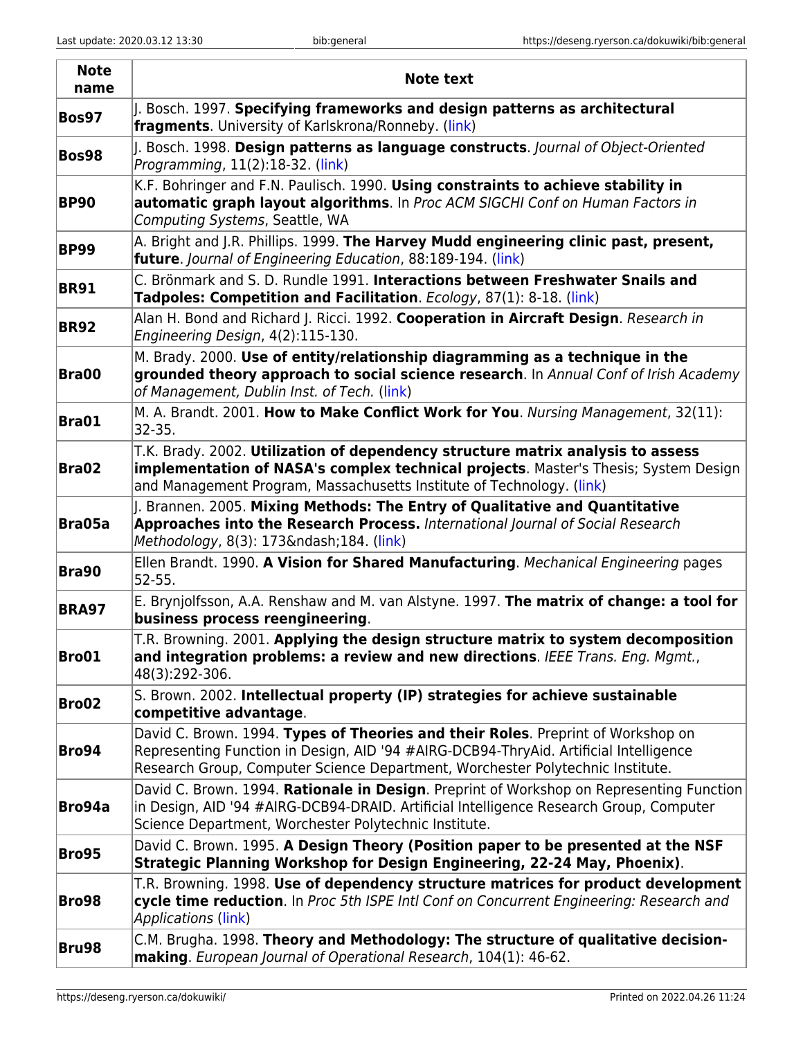| Note name | Note text |
|---|---|
| **Bos97** | J. Bosch. 1997. **Specifying frameworks and design patterns as architectural fragments**. University of Karlskrona/Ronneby. (link) |
| **Bos98** | J. Bosch. 1998. **Design patterns as language constructs**. *Journal of Object-Oriented Programming*, 11(2):18-32. (link) |
| **BP90** | K.F. Bohringer and F.N. Paulisch. 1990. **Using constraints to achieve stability in automatic graph layout algorithms**. In *Proc ACM SIGCHI Conf on Human Factors in Computing Systems*, Seattle, WA |
| **BP99** | A. Bright and J.R. Phillips. 1999. **The Harvey Mudd engineering clinic past, present, future**. *Journal of Engineering Education*, 88:189-194. (link) |
| **BR91** | C. Brönmark and S. D. Rundle 1991. **Interactions between Freshwater Snails and Tadpoles: Competition and Facilitation**. *Ecology*, 87(1): 8-18. (link) |
| **BR92** | Alan H. Bond and Richard J. Ricci. 1992. **Cooperation in Aircraft Design**. *Research in Engineering Design*, 4(2):115-130. |
| **Bra00** | M. Brady. 2000. **Use of entity/relationship diagramming as a technique in the grounded theory approach to social science research**. In *Annual Conf of Irish Academy of Management, Dublin Inst. of Tech.* (link) |
| **Bra01** | M. A. Brandt. 2001. **How to Make Conflict Work for You**. *Nursing Management*, 32(11): 32-35. |
| **Bra02** | T.K. Brady. 2002. **Utilization of dependency structure matrix analysis to assess implementation of NASA's complex technical projects**. Master's Thesis; System Design and Management Program, Massachusetts Institute of Technology. (link) |
| **Bra05a** | J. Brannen. 2005. **Mixing Methods: The Entry of Qualitative and Quantitative Approaches into the Research Process.** *International Journal of Social Research Methodology*, 8(3): 173&ndash;184. (link) |
| **Bra90** | Ellen Brandt. 1990. **A Vision for Shared Manufacturing**. *Mechanical Engineering* pages 52-55. |
| **BRA97** | E. Brynjolfsson, A.A. Renshaw and M. van Alstyne. 1997. **The matrix of change: a tool for business process reengineering**. |
| **Bro01** | T.R. Browning. 2001. **Applying the design structure matrix to system decomposition and integration problems: a review and new directions**. *IEEE Trans. Eng. Mgmt.*, 48(3):292-306. |
| **Bro02** | S. Brown. 2002. **Intellectual property (IP) strategies for achieve sustainable competitive advantage**. |
| **Bro94** | David C. Brown. 1994. **Types of Theories and their Roles**. Preprint of Workshop on Representing Function in Design, AID '94 #AIRG-DCB94-ThryAid. Artificial Intelligence Research Group, Computer Science Department, Worchester Polytechnic Institute. |
| **Bro94a** | David C. Brown. 1994. **Rationale in Design**. Preprint of Workshop on Representing Function in Design, AID '94 #AIRG-DCB94-DRAID. Artificial Intelligence Research Group, Computer Science Department, Worchester Polytechnic Institute. |
| **Bro95** | David C. Brown. 1995. **A Design Theory (Position paper to be presented at the NSF Strategic Planning Workshop for Design Engineering, 22-24 May, Phoenix)**. |
| **Bro98** | T.R. Browning. 1998. **Use of dependency structure matrices for product development cycle time reduction**. In *Proc 5th ISPE Intl Conf on Concurrent Engineering: Research and Applications* (link) |
| **Bru98** | C.M. Brugha. 1998. **Theory and Methodology: The structure of qualitative decision-making**. *European Journal of Operational Research*, 104(1): 46-62. |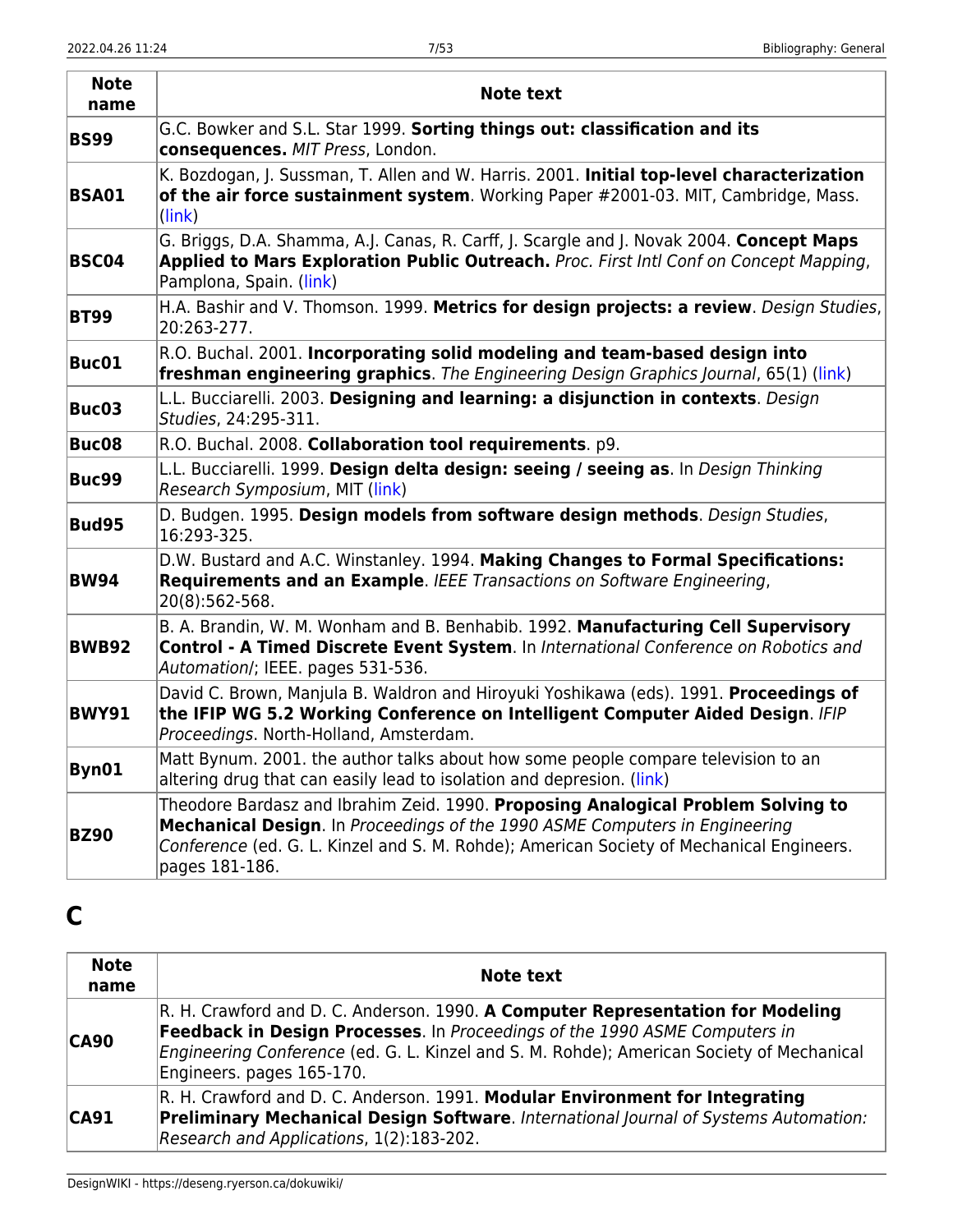| Note name | Note text |
|---|---|
| **BS99** | G.C. Bowker and S.L. Star 1999. **Sorting things out: classification and its consequences.** *MIT Press*, London. |
| **BSA01** | K. Bozdogan, J. Sussman, T. Allen and W. Harris. 2001. **Initial top-level characterization of the air force sustainment system**. Working Paper #2001-03. MIT, Cambridge, Mass. (link) |
| **BSC04** | G. Briggs, D.A. Shamma, A.J. Canas, R. Carff, J. Scargle and J. Novak 2004. **Concept Maps Applied to Mars Exploration Public Outreach.** *Proc. First Intl Conf on Concept Mapping*, Pamplona, Spain. (link) |
| **BT99** | H.A. Bashir and V. Thomson. 1999. **Metrics for design projects: a review**. *Design Studies*, 20:263-277. |
| **Buc01** | R.O. Buchal. 2001. **Incorporating solid modeling and team-based design into freshman engineering graphics**. *The Engineering Design Graphics Journal*, 65(1) (link) |
| **Buc03** | L.L. Bucciarelli. 2003. **Designing and learning: a disjunction in contexts**. *Design Studies*, 24:295-311. |
| **Buc08** | R.O. Buchal. 2008. **Collaboration tool requirements**. p9. |
| **Buc99** | L.L. Bucciarelli. 1999. **Design delta design: seeing / seeing as**. In *Design Thinking Research Symposium*, MIT (link) |
| **Bud95** | D. Budgen. 1995. **Design models from software design methods**. *Design Studies*, 16:293-325. |
| **BW94** | D.W. Bustard and A.C. Winstanley. 1994. **Making Changes to Formal Specifications: Requirements and an Example**. *IEEE Transactions on Software Engineering*, 20(8):562-568. |
| **BWB92** | B. A. Brandin, W. M. Wonham and B. Benhabib. 1992. **Manufacturing Cell Supervisory Control - A Timed Discrete Event System**. In *International Conference on Robotics and Automation/*; IEEE. pages 531-536. |
| **BWY91** | David C. Brown, Manjula B. Waldron and Hiroyuki Yoshikawa (eds). 1991. **Proceedings of the IFIP WG 5.2 Working Conference on Intelligent Computer Aided Design**. *IFIP Proceedings*. North-Holland, Amsterdam. |
| **Byn01** | Matt Bynum. 2001. the author talks about how some people compare television to an altering drug that can easily lead to isolation and depresion. (link) |
| **BZ90** | Theodore Bardasz and Ibrahim Zeid. 1990. **Proposing Analogical Problem Solving to Mechanical Design**. In *Proceedings of the 1990 ASME Computers in Engineering Conference* (ed. G. L. Kinzel and S. M. Rohde); American Society of Mechanical Engineers. pages 181-186. |

# C

| Note name | Note text |
|---|---|
| **CA90** | R. H. Crawford and D. C. Anderson. 1990. **A Computer Representation for Modeling Feedback in Design Processes**. In *Proceedings of the 1990 ASME Computers in Engineering Conference* (ed. G. L. Kinzel and S. M. Rohde); American Society of Mechanical Engineers. pages 165-170. |
| **CA91** | R. H. Crawford and D. C. Anderson. 1991. **Modular Environment for Integrating Preliminary Mechanical Design Software**. *International Journal of Systems Automation: Research and Applications*, 1(2):183-202. |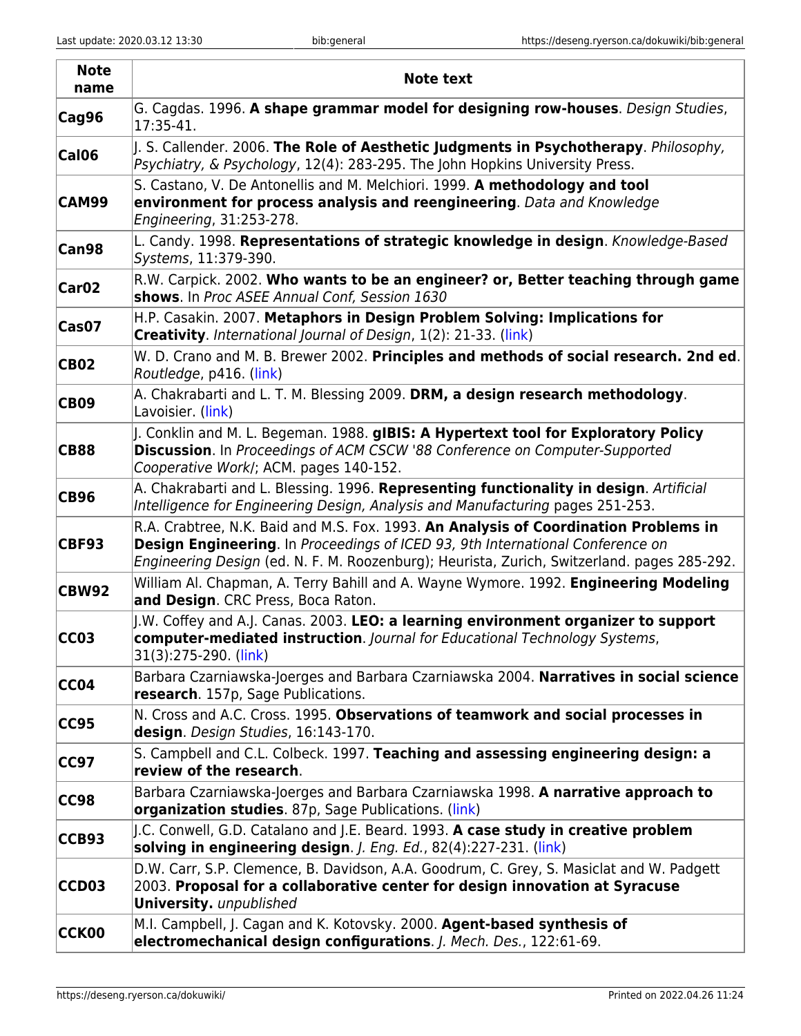| Note name | Note text |
|---|---|
| **Cag96** | G. Cagdas. 1996. **A shape grammar model for designing row-houses**. *Design Studies*, 17:35-41. |
| **Cal06** | J. S. Callender. 2006. **The Role of Aesthetic Judgments in Psychotherapy**. *Philosophy, Psychiatry, & Psychology*, 12(4): 283-295. The John Hopkins University Press. |
| **CAM99** | S. Castano, V. De Antonellis and M. Melchiori. 1999. **A methodology and tool environment for process analysis and reengineering**. *Data and Knowledge Engineering*, 31:253-278. |
| **Can98** | L. Candy. 1998. **Representations of strategic knowledge in design**. *Knowledge-Based Systems*, 11:379-390. |
| **Car02** | R.W. Carpick. 2002. **Who wants to be an engineer? or, Better teaching through game shows**. In *Proc ASEE Annual Conf, Session 1630* |
| **Cas07** | H.P. Casakin. 2007. **Metaphors in Design Problem Solving: Implications for Creativity**. *International Journal of Design*, 1(2): 21-33. (link) |
| **CB02** | W. D. Crano and M. B. Brewer 2002. **Principles and methods of social research. 2nd ed**. *Routledge*, p416. (link) |
| **CB09** | A. Chakrabarti and L. T. M. Blessing 2009. **DRM, a design research methodology**. Lavoisier. (link) |
| **CB88** | J. Conklin and M. L. Begeman. 1988. **gIBIS: A Hypertext tool for Exploratory Policy Discussion**. In *Proceedings of ACM CSCW '88 Conference on Computer-Supported Cooperative Work/*; ACM. pages 140-152. |
| **CB96** | A. Chakrabarti and L. Blessing. 1996. **Representing functionality in design**. *Artificial Intelligence for Engineering Design, Analysis and Manufacturing* pages 251-253. |
| **CBF93** | R.A. Crabtree, N.K. Baid and M.S. Fox. 1993. **An Analysis of Coordination Problems in Design Engineering**. In *Proceedings of ICED 93, 9th International Conference on Engineering Design* (ed. N. F. M. Roozenburg); Heurista, Zurich, Switzerland. pages 285-292. |
| **CBW92** | William Al. Chapman, A. Terry Bahill and A. Wayne Wymore. 1992. **Engineering Modeling and Design**. CRC Press, Boca Raton. |
| **CC03** | J.W. Coffey and A.J. Canas. 2003. **LEO: a learning environment organizer to support computer-mediated instruction**. *Journal for Educational Technology Systems*, 31(3):275-290. (link) |
| **CC04** | Barbara Czarniawska-Joerges and Barbara Czarniawska 2004. **Narratives in social science research**. 157p, Sage Publications. |
| **CC95** | N. Cross and A.C. Cross. 1995. **Observations of teamwork and social processes in design**. *Design Studies*, 16:143-170. |
| **CC97** | S. Campbell and C.L. Colbeck. 1997. **Teaching and assessing engineering design: a review of the research**. |
| **CC98** | Barbara Czarniawska-Joerges and Barbara Czarniawska 1998. **A narrative approach to organization studies**. 87p, Sage Publications. (link) |
| **CCB93** | J.C. Conwell, G.D. Catalano and J.E. Beard. 1993. **A case study in creative problem solving in engineering design**. *J. Eng. Ed.*, 82(4):227-231. (link) |
| **CCD03** | D.W. Carr, S.P. Clemence, B. Davidson, A.A. Goodrum, C. Grey, S. Masiclat and W. Padgett 2003. **Proposal for a collaborative center for design innovation at Syracuse University.** *unpublished* |
| **CCK00** | M.I. Campbell, J. Cagan and K. Kotovsky. 2000. **Agent-based synthesis of electromechanical design configurations**. *J. Mech. Des.*, 122:61-69. |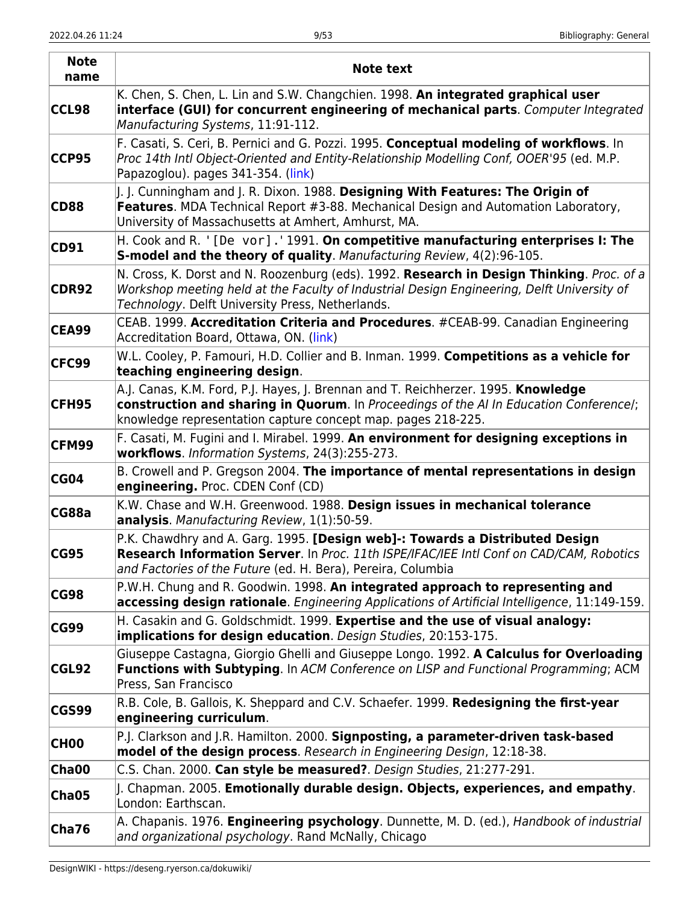| Note name | Note text |
|---|---|
| **CCL98** | K. Chen, S. Chen, L. Lin and S.W. Changchien. 1998. **An integrated graphical user interface (GUI) for concurrent engineering of mechanical parts**. *Computer Integrated Manufacturing Systems*, 11:91-112. |
| **CCP95** | F. Casati, S. Ceri, B. Pernici and G. Pozzi. 1995. **Conceptual modeling of workflows**. In *Proc 14th Intl Object-Oriented and Entity-Relationship Modelling Conf, OOER'95* (ed. M.P. Papazoglou). pages 341-354. (link) |
| **CD88** | J. J. Cunningham and J. R. Dixon. 1988. **Designing With Features: The Origin of Features**. MDA Technical Report #3-88. Mechanical Design and Automation Laboratory, University of Massachusetts at Amhert, Amhurst, MA. |
| **CD91** | H. Cook and R. `'[De vor].'` 1991. **On competitive manufacturing enterprises I: The S-model and the theory of quality**. *Manufacturing Review*, 4(2):96-105. |
| **CDR92** | N. Cross, K. Dorst and N. Roozenburg (eds). 1992. **Research in Design Thinking**. *Proc. of a Workshop meeting held at the Faculty of Industrial Design Engineering, Delft University of Technology*. Delft University Press, Netherlands. |
| **CEA99** | CEAB. 1999. **Accreditation Criteria and Procedures**. #CEAB-99. Canadian Engineering Accreditation Board, Ottawa, ON. (link) |
| **CFC99** | W.L. Cooley, P. Famouri, H.D. Collier and B. Inman. 1999. **Competitions as a vehicle for teaching engineering design**. |
| **CFH95** | A.J. Canas, K.M. Ford, P.J. Hayes, J. Brennan and T. Reichherzer. 1995. **Knowledge construction and sharing in Quorum**. In *Proceedings of the AI In Education Conference*/; knowledge representation capture concept map. pages 218-225. |
| **CFM99** | F. Casati, M. Fugini and I. Mirabel. 1999. **An environment for designing exceptions in workflows**. *Information Systems*, 24(3):255-273. |
| **CG04** | B. Crowell and P. Gregson 2004. **The importance of mental representations in design engineering.** Proc. CDEN Conf (CD) |
| **CG88a** | K.W. Chase and W.H. Greenwood. 1988. **Design issues in mechanical tolerance analysis**. *Manufacturing Review*, 1(1):50-59. |
| **CG95** | P.K. Chawdhry and A. Garg. 1995. **[Design web]-: Towards a Distributed Design Research Information Server**. In *Proc. 11th ISPE/IFAC/IEE Intl Conf on CAD/CAM, Robotics and Factories of the Future* (ed. H. Bera), Pereira, Columbia |
| **CG98** | P.W.H. Chung and R. Goodwin. 1998. **An integrated approach to representing and accessing design rationale**. *Engineering Applications of Artificial Intelligence*, 11:149-159. |
| **CG99** | H. Casakin and G. Goldschmidt. 1999. **Expertise and the use of visual analogy: implications for design education**. *Design Studies*, 20:153-175. |
| **CGL92** | Giuseppe Castagna, Giorgio Ghelli and Giuseppe Longo. 1992. **A Calculus for Overloading Functions with Subtyping**. In *ACM Conference on LISP and Functional Programming*; ACM Press, San Francisco |
| **CGS99** | R.B. Cole, B. Gallois, K. Sheppard and C.V. Schaefer. 1999. **Redesigning the first-year engineering curriculum**. |
| **CH00** | P.J. Clarkson and J.R. Hamilton. 2000. **Signposting, a parameter-driven task-based model of the design process**. *Research in Engineering Design*, 12:18-38. |
| **Cha00** | C.S. Chan. 2000. **Can style be measured?**. *Design Studies*, 21:277-291. |
| **Cha05** | J. Chapman. 2005. **Emotionally durable design. Objects, experiences, and empathy**. London: Earthscan. |
| **Cha76** | A. Chapanis. 1976. **Engineering psychology**. Dunnette, M. D. (ed.), *Handbook of industrial and organizational psychology*. Rand McNally, Chicago |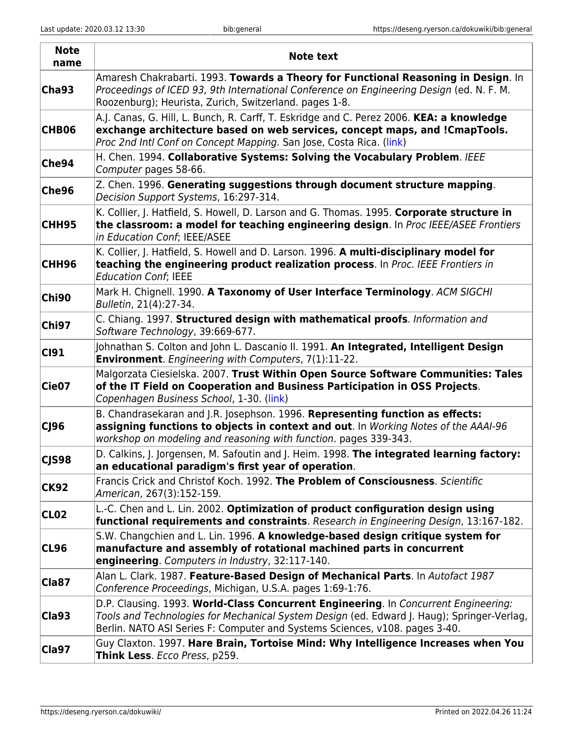| Note name | Note text |
|---|---|
| **Cha93** | Amaresh Chakrabarti. 1993. **Towards a Theory for Functional Reasoning in Design**. In *Proceedings of ICED 93, 9th International Conference on Engineering Design* (ed. N. F. M. Roozenburg); Heurista, Zurich, Switzerland. pages 1-8. |
| **CHB06** | A.J. Canas, G. Hill, L. Bunch, R. Carff, T. Eskridge and C. Perez 2006. **KEA: a knowledge exchange architecture based on web services, concept maps, and !CmapTools.** *Proc 2nd Intl Conf on Concept Mapping.* San Jose, Costa Rica. (link) |
| **Che94** | H. Chen. 1994. **Collaborative Systems: Solving the Vocabulary Problem**. *IEEE Computer* pages 58-66. |
| **Che96** | Z. Chen. 1996. **Generating suggestions through document structure mapping**. *Decision Support Systems*, 16:297-314. |
| **CHH95** | K. Collier, J. Hatfield, S. Howell, D. Larson and G. Thomas. 1995. **Corporate structure in the classroom: a model for teaching engineering design**. In *Proc IEEE/ASEE Frontiers in Education Conf*; IEEE/ASEE |
| **CHH96** | K. Collier, J. Hatfield, S. Howell and D. Larson. 1996. **A multi-disciplinary model for teaching the engineering product realization process**. In *Proc. IEEE Frontiers in Education Conf*; IEEE |
| **Chi90** | Mark H. Chignell. 1990. **A Taxonomy of User Interface Terminology**. *ACM SIGCHI Bulletin*, 21(4):27-34. |
| **Chi97** | C. Chiang. 1997. **Structured design with mathematical proofs**. *Information and Software Technology*, 39:669-677. |
| **CI91** | Johnathan S. Colton and John L. Dascanio II. 1991. **An Integrated, Intelligent Design Environment**. *Engineering with Computers*, 7(1):11-22. |
| **Cie07** | Malgorzata Ciesielska. 2007. **Trust Within Open Source Software Communities: Tales of the IT Field on Cooperation and Business Participation in OSS Projects**. *Copenhagen Business School*, 1-30. (link) |
| **CJ96** | B. Chandrasekaran and J.R. Josephson. 1996. **Representing function as effects: assigning functions to objects in context and out**. In *Working Notes of the AAAI-96 workshop on modeling and reasoning with function*. pages 339-343. |
| **CJS98** | D. Calkins, J. Jorgensen, M. Safoutin and J. Heim. 1998. **The integrated learning factory: an educational paradigm's first year of operation**. |
| **CK92** | Francis Crick and Christof Koch. 1992. **The Problem of Consciousness**. *Scientific American*, 267(3):152-159. |
| **CL02** | L.-C. Chen and L. Lin. 2002. **Optimization of product configuration design using functional requirements and constraints**. *Research in Engineering Design*, 13:167-182. |
| **CL96** | S.W. Changchien and L. Lin. 1996. **A knowledge-based design critique system for manufacture and assembly of rotational machined parts in concurrent engineering**. *Computers in Industry*, 32:117-140. |
| **Cla87** | Alan L. Clark. 1987. **Feature-Based Design of Mechanical Parts**. In *Autofact 1987 Conference Proceedings*, Michigan, U.S.A. pages 1:69-1:76. |
| **Cla93** | D.P. Clausing. 1993. **World-Class Concurrent Engineering**. In *Concurrent Engineering: Tools and Technologies for Mechanical System Design* (ed. Edward J. Haug); Springer-Verlag, Berlin. NATO ASI Series F: Computer and Systems Sciences, v108. pages 3-40. |
| **Cla97** | Guy Claxton. 1997. **Hare Brain, Tortoise Mind: Why Intelligence Increases when You Think Less**. *Ecco Press*, p259. |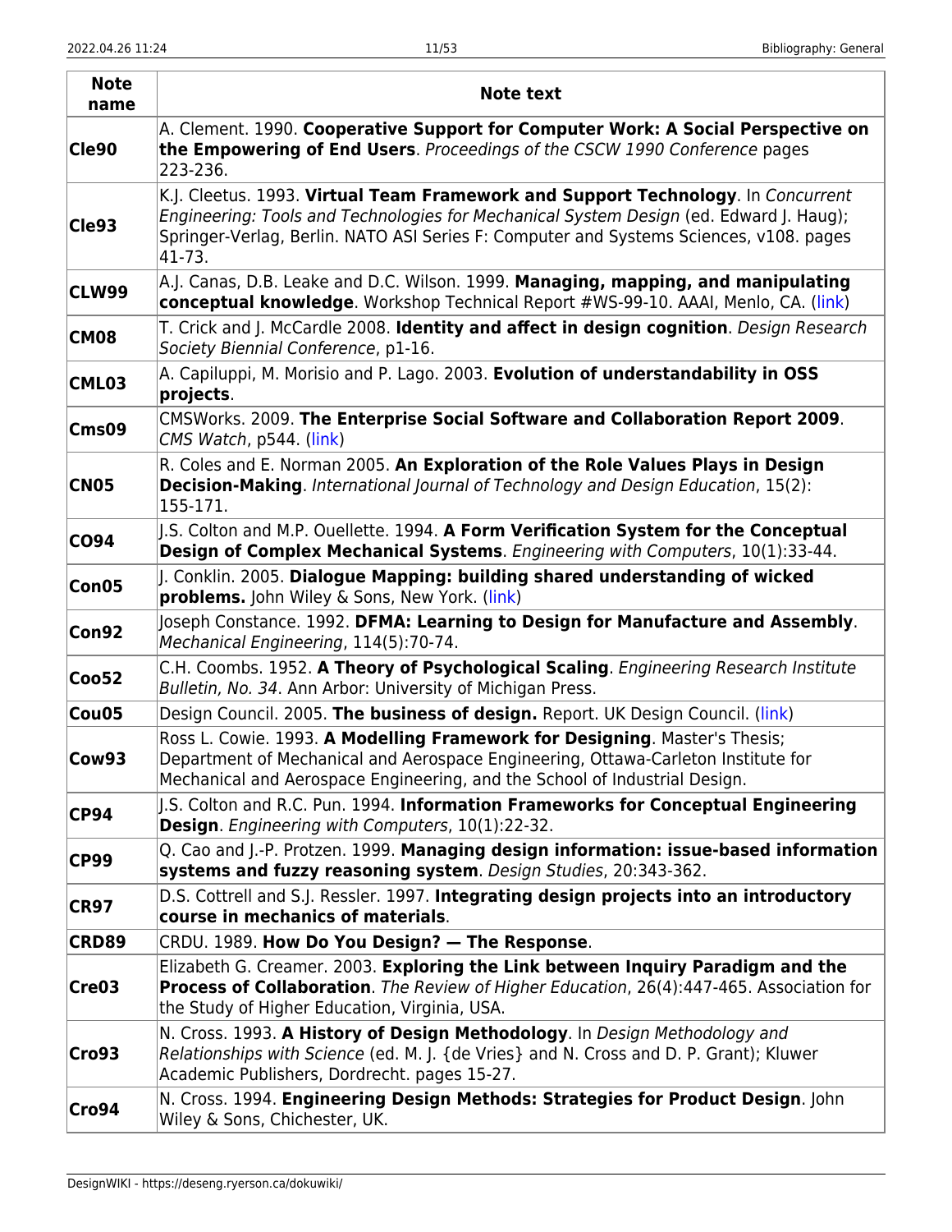| Note name | Note text |
|---|---|
| **Cle90** | A. Clement. 1990. **Cooperative Support for Computer Work: A Social Perspective on the Empowering of End Users**. *Proceedings of the CSCW 1990 Conference* pages 223-236. |
| **Cle93** | K.J. Cleetus. 1993. **Virtual Team Framework and Support Technology**. In *Concurrent Engineering: Tools and Technologies for Mechanical System Design* (ed. Edward J. Haug); Springer-Verlag, Berlin. NATO ASI Series F: Computer and Systems Sciences, v108. pages 41-73. |
| **CLW99** | A.J. Canas, D.B. Leake and D.C. Wilson. 1999. **Managing, mapping, and manipulating conceptual knowledge**. Workshop Technical Report #WS-99-10. AAAI, Menlo, CA. (link) |
| **CM08** | T. Crick and J. McCardle 2008. **Identity and affect in design cognition**. *Design Research Society Biennial Conference*, p1-16. |
| **CML03** | A. Capiluppi, M. Morisio and P. Lago. 2003. **Evolution of understandability in OSS projects**. |
| **Cms09** | CMSWorks. 2009. **The Enterprise Social Software and Collaboration Report 2009**. *CMS Watch*, p544. (link) |
| **CN05** | R. Coles and E. Norman 2005. **An Exploration of the Role Values Plays in Design Decision-Making**. *International Journal of Technology and Design Education*, 15(2): 155-171. |
| **CO94** | J.S. Colton and M.P. Ouellette. 1994. **A Form Verification System for the Conceptual Design of Complex Mechanical Systems**. *Engineering with Computers*, 10(1):33-44. |
| **Con05** | J. Conklin. 2005. **Dialogue Mapping: building shared understanding of wicked problems.** John Wiley & Sons, New York. (link) |
| **Con92** | Joseph Constance. 1992. **DFMA: Learning to Design for Manufacture and Assembly**. *Mechanical Engineering*, 114(5):70-74. |
| **Coo52** | C.H. Coombs. 1952. **A Theory of Psychological Scaling**. *Engineering Research Institute Bulletin, No. 34*. Ann Arbor: University of Michigan Press. |
| **Cou05** | Design Council. 2005. **The business of design.** Report. UK Design Council. (link) |
| **Cow93** | Ross L. Cowie. 1993. **A Modelling Framework for Designing**. Master's Thesis; Department of Mechanical and Aerospace Engineering, Ottawa-Carleton Institute for Mechanical and Aerospace Engineering, and the School of Industrial Design. |
| **CP94** | J.S. Colton and R.C. Pun. 1994. **Information Frameworks for Conceptual Engineering Design**. *Engineering with Computers*, 10(1):22-32. |
| **CP99** | Q. Cao and J.-P. Protzen. 1999. **Managing design information: issue-based information systems and fuzzy reasoning system**. *Design Studies*, 20:343-362. |
| **CR97** | D.S. Cottrell and S.J. Ressler. 1997. **Integrating design projects into an introductory course in mechanics of materials**. |
| **CRD89** | CRDU. 1989. **How Do You Design? — The Response**. |
| **Cre03** | Elizabeth G. Creamer. 2003. **Exploring the Link between Inquiry Paradigm and the Process of Collaboration**. *The Review of Higher Education*, 26(4):447-465. Association for the Study of Higher Education, Virginia, USA. |
| **Cro93** | N. Cross. 1993. **A History of Design Methodology**. In *Design Methodology and Relationships with Science* (ed. M. J. {de Vries} and N. Cross and D. P. Grant); Kluwer Academic Publishers, Dordrecht. pages 15-27. |
| **Cro94** | N. Cross. 1994. **Engineering Design Methods: Strategies for Product Design**. John Wiley & Sons, Chichester, UK. |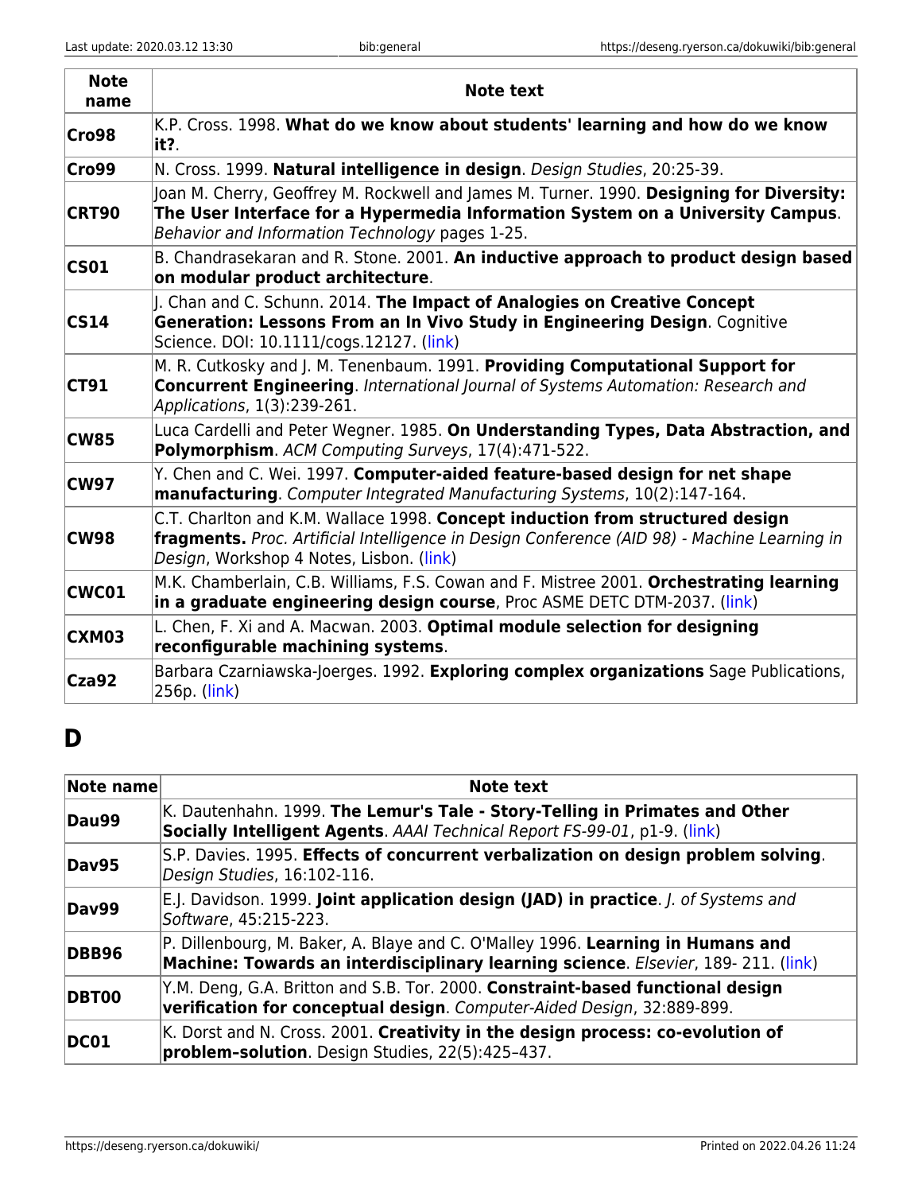| Note name | Note text |
|---|---|
| **Cro98** | K.P. Cross. 1998. **What do we know about students' learning and how do we know it?**. |
| **Cro99** | N. Cross. 1999. **Natural intelligence in design**. *Design Studies*, 20:25-39. |
| **CRT90** | Joan M. Cherry, Geoffrey M. Rockwell and James M. Turner. 1990. **Designing for Diversity: The User Interface for a Hypermedia Information System on a University Campus**. *Behavior and Information Technology* pages 1-25. |
| **CS01** | B. Chandrasekaran and R. Stone. 2001. **An inductive approach to product design based on modular product architecture**. |
| **CS14** | J. Chan and C. Schunn. 2014. **The Impact of Analogies on Creative Concept Generation: Lessons From an In Vivo Study in Engineering Design**. Cognitive Science. DOI: 10.1111/cogs.12127. (link) |
| **CT91** | M. R. Cutkosky and J. M. Tenenbaum. 1991. **Providing Computational Support for Concurrent Engineering**. *International Journal of Systems Automation: Research and Applications*, 1(3):239-261. |
| **CW85** | Luca Cardelli and Peter Wegner. 1985. **On Understanding Types, Data Abstraction, and Polymorphism**. *ACM Computing Surveys*, 17(4):471-522. |
| **CW97** | Y. Chen and C. Wei. 1997. **Computer-aided feature-based design for net shape manufacturing**. *Computer Integrated Manufacturing Systems*, 10(2):147-164. |
| **CW98** | C.T. Charlton and K.M. Wallace 1998. **Concept induction from structured design fragments.** *Proc. Artificial Intelligence in Design Conference (AID 98) - Machine Learning in Design*, Workshop 4 Notes, Lisbon. (link) |
| **CWC01** | M.K. Chamberlain, C.B. Williams, F.S. Cowan and F. Mistree 2001. **Orchestrating learning in a graduate engineering design course**, Proc ASME DETC DTM-2037. (link) |
| **CXM03** | L. Chen, F. Xi and A. Macwan. 2003. **Optimal module selection for designing reconfigurable machining systems**. |
| **Cza92** | Barbara Czarniawska-Joerges. 1992. **Exploring complex organizations** Sage Publications, 256p. (link) |

# D

| Note name | Note text |
|---|---|
| **Dau99** | K. Dautenhahn. 1999. **The Lemur's Tale - Story-Telling in Primates and Other Socially Intelligent Agents**. *AAAI Technical Report FS-99-01*, p1-9. (link) |
| **Dav95** | S.P. Davies. 1995. **Effects of concurrent verbalization on design problem solving**. *Design Studies*, 16:102-116. |
| **Dav99** | E.J. Davidson. 1999. **Joint application design (JAD) in practice**. *J. of Systems and Software*, 45:215-223. |
| **DBB96** | P. Dillenbourg, M. Baker, A. Blaye and C. O'Malley 1996. **Learning in Humans and Machine: Towards an interdisciplinary learning science**. *Elsevier*, 189- 211. (link) |
| **DBT00** | Y.M. Deng, G.A. Britton and S.B. Tor. 2000. **Constraint-based functional design verification for conceptual design**. *Computer-Aided Design*, 32:889-899. |
| **DC01** | K. Dorst and N. Cross. 2001. **Creativity in the design process: co-evolution of problem–solution**. Design Studies, 22(5):425–437. |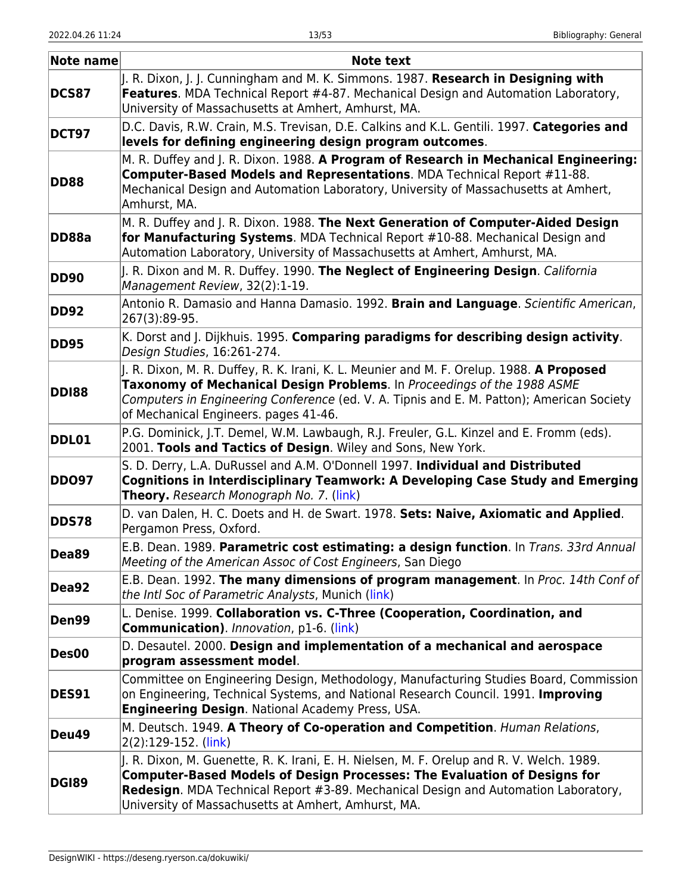| Note name | Note text |
|---|---|
| **DCS87** | J. R. Dixon, J. J. Cunningham and M. K. Simmons. 1987. **Research in Designing with Features**. MDA Technical Report #4-87. Mechanical Design and Automation Laboratory, University of Massachusetts at Amhert, Amhurst, MA. |
| **DCT97** | D.C. Davis, R.W. Crain, M.S. Trevisan, D.E. Calkins and K.L. Gentili. 1997. **Categories and levels for defining engineering design program outcomes**. |
| **DD88** | M. R. Duffey and J. R. Dixon. 1988. **A Program of Research in Mechanical Engineering: Computer-Based Models and Representations**. MDA Technical Report #11-88. Mechanical Design and Automation Laboratory, University of Massachusetts at Amhert, Amhurst, MA. |
| **DD88a** | M. R. Duffey and J. R. Dixon. 1988. **The Next Generation of Computer-Aided Design for Manufacturing Systems**. MDA Technical Report #10-88. Mechanical Design and Automation Laboratory, University of Massachusetts at Amhert, Amhurst, MA. |
| **DD90** | J. R. Dixon and M. R. Duffey. 1990. **The Neglect of Engineering Design**. *California Management Review*, 32(2):1-19. |
| **DD92** | Antonio R. Damasio and Hanna Damasio. 1992. **Brain and Language**. *Scientific American*, 267(3):89-95. |
| **DD95** | K. Dorst and J. Dijkhuis. 1995. **Comparing paradigms for describing design activity**. *Design Studies*, 16:261-274. |
| **DDI88** | J. R. Dixon, M. R. Duffey, R. K. Irani, K. L. Meunier and M. F. Orelup. 1988. **A Proposed Taxonomy of Mechanical Design Problems**. In *Proceedings of the 1988 ASME Computers in Engineering Conference* (ed. V. A. Tipnis and E. M. Patton); American Society of Mechanical Engineers. pages 41-46. |
| **DDL01** | P.G. Dominick, J.T. Demel, W.M. Lawbaugh, R.J. Freuler, G.L. Kinzel and E. Fromm (eds). 2001. **Tools and Tactics of Design**. Wiley and Sons, New York. |
| **DDO97** | S. D. Derry, L.A. DuRussel and A.M. O'Donnell 1997. **Individual and Distributed Cognitions in Interdisciplinary Teamwork: A Developing Case Study and Emerging Theory.** *Research Monograph No. 7*. (link) |
| **DDS78** | D. van Dalen, H. C. Doets and H. de Swart. 1978. **Sets: Naive, Axiomatic and Applied**. Pergamon Press, Oxford. |
| **Dea89** | E.B. Dean. 1989. **Parametric cost estimating: a design function**. In *Trans. 33rd Annual Meeting of the American Assoc of Cost Engineers*, San Diego |
| **Dea92** | E.B. Dean. 1992. **The many dimensions of program management**. In *Proc. 14th Conf of the Intl Soc of Parametric Analysts*, Munich (link) |
| **Den99** | L. Denise. 1999. **Collaboration vs. C-Three (Cooperation, Coordination, and Communication)**. *Innovation*, p1-6. (link) |
| **Des00** | D. Desautel. 2000. **Design and implementation of a mechanical and aerospace program assessment model**. |
| **DES91** | Committee on Engineering Design, Methodology, Manufacturing Studies Board, Commission on Engineering, Technical Systems, and National Research Council. 1991. **Improving Engineering Design**. National Academy Press, USA. |
| **Deu49** | M. Deutsch. 1949. **A Theory of Co-operation and Competition**. *Human Relations*, 2(2):129-152. (link) |
| **DGI89** | J. R. Dixon, M. Guenette, R. K. Irani, E. H. Nielsen, M. F. Orelup and R. V. Welch. 1989. **Computer-Based Models of Design Processes: The Evaluation of Designs for Redesign**. MDA Technical Report #3-89. Mechanical Design and Automation Laboratory, University of Massachusetts at Amhert, Amhurst, MA. |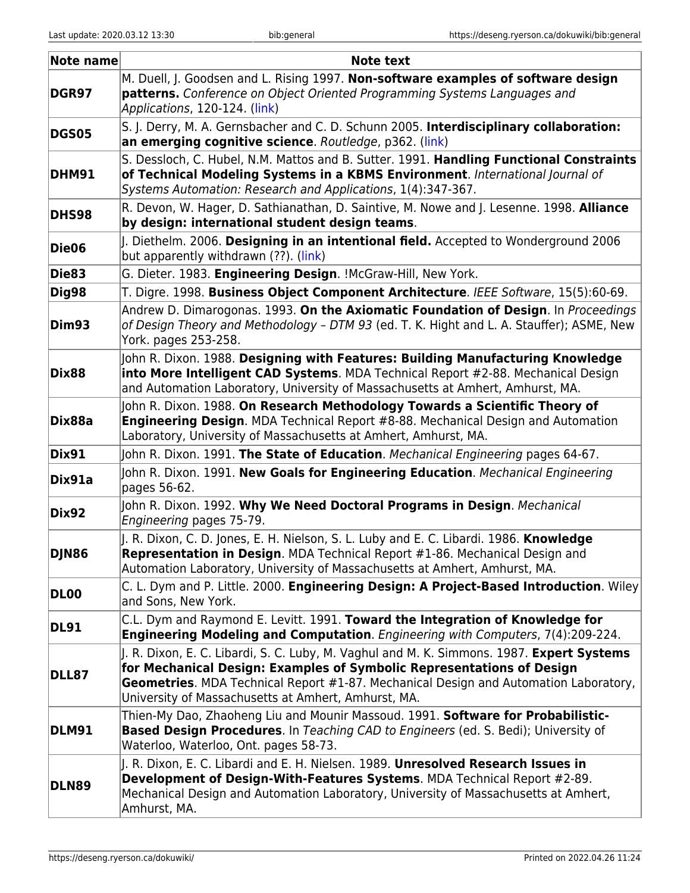| Note name | Note text |
|---|---|
| **DGR97** | M. Duell, J. Goodsen and L. Rising 1997. **Non-software examples of software design patterns.** *Conference on Object Oriented Programming Systems Languages and Applications*, 120-124. (link) |
| **DGS05** | S. J. Derry, M. A. Gernsbacher and C. D. Schunn 2005. **Interdisciplinary collaboration: an emerging cognitive science**. *Routledge*, p362. (link) |
| **DHM91** | S. Dessloch, C. Hubel, N.M. Mattos and B. Sutter. 1991. **Handling Functional Constraints of Technical Modeling Systems in a KBMS Environment**. *International Journal of Systems Automation: Research and Applications*, 1(4):347-367. |
| **DHS98** | R. Devon, W. Hager, D. Sathianathan, D. Saintive, M. Nowe and J. Lesenne. 1998. **Alliance by design: international student design teams**. |
| **Die06** | J. Diethelm. 2006. **Designing in an intentional field.** Accepted to Wonderground 2006 but apparently withdrawn (??). (link) |
| **Die83** | G. Dieter. 1983. **Engineering Design**. !McGraw-Hill, New York. |
| **Dig98** | T. Digre. 1998. **Business Object Component Architecture**. *IEEE Software*, 15(5):60-69. |
| **Dim93** | Andrew D. Dimarogonas. 1993. **On the Axiomatic Foundation of Design**. In *Proceedings of Design Theory and Methodology – DTM 93* (ed. T. K. Hight and L. A. Stauffer); ASME, New York. pages 253-258. |
| **Dix88** | John R. Dixon. 1988. **Designing with Features: Building Manufacturing Knowledge into More Intelligent CAD Systems**. MDA Technical Report #2-88. Mechanical Design and Automation Laboratory, University of Massachusetts at Amhert, Amhurst, MA. |
| **Dix88a** | John R. Dixon. 1988. **On Research Methodology Towards a Scientific Theory of Engineering Design**. MDA Technical Report #8-88. Mechanical Design and Automation Laboratory, University of Massachusetts at Amhert, Amhurst, MA. |
| **Dix91** | John R. Dixon. 1991. **The State of Education**. *Mechanical Engineering* pages 64-67. |
| **Dix91a** | John R. Dixon. 1991. **New Goals for Engineering Education**. *Mechanical Engineering* pages 56-62. |
| **Dix92** | John R. Dixon. 1992. **Why We Need Doctoral Programs in Design**. *Mechanical Engineering* pages 75-79. |
| **DJN86** | J. R. Dixon, C. D. Jones, E. H. Nielson, S. L. Luby and E. C. Libardi. 1986. **Knowledge Representation in Design**. MDA Technical Report #1-86. Mechanical Design and Automation Laboratory, University of Massachusetts at Amhert, Amhurst, MA. |
| **DL00** | C. L. Dym and P. Little. 2000. **Engineering Design: A Project-Based Introduction**. Wiley and Sons, New York. |
| **DL91** | C.L. Dym and Raymond E. Levitt. 1991. **Toward the Integration of Knowledge for Engineering Modeling and Computation**. *Engineering with Computers*, 7(4):209-224. |
| **DLL87** | J. R. Dixon, E. C. Libardi, S. C. Luby, M. Vaghul and M. K. Simmons. 1987. **Expert Systems for Mechanical Design: Examples of Symbolic Representations of Design Geometries**. MDA Technical Report #1-87. Mechanical Design and Automation Laboratory, University of Massachusetts at Amhert, Amhurst, MA. |
| **DLM91** | Thien-My Dao, Zhaoheng Liu and Mounir Massoud. 1991. **Software for Probabilistic-Based Design Procedures**. In *Teaching CAD to Engineers* (ed. S. Bedi); University of Waterloo, Waterloo, Ont. pages 58-73. |
| **DLN89** | J. R. Dixon, E. C. Libardi and E. H. Nielsen. 1989. **Unresolved Research Issues in Development of Design-With-Features Systems**. MDA Technical Report #2-89. Mechanical Design and Automation Laboratory, University of Massachusetts at Amhert, Amhurst, MA. |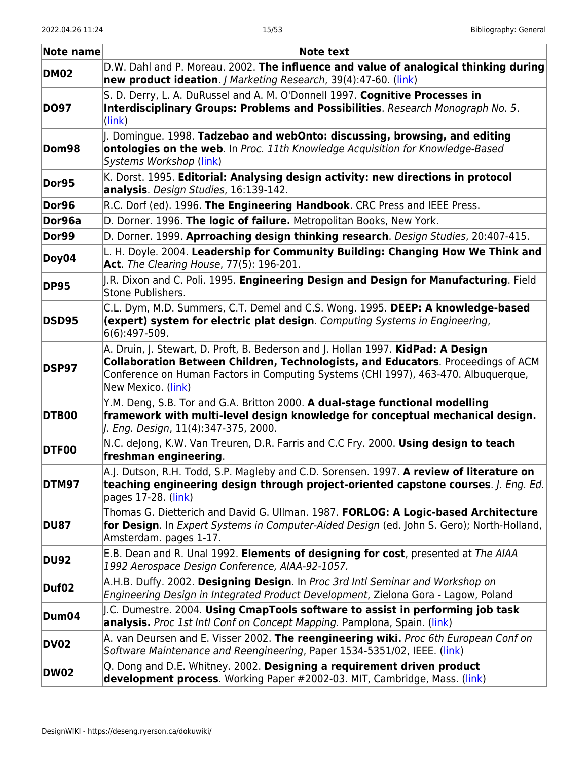| Note name | Note text |
|---|---|
| **DM02** | D.W. Dahl and P. Moreau. 2002. **The influence and value of analogical thinking during new product ideation**. *J Marketing Research*, 39(4):47-60. (link) |
| **DO97** | S. D. Derry, L. A. DuRussel and A. M. O'Donnell 1997. **Cognitive Processes in Interdisciplinary Groups: Problems and Possibilities**. *Research Monograph No. 5*. (link) |
| **Dom98** | J. Domingue. 1998. **Tadzebao and webOnto: discussing, browsing, and editing ontologies on the web**. In *Proc. 11th Knowledge Acquisition for Knowledge-Based Systems Workshop* (link) |
| **Dor95** | K. Dorst. 1995. **Editorial: Analysing design activity: new directions in protocol analysis**. *Design Studies*, 16:139-142. |
| **Dor96** | R.C. Dorf (ed). 1996. **The Engineering Handbook**. CRC Press and IEEE Press. |
| **Dor96a** | D. Dorner. 1996. **The logic of failure.** Metropolitan Books, New York. |
| **Dor99** | D. Dorner. 1999. **Aprroaching design thinking research**. *Design Studies*, 20:407-415. |
| **Doy04** | L. H. Doyle. 2004. **Leadership for Community Building: Changing How We Think and Act**. *The Clearing House*, 77(5): 196-201. |
| **DP95** | J.R. Dixon and C. Poli. 1995. **Engineering Design and Design for Manufacturing**. Field Stone Publishers. |
| **DSD95** | C.L. Dym, M.D. Summers, C.T. Demel and C.S. Wong. 1995. **DEEP: A knowledge-based (expert) system for electric plat design**. *Computing Systems in Engineering*, 6(6):497-509. |
| **DSP97** | A. Druin, J. Stewart, D. Proft, B. Bederson and J. Hollan 1997. **KidPad: A Design Collaboration Between Children, Technologists, and Educators**. Proceedings of ACM Conference on Human Factors in Computing Systems (CHI 1997), 463-470. Albuquerque, New Mexico. (link) |
| **DTB00** | Y.M. Deng, S.B. Tor and G.A. Britton 2000. **A dual-stage functional modelling framework with multi-level design knowledge for conceptual mechanical design.** *J. Eng. Design*, 11(4):347-375, 2000. |
| **DTF00** | N.C. deJong, K.W. Van Treuren, D.R. Farris and C.C Fry. 2000. **Using design to teach freshman engineering**. |
| **DTM97** | A.J. Dutson, R.H. Todd, S.P. Magleby and C.D. Sorensen. 1997. **A review of literature on teaching engineering design through project-oriented capstone courses**. *J. Eng. Ed.* pages 17-28. (link) |
| **DU87** | Thomas G. Dietterich and David G. Ullman. 1987. **FORLOG: A Logic-based Architecture for Design**. In *Expert Systems in Computer-Aided Design* (ed. John S. Gero); North-Holland, Amsterdam. pages 1-17. |
| **DU92** | E.B. Dean and R. Unal 1992. **Elements of designing for cost**, presented at *The AIAA 1992 Aerospace Design Conference, AIAA-92-1057.* |
| **Duf02** | A.H.B. Duffy. 2002. **Designing Design**. In *Proc 3rd Intl Seminar and Workshop on Engineering Design in Integrated Product Development*, Zielona Gora - Lagow, Poland |
| **Dum04** | J.C. Dumestre. 2004. **Using CmapTools software to assist in performing job task analysis.** *Proc 1st Intl Conf on Concept Mapping.* Pamplona, Spain. (link) |
| **DV02** | A. van Deursen and E. Visser 2002. **The reengineering wiki.** *Proc 6th European Conf on Software Maintenance and Reengineering*, Paper 1534-5351/02, IEEE. (link) |
| **DW02** | Q. Dong and D.E. Whitney. 2002. **Designing a requirement driven product development process**. Working Paper #2002-03. MIT, Cambridge, Mass. (link) |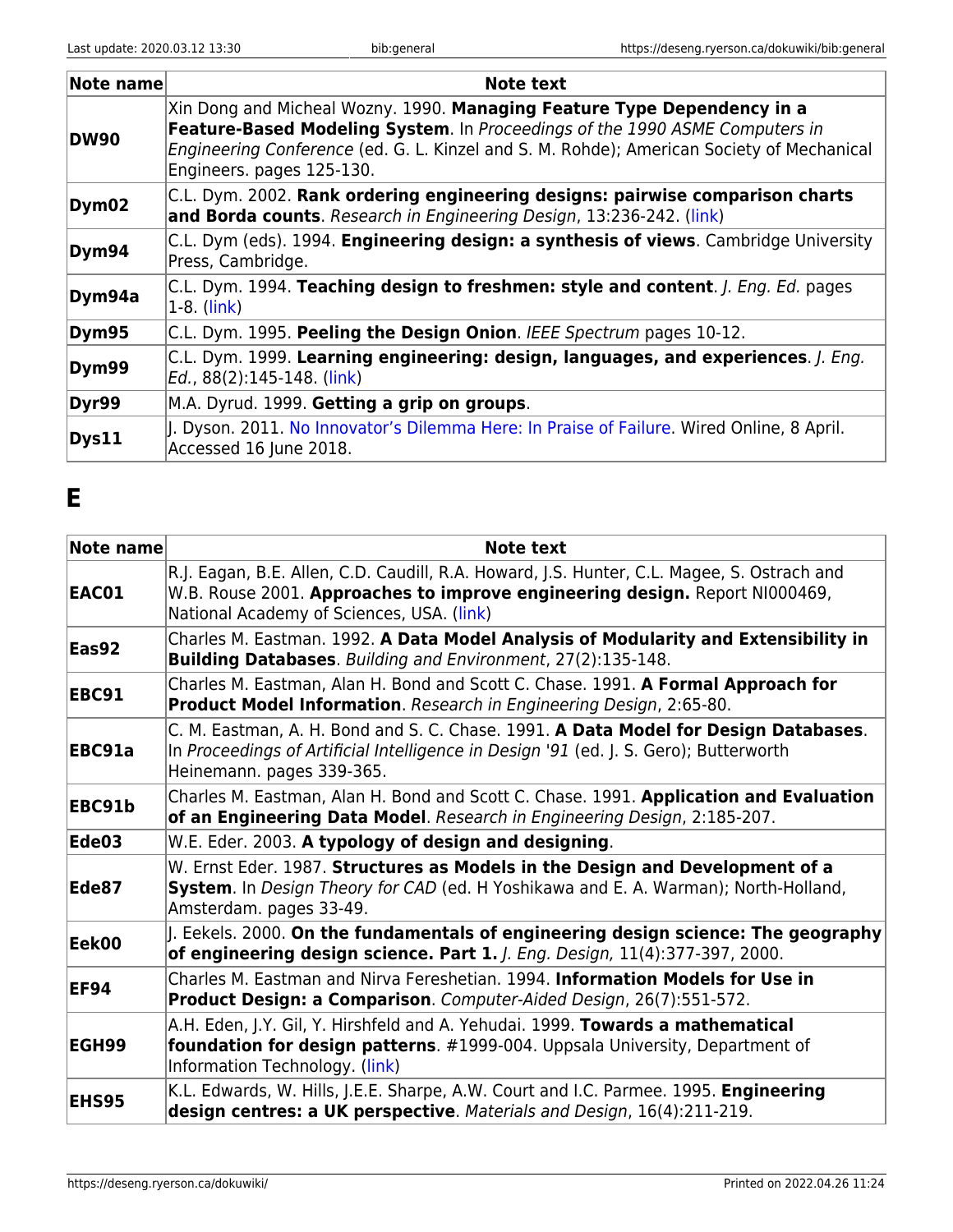| Note name | Note text |
|---|---|
| **DW90** | Xin Dong and Micheal Wozny. 1990. **Managing Feature Type Dependency in a Feature-Based Modeling System**. In *Proceedings of the 1990 ASME Computers in Engineering Conference* (ed. G. L. Kinzel and S. M. Rohde); American Society of Mechanical Engineers. pages 125-130. |
| **Dym02** | C.L. Dym. 2002. **Rank ordering engineering designs: pairwise comparison charts and Borda counts**. *Research in Engineering Design*, 13:236-242. (link) |
| **Dym94** | C.L. Dym (eds). 1994. **Engineering design: a synthesis of views**. Cambridge University Press, Cambridge. |
| **Dym94a** | C.L. Dym. 1994. **Teaching design to freshmen: style and content**. *J. Eng. Ed.* pages 1-8. (link) |
| **Dym95** | C.L. Dym. 1995. **Peeling the Design Onion**. *IEEE Spectrum* pages 10-12. |
| **Dym99** | C.L. Dym. 1999. **Learning engineering: design, languages, and experiences**. *J. Eng. Ed.*, 88(2):145-148. (link) |
| **Dyr99** | M.A. Dyrud. 1999. **Getting a grip on groups**. |
| **Dys11** | J. Dyson. 2011. No Innovator's Dilemma Here: In Praise of Failure. Wired Online, 8 April. Accessed 16 June 2018. |

# E

| Note name | Note text |
|---|---|
| **EAC01** | R.J. Eagan, B.E. Allen, C.D. Caudill, R.A. Howard, J.S. Hunter, C.L. Magee, S. Ostrach and W.B. Rouse 2001. **Approaches to improve engineering design.** Report NI000469, National Academy of Sciences, USA. (link) |
| **Eas92** | Charles M. Eastman. 1992. **A Data Model Analysis of Modularity and Extensibility in Building Databases**. *Building and Environment*, 27(2):135-148. |
| **EBC91** | Charles M. Eastman, Alan H. Bond and Scott C. Chase. 1991. **A Formal Approach for Product Model Information**. *Research in Engineering Design*, 2:65-80. |
| **EBC91a** | C. M. Eastman, A. H. Bond and S. C. Chase. 1991. **A Data Model for Design Databases**. In *Proceedings of Artificial Intelligence in Design '91* (ed. J. S. Gero); Butterworth Heinemann. pages 339-365. |
| **EBC91b** | Charles M. Eastman, Alan H. Bond and Scott C. Chase. 1991. **Application and Evaluation of an Engineering Data Model**. *Research in Engineering Design*, 2:185-207. |
| **Ede03** | W.E. Eder. 2003. **A typology of design and designing**. |
| **Ede87** | W. Ernst Eder. 1987. **Structures as Models in the Design and Development of a System**. In *Design Theory for CAD* (ed. H Yoshikawa and E. A. Warman); North-Holland, Amsterdam. pages 33-49. |
| **Eek00** | J. Eekels. 2000. **On the fundamentals of engineering design science: The geography of engineering design science. Part 1.** *J. Eng. Design,* 11(4):377-397, 2000. |
| **EF94** | Charles M. Eastman and Nirva Fereshetian. 1994. **Information Models for Use in Product Design: a Comparison**. *Computer-Aided Design*, 26(7):551-572. |
| **EGH99** | A.H. Eden, J.Y. Gil, Y. Hirshfeld and A. Yehudai. 1999. **Towards a mathematical foundation for design patterns**. #1999-004. Uppsala University, Department of Information Technology. (link) |
| **EHS95** | K.L. Edwards, W. Hills, J.E.E. Sharpe, A.W. Court and I.C. Parmee. 1995. **Engineering design centres: a UK perspective**. *Materials and Design*, 16(4):211-219. |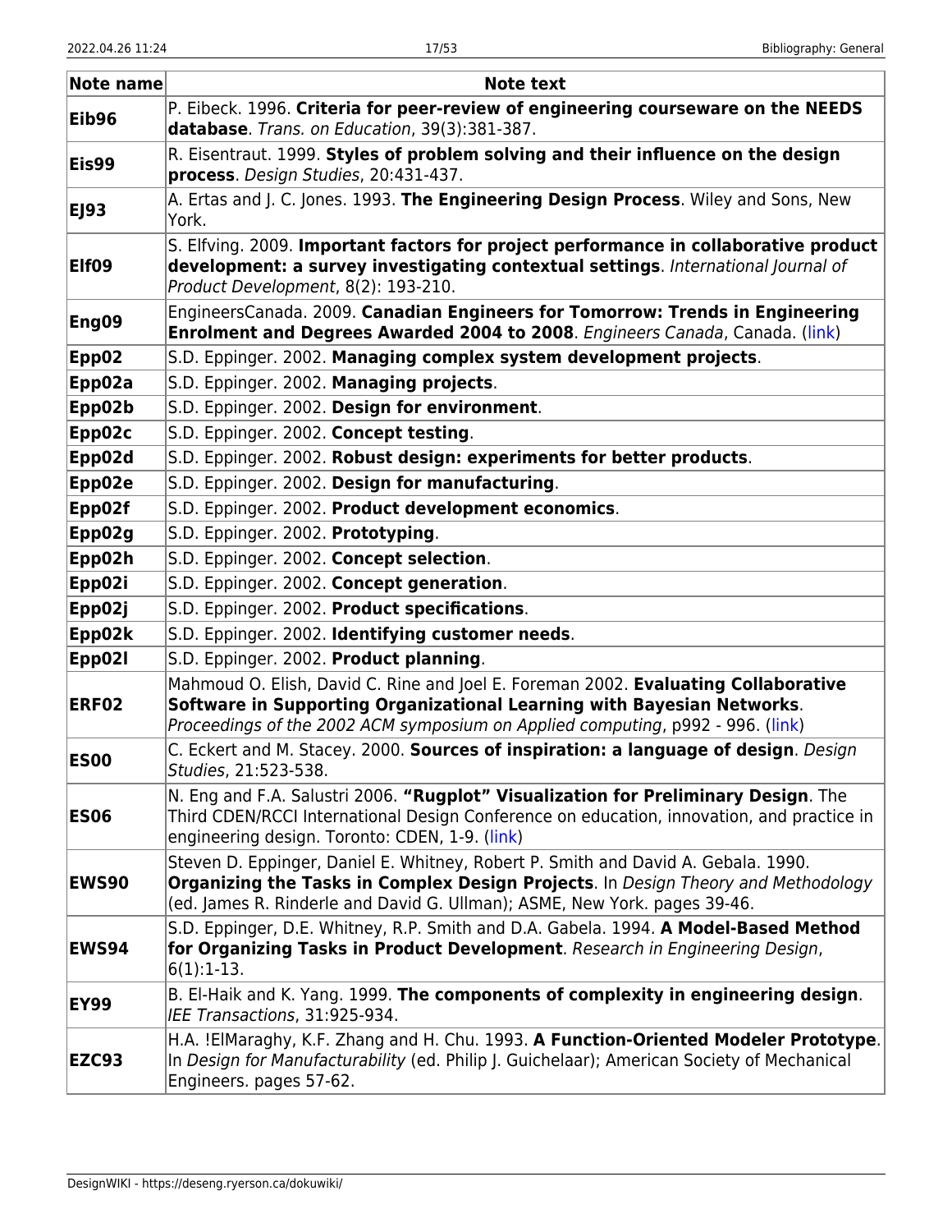| Note name | Note text |
|---|---|
| **Eib96** | P. Eibeck. 1996. **Criteria for peer-review of engineering courseware on the NEEDS database**. *Trans. on Education*, 39(3):381-387. |
| **Eis99** | R. Eisentraut. 1999. **Styles of problem solving and their influence on the design process**. *Design Studies*, 20:431-437. |
| **EJ93** | A. Ertas and J. C. Jones. 1993. **The Engineering Design Process**. Wiley and Sons, New York. |
| **Elf09** | S. Elfving. 2009. **Important factors for project performance in collaborative product development: a survey investigating contextual settings**. *International Journal of Product Development*, 8(2): 193-210. |
| **Eng09** | EngineersCanada. 2009. **Canadian Engineers for Tomorrow: Trends in Engineering Enrolment and Degrees Awarded 2004 to 2008**. *Engineers Canada*, Canada. (link) |
| **Epp02** | S.D. Eppinger. 2002. **Managing complex system development projects**. |
| **Epp02a** | S.D. Eppinger. 2002. **Managing projects**. |
| **Epp02b** | S.D. Eppinger. 2002. **Design for environment**. |
| **Epp02c** | S.D. Eppinger. 2002. **Concept testing**. |
| **Epp02d** | S.D. Eppinger. 2002. **Robust design: experiments for better products**. |
| **Epp02e** | S.D. Eppinger. 2002. **Design for manufacturing**. |
| **Epp02f** | S.D. Eppinger. 2002. **Product development economics**. |
| **Epp02g** | S.D. Eppinger. 2002. **Prototyping**. |
| **Epp02h** | S.D. Eppinger. 2002. **Concept selection**. |
| **Epp02i** | S.D. Eppinger. 2002. **Concept generation**. |
| **Epp02j** | S.D. Eppinger. 2002. **Product specifications**. |
| **Epp02k** | S.D. Eppinger. 2002. **Identifying customer needs**. |
| **Epp02l** | S.D. Eppinger. 2002. **Product planning**. |
| **ERF02** | Mahmoud O. Elish, David C. Rine and Joel E. Foreman 2002. **Evaluating Collaborative Software in Supporting Organizational Learning with Bayesian Networks**. *Proceedings of the 2002 ACM symposium on Applied computing*, p992 - 996. (link) |
| **ES00** | C. Eckert and M. Stacey. 2000. **Sources of inspiration: a language of design**. *Design Studies*, 21:523-538. |
| **ES06** | N. Eng and F.A. Salustri 2006. **"Rugplot" Visualization for Preliminary Design**. The Third CDEN/RCCI International Design Conference on education, innovation, and practice in engineering design. Toronto: CDEN, 1-9. (link) |
| **EWS90** | Steven D. Eppinger, Daniel E. Whitney, Robert P. Smith and David A. Gebala. 1990. **Organizing the Tasks in Complex Design Projects**. In *Design Theory and Methodology* (ed. James R. Rinderle and David G. Ullman); ASME, New York. pages 39-46. |
| **EWS94** | S.D. Eppinger, D.E. Whitney, R.P. Smith and D.A. Gabela. 1994. **A Model-Based Method for Organizing Tasks in Product Development**. *Research in Engineering Design*, 6(1):1-13. |
| **EY99** | B. El-Haik and K. Yang. 1999. **The components of complexity in engineering design**. *IEE Transactions*, 31:925-934. |
| **EZC93** | H.A. !ElMaraghy, K.F. Zhang and H. Chu. 1993. **A Function-Oriented Modeler Prototype**. In *Design for Manufacturability* (ed. Philip J. Guichelaar); American Society of Mechanical Engineers. pages 57-62. |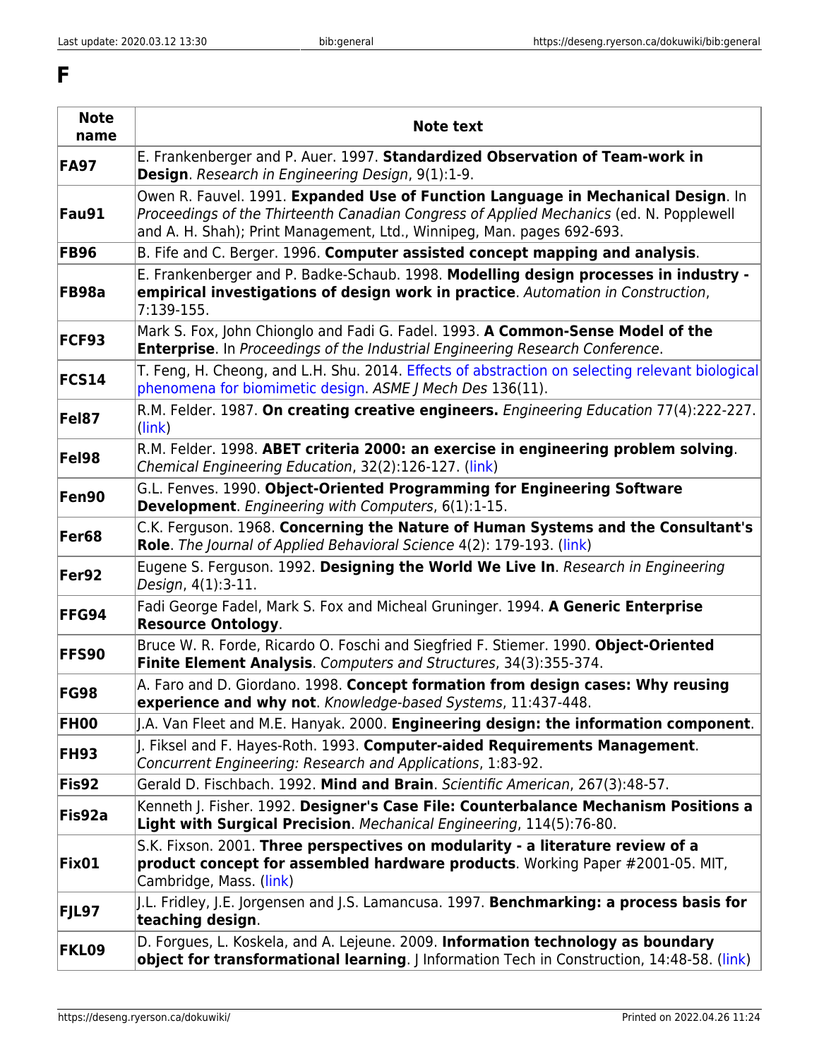# F

| Note name | Note text |
|---|---|
| **FA97** | E. Frankenberger and P. Auer. 1997. **Standardized Observation of Team-work in Design**. *Research in Engineering Design*, 9(1):1-9. |
| **Fau91** | Owen R. Fauvel. 1991. **Expanded Use of Function Language in Mechanical Design**. In *Proceedings of the Thirteenth Canadian Congress of Applied Mechanics* (ed. N. Popplewell and A. H. Shah); Print Management, Ltd., Winnipeg, Man. pages 692-693. |
| **FB96** | B. Fife and C. Berger. 1996. **Computer assisted concept mapping and analysis**. |
| **FB98a** | E. Frankenberger and P. Badke-Schaub. 1998. **Modelling design processes in industry - empirical investigations of design work in practice**. *Automation in Construction*, 7:139-155. |
| **FCF93** | Mark S. Fox, John Chionglo and Fadi G. Fadel. 1993. **A Common-Sense Model of the Enterprise**. In *Proceedings of the Industrial Engineering Research Conference*. |
| **FCS14** | T. Feng, H. Cheong, and L.H. Shu. 2014. Effects of abstraction on selecting relevant biological phenomena for biomimetic design. *ASME J Mech Des* 136(11). |
| **Fel87** | R.M. Felder. 1987. **On creating creative engineers.** *Engineering Education* 77(4):222-227. (link) |
| **Fel98** | R.M. Felder. 1998. **ABET criteria 2000: an exercise in engineering problem solving**. *Chemical Engineering Education*, 32(2):126-127. (link) |
| **Fen90** | G.L. Fenves. 1990. **Object-Oriented Programming for Engineering Software Development**. *Engineering with Computers*, 6(1):1-15. |
| **Fer68** | C.K. Ferguson. 1968. **Concerning the Nature of Human Systems and the Consultant's Role**. *The Journal of Applied Behavioral Science* 4(2): 179-193. (link) |
| **Fer92** | Eugene S. Ferguson. 1992. **Designing the World We Live In**. *Research in Engineering Design*, 4(1):3-11. |
| **FFG94** | Fadi George Fadel, Mark S. Fox and Micheal Gruninger. 1994. **A Generic Enterprise Resource Ontology**. |
| **FFS90** | Bruce W. R. Forde, Ricardo O. Foschi and Siegfried F. Stiemer. 1990. **Object-Oriented Finite Element Analysis**. *Computers and Structures*, 34(3):355-374. |
| **FG98** | A. Faro and D. Giordano. 1998. **Concept formation from design cases: Why reusing experience and why not**. *Knowledge-based Systems*, 11:437-448. |
| **FH00** | J.A. Van Fleet and M.E. Hanyak. 2000. **Engineering design: the information component**. |
| **FH93** | J. Fiksel and F. Hayes-Roth. 1993. **Computer-aided Requirements Management**. *Concurrent Engineering: Research and Applications*, 1:83-92. |
| **Fis92** | Gerald D. Fischbach. 1992. **Mind and Brain**. *Scientific American*, 267(3):48-57. |
| **Fis92a** | Kenneth J. Fisher. 1992. **Designer's Case File: Counterbalance Mechanism Positions a Light with Surgical Precision**. *Mechanical Engineering*, 114(5):76-80. |
| **Fix01** | S.K. Fixson. 2001. **Three perspectives on modularity - a literature review of a product concept for assembled hardware products**. Working Paper #2001-05. MIT, Cambridge, Mass. (link) |
| **FJL97** | J.L. Fridley, J.E. Jorgensen and J.S. Lamancusa. 1997. **Benchmarking: a process basis for teaching design**. |
| **FKL09** | D. Forgues, L. Koskela, and A. Lejeune. 2009. **Information technology as boundary object for transformational learning**. J Information Tech in Construction, 14:48-58. (link) |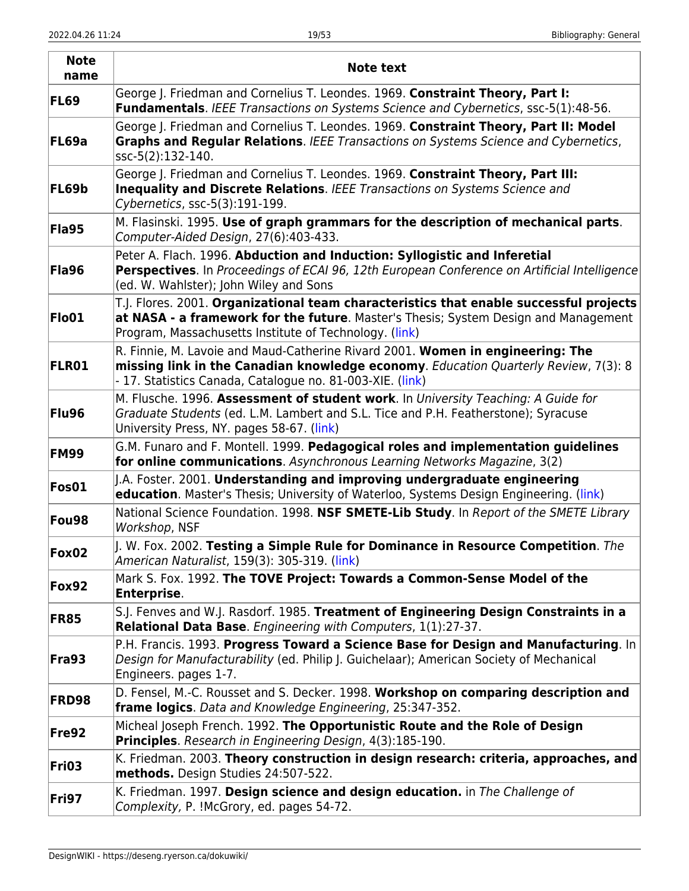| Note name | Note text |
|---|---|
| **FL69** | George J. Friedman and Cornelius T. Leondes. 1969. **Constraint Theory, Part I: Fundamentals**. *IEEE Transactions on Systems Science and Cybernetics*, ssc-5(1):48-56. |
| **FL69a** | George J. Friedman and Cornelius T. Leondes. 1969. **Constraint Theory, Part II: Model Graphs and Regular Relations**. *IEEE Transactions on Systems Science and Cybernetics*, ssc-5(2):132-140. |
| **FL69b** | George J. Friedman and Cornelius T. Leondes. 1969. **Constraint Theory, Part III: Inequality and Discrete Relations**. *IEEE Transactions on Systems Science and Cybernetics*, ssc-5(3):191-199. |
| **Fla95** | M. Flasinski. 1995. **Use of graph grammars for the description of mechanical parts**. *Computer-Aided Design*, 27(6):403-433. |
| **Fla96** | Peter A. Flach. 1996. **Abduction and Induction: Syllogistic and Inferetial Perspectives**. In *Proceedings of ECAI 96, 12th European Conference on Artificial Intelligence* (ed. W. Wahlster); John Wiley and Sons |
| **Flo01** | T.J. Flores. 2001. **Organizational team characteristics that enable successful projects at NASA - a framework for the future**. Master's Thesis; System Design and Management Program, Massachusetts Institute of Technology. (link) |
| **FLR01** | R. Finnie, M. Lavoie and Maud-Catherine Rivard 2001. **Women in engineering: The missing link in the Canadian knowledge economy**. *Education Quarterly Review*, 7(3): 8 - 17. Statistics Canada, Catalogue no. 81-003-XIE. (link) |
| **Flu96** | M. Flusche. 1996. **Assessment of student work**. In *University Teaching: A Guide for Graduate Students* (ed. L.M. Lambert and S.L. Tice and P.H. Featherstone); Syracuse University Press, NY. pages 58-67. (link) |
| **FM99** | G.M. Funaro and F. Montell. 1999. **Pedagogical roles and implementation guidelines for online communications**. *Asynchronous Learning Networks Magazine*, 3(2) |
| **Fos01** | J.A. Foster. 2001. **Understanding and improving undergraduate engineering education**. Master's Thesis; University of Waterloo, Systems Design Engineering. (link) |
| **Fou98** | National Science Foundation. 1998. **NSF SMETE-Lib Study**. In *Report of the SMETE Library Workshop*, NSF |
| **Fox02** | J. W. Fox. 2002. **Testing a Simple Rule for Dominance in Resource Competition**. *The American Naturalist*, 159(3): 305-319. (link) |
| **Fox92** | Mark S. Fox. 1992. **The TOVE Project: Towards a Common-Sense Model of the Enterprise**. |
| **FR85** | S.J. Fenves and W.J. Rasdorf. 1985. **Treatment of Engineering Design Constraints in a Relational Data Base**. *Engineering with Computers*, 1(1):27-37. |
| **Fra93** | P.H. Francis. 1993. **Progress Toward a Science Base for Design and Manufacturing**. In *Design for Manufacturability* (ed. Philip J. Guichelaar); American Society of Mechanical Engineers. pages 1-7. |
| **FRD98** | D. Fensel, M.-C. Rousset and S. Decker. 1998. **Workshop on comparing description and frame logics**. *Data and Knowledge Engineering*, 25:347-352. |
| **Fre92** | Micheal Joseph French. 1992. **The Opportunistic Route and the Role of Design Principles**. *Research in Engineering Design*, 4(3):185-190. |
| **Fri03** | K. Friedman. 2003. **Theory construction in design research: criteria, approaches, and methods.** Design Studies 24:507-522. |
| **Fri97** | K. Friedman. 1997. **Design science and design education.** in *The Challenge of Complexity,* P. !McGrory, ed. pages 54-72. |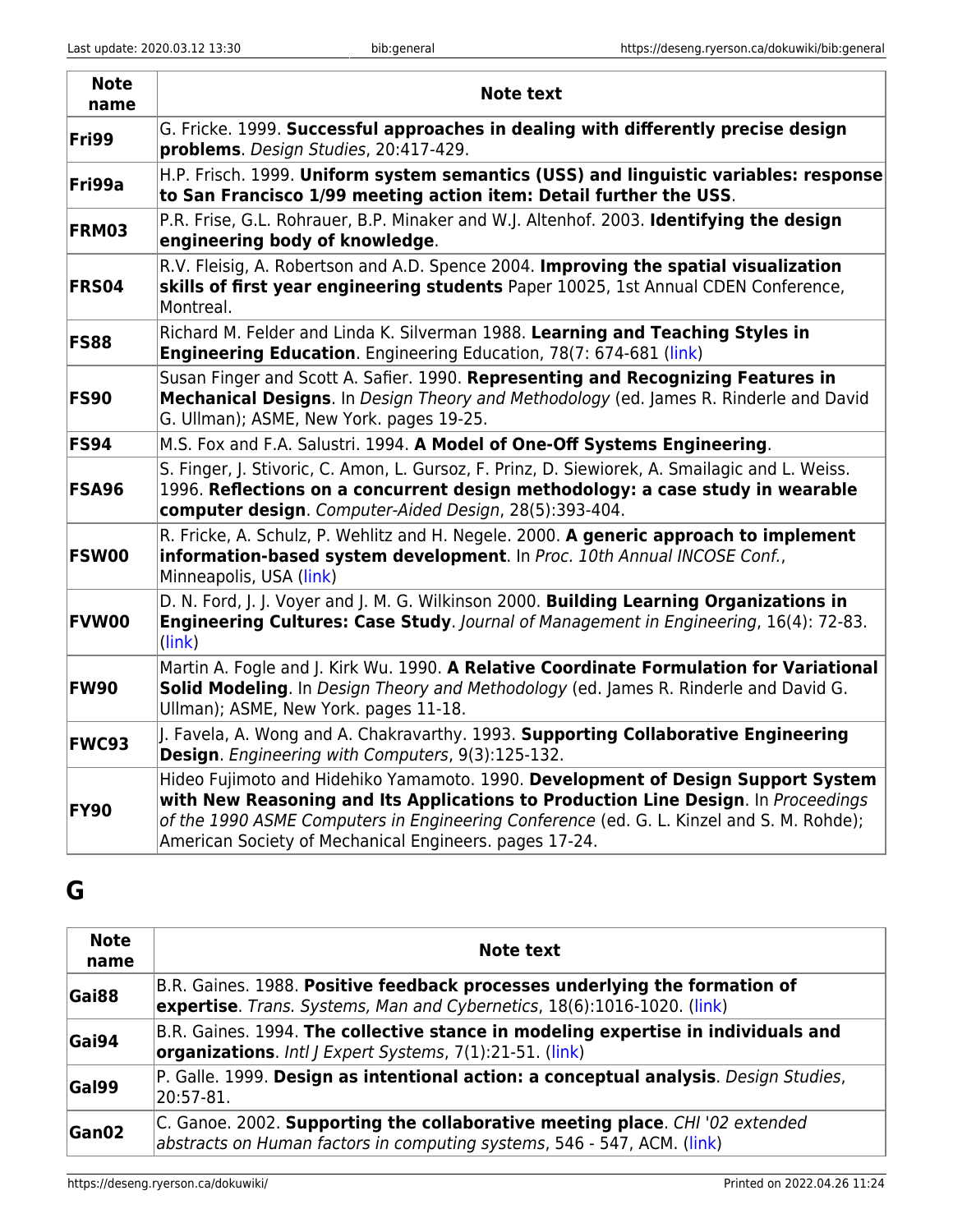| Note name | Note text |
| --- | --- |
| **Fri99** | G. Fricke. 1999. **Successful approaches in dealing with differently precise design problems**. *Design Studies*, 20:417-429. |
| **Fri99a** | H.P. Frisch. 1999. **Uniform system semantics (USS) and linguistic variables: response to San Francisco 1/99 meeting action item: Detail further the USS**. |
| **FRM03** | P.R. Frise, G.L. Rohrauer, B.P. Minaker and W.J. Altenhof. 2003. **Identifying the design engineering body of knowledge**. |
| **FRS04** | R.V. Fleisig, A. Robertson and A.D. Spence 2004. **Improving the spatial visualization skills of first year engineering students** Paper 10025, 1st Annual CDEN Conference, Montreal. |
| **FS88** | Richard M. Felder and Linda K. Silverman 1988. **Learning and Teaching Styles in Engineering Education**. Engineering Education, 78(7: 674-681 (link) |
| **FS90** | Susan Finger and Scott A. Safier. 1990. **Representing and Recognizing Features in Mechanical Designs**. In *Design Theory and Methodology* (ed. James R. Rinderle and David G. Ullman); ASME, New York. pages 19-25. |
| **FS94** | M.S. Fox and F.A. Salustri. 1994. **A Model of One-Off Systems Engineering**. |
| **FSA96** | S. Finger, J. Stivoric, C. Amon, L. Gursoz, F. Prinz, D. Siewiorek, A. Smailagic and L. Weiss. 1996. **Reflections on a concurrent design methodology: a case study in wearable computer design**. *Computer-Aided Design*, 28(5):393-404. |
| **FSW00** | R. Fricke, A. Schulz, P. Wehlitz and H. Negele. 2000. **A generic approach to implement information-based system development**. In *Proc. 10th Annual INCOSE Conf.*, Minneapolis, USA (link) |
| **FVW00** | D. N. Ford, J. J. Voyer and J. M. G. Wilkinson 2000. **Building Learning Organizations in Engineering Cultures: Case Study**. *Journal of Management in Engineering*, 16(4): 72-83. (link) |
| **FW90** | Martin A. Fogle and J. Kirk Wu. 1990. **A Relative Coordinate Formulation for Variational Solid Modeling**. In *Design Theory and Methodology* (ed. James R. Rinderle and David G. Ullman); ASME, New York. pages 11-18. |
| **FWC93** | J. Favela, A. Wong and A. Chakravarthy. 1993. **Supporting Collaborative Engineering Design**. *Engineering with Computers*, 9(3):125-132. |
| **FY90** | Hideo Fujimoto and Hidehiko Yamamoto. 1990. **Development of Design Support System with New Reasoning and Its Applications to Production Line Design**. In *Proceedings of the 1990 ASME Computers in Engineering Conference* (ed. G. L. Kinzel and S. M. Rohde); American Society of Mechanical Engineers. pages 17-24. |

## G

| Note name | Note text |
| --- | --- |
| **Gai88** | B.R. Gaines. 1988. **Positive feedback processes underlying the formation of expertise**. *Trans. Systems, Man and Cybernetics*, 18(6):1016-1020. (link) |
| **Gai94** | B.R. Gaines. 1994. **The collective stance in modeling expertise in individuals and organizations**. *Intl J Expert Systems*, 7(1):21-51. (link) |
| **Gal99** | P. Galle. 1999. **Design as intentional action: a conceptual analysis**. *Design Studies*, 20:57-81. |
| **Gan02** | C. Ganoe. 2002. **Supporting the collaborative meeting place**. *CHI '02 extended abstracts on Human factors in computing systems*, 546 - 547, ACM. (link) |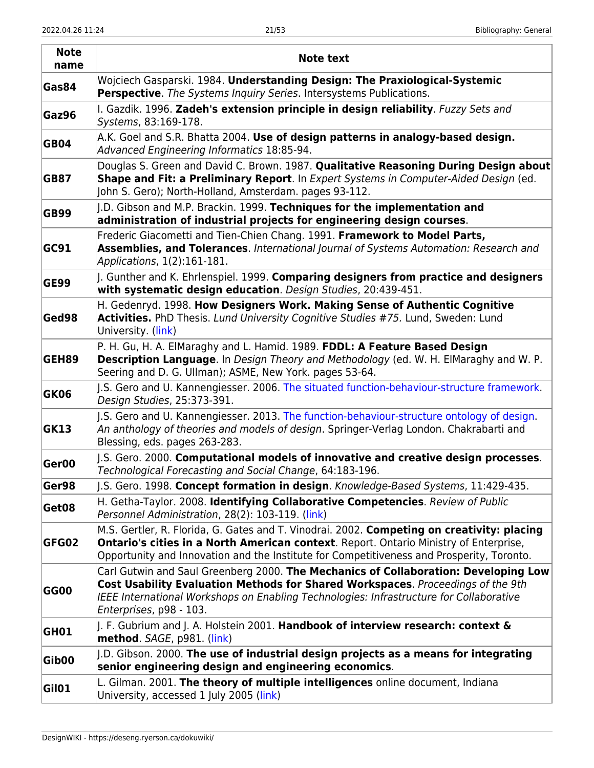| Note name | Note text |
|---|---|
| **Gas84** | Wojciech Gasparski. 1984. **Understanding Design: The Praxiological-Systemic Perspective**. *The Systems Inquiry Series*. Intersystems Publications. |
| **Gaz96** | I. Gazdik. 1996. **Zadeh's extension principle in design reliability**. *Fuzzy Sets and Systems*, 83:169-178. |
| **GB04** | A.K. Goel and S.R. Bhatta 2004. **Use of design patterns in analogy-based design.** *Advanced Engineering Informatics* 18:85-94. |
| **GB87** | Douglas S. Green and David C. Brown. 1987. **Qualitative Reasoning During Design about Shape and Fit: a Preliminary Report**. In *Expert Systems in Computer-Aided Design* (ed. John S. Gero); North-Holland, Amsterdam. pages 93-112. |
| **GB99** | J.D. Gibson and M.P. Brackin. 1999. **Techniques for the implementation and administration of industrial projects for engineering design courses**. |
| **GC91** | Frederic Giacometti and Tien-Chien Chang. 1991. **Framework to Model Parts, Assemblies, and Tolerances**. *International Journal of Systems Automation: Research and Applications*, 1(2):161-181. |
| **GE99** | J. Gunther and K. Ehrlenspiel. 1999. **Comparing designers from practice and designers with systematic design education**. *Design Studies*, 20:439-451. |
| **Ged98** | H. Gedenryd. 1998. **How Designers Work. Making Sense of Authentic Cognitive Activities.** PhD Thesis. *Lund University Cognitive Studies #75.* Lund, Sweden: Lund University. (link) |
| **GEH89** | P. H. Gu, H. A. ElMaraghy and L. Hamid. 1989. **FDDL: A Feature Based Design Description Language**. In *Design Theory and Methodology* (ed. W. H. ElMaraghy and W. P. Seering and D. G. Ullman); ASME, New York. pages 53-64. |
| **GK06** | J.S. Gero and U. Kannengiesser. 2006. The situated function-behaviour-structure framework. *Design Studies*, 25:373-391. |
| **GK13** | J.S. Gero and U. Kannengiesser. 2013. The function-behaviour-structure ontology of design. *An anthology of theories and models of design*. Springer-Verlag London. Chakrabarti and Blessing, eds. pages 263-283. |
| **Ger00** | J.S. Gero. 2000. **Computational models of innovative and creative design processes**. *Technological Forecasting and Social Change*, 64:183-196. |
| **Ger98** | J.S. Gero. 1998. **Concept formation in design**. *Knowledge-Based Systems*, 11:429-435. |
| **Get08** | H. Getha-Taylor. 2008. **Identifying Collaborative Competencies**. *Review of Public Personnel Administration*, 28(2): 103-119. (link) |
| **GFG02** | M.S. Gertler, R. Florida, G. Gates and T. Vinodrai. 2002. **Competing on creativity: placing Ontario's cities in a North American context**. Report. Ontario Ministry of Enterprise, Opportunity and Innovation and the Institute for Competitiveness and Prosperity, Toronto. |
| **GG00** | Carl Gutwin and Saul Greenberg 2000. **The Mechanics of Collaboration: Developing Low Cost Usability Evaluation Methods for Shared Workspaces**. *Proceedings of the 9th IEEE International Workshops on Enabling Technologies: Infrastructure for Collaborative Enterprises*, p98 - 103. |
| **GH01** | J. F. Gubrium and J. A. Holstein 2001. **Handbook of interview research: context & method**. *SAGE*, p981. (link) |
| **Gib00** | J.D. Gibson. 2000. **The use of industrial design projects as a means for integrating senior engineering design and engineering economics**. |
| **Gil01** | L. Gilman. 2001. **The theory of multiple intelligences** online document, Indiana University, accessed 1 July 2005 (link) |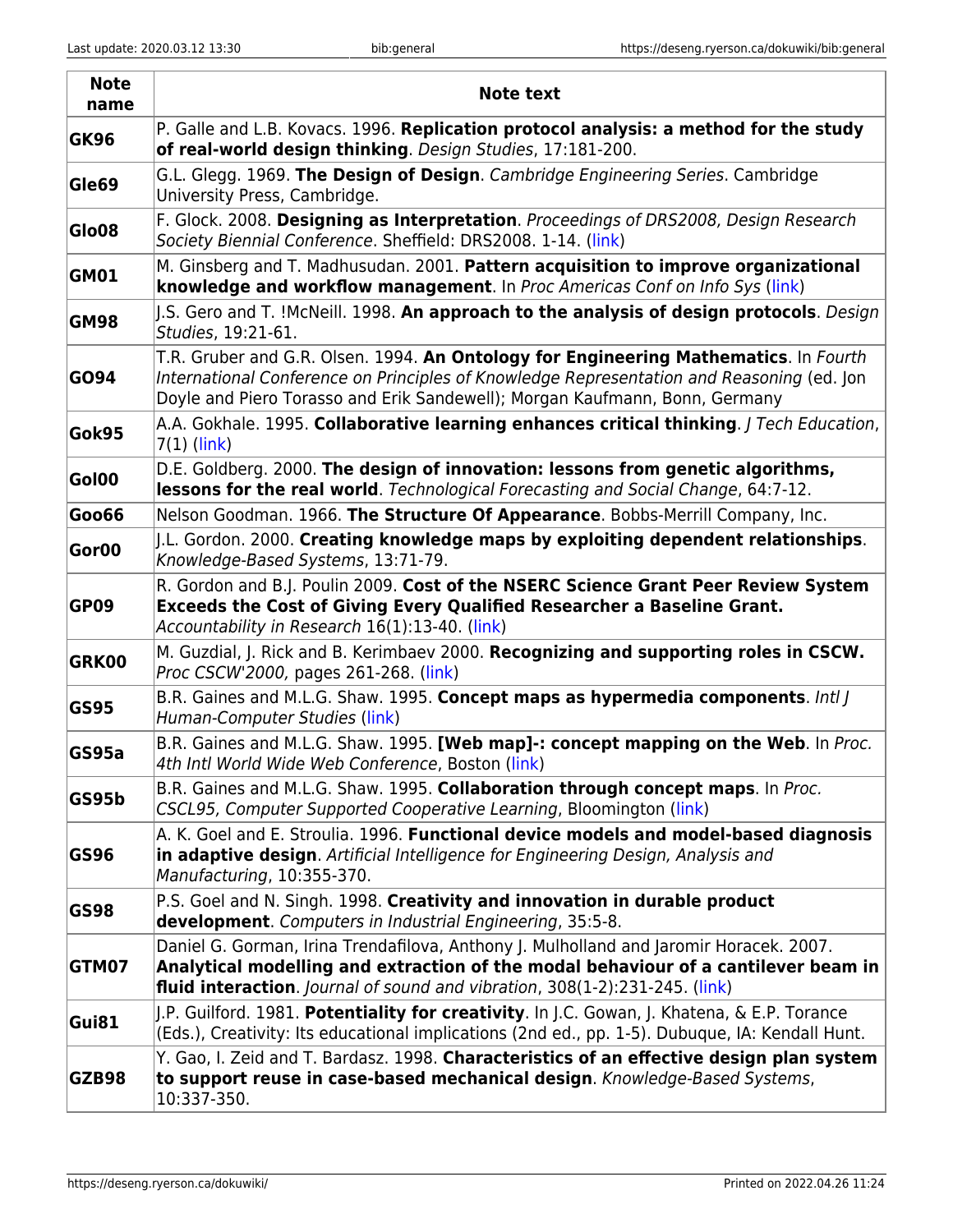| Note name | Note text |
|---|---|
| **GK96** | P. Galle and L.B. Kovacs. 1996. **Replication protocol analysis: a method for the study of real-world design thinking**. *Design Studies*, 17:181-200. |
| **Gle69** | G.L. Glegg. 1969. **The Design of Design**. *Cambridge Engineering Series*. Cambridge University Press, Cambridge. |
| **Glo08** | F. Glock. 2008. **Designing as Interpretation**. *Proceedings of DRS2008, Design Research Society Biennial Conference*. Sheffield: DRS2008. 1-14. (link) |
| **GM01** | M. Ginsberg and T. Madhusudan. 2001. **Pattern acquisition to improve organizational knowledge and workflow management**. In *Proc Americas Conf on Info Sys* (link) |
| **GM98** | J.S. Gero and T. !McNeill. 1998. **An approach to the analysis of design protocols**. *Design Studies*, 19:21-61. |
| **GO94** | T.R. Gruber and G.R. Olsen. 1994. **An Ontology for Engineering Mathematics**. In *Fourth International Conference on Principles of Knowledge Representation and Reasoning* (ed. Jon Doyle and Piero Torasso and Erik Sandewell); Morgan Kaufmann, Bonn, Germany |
| **Gok95** | A.A. Gokhale. 1995. **Collaborative learning enhances critical thinking**. *J Tech Education*, 7(1) (link) |
| **Gol00** | D.E. Goldberg. 2000. **The design of innovation: lessons from genetic algorithms, lessons for the real world**. *Technological Forecasting and Social Change*, 64:7-12. |
| **Goo66** | Nelson Goodman. 1966. **The Structure Of Appearance**. Bobbs-Merrill Company, Inc. |
| **Gor00** | J.L. Gordon. 2000. **Creating knowledge maps by exploiting dependent relationships**. *Knowledge-Based Systems*, 13:71-79. |
| **GP09** | R. Gordon and B.J. Poulin 2009. **Cost of the NSERC Science Grant Peer Review System Exceeds the Cost of Giving Every Qualified Researcher a Baseline Grant.** *Accountability in Research* 16(1):13-40. (link) |
| **GRK00** | M. Guzdial, J. Rick and B. Kerimbaev 2000. **Recognizing and supporting roles in CSCW.** *Proc CSCW'2000,* pages 261-268. (link) |
| **GS95** | B.R. Gaines and M.L.G. Shaw. 1995. **Concept maps as hypermedia components**. *Intl J Human-Computer Studies* (link) |
| **GS95a** | B.R. Gaines and M.L.G. Shaw. 1995. **[Web map]-: concept mapping on the Web**. In *Proc. 4th Intl World Wide Web Conference*, Boston (link) |
| **GS95b** | B.R. Gaines and M.L.G. Shaw. 1995. **Collaboration through concept maps**. In *Proc. CSCL95, Computer Supported Cooperative Learning*, Bloomington (link) |
| **GS96** | A. K. Goel and E. Stroulia. 1996. **Functional device models and model-based diagnosis in adaptive design**. *Artificial Intelligence for Engineering Design, Analysis and Manufacturing*, 10:355-370. |
| **GS98** | P.S. Goel and N. Singh. 1998. **Creativity and innovation in durable product development**. *Computers in Industrial Engineering*, 35:5-8. |
| **GTM07** | Daniel G. Gorman, Irina Trendafilova, Anthony J. Mulholland and Jaromir Horacek. 2007. **Analytical modelling and extraction of the modal behaviour of a cantilever beam in fluid interaction**. *Journal of sound and vibration*, 308(1-2):231-245. (link) |
| **Gui81** | J.P. Guilford. 1981. **Potentiality for creativity**. In J.C. Gowan, J. Khatena, & E.P. Torance (Eds.), Creativity: Its educational implications (2nd ed., pp. 1-5). Dubuque, IA: Kendall Hunt. |
| **GZB98** | Y. Gao, I. Zeid and T. Bardasz. 1998. **Characteristics of an effective design plan system to support reuse in case-based mechanical design**. *Knowledge-Based Systems*, 10:337-350. |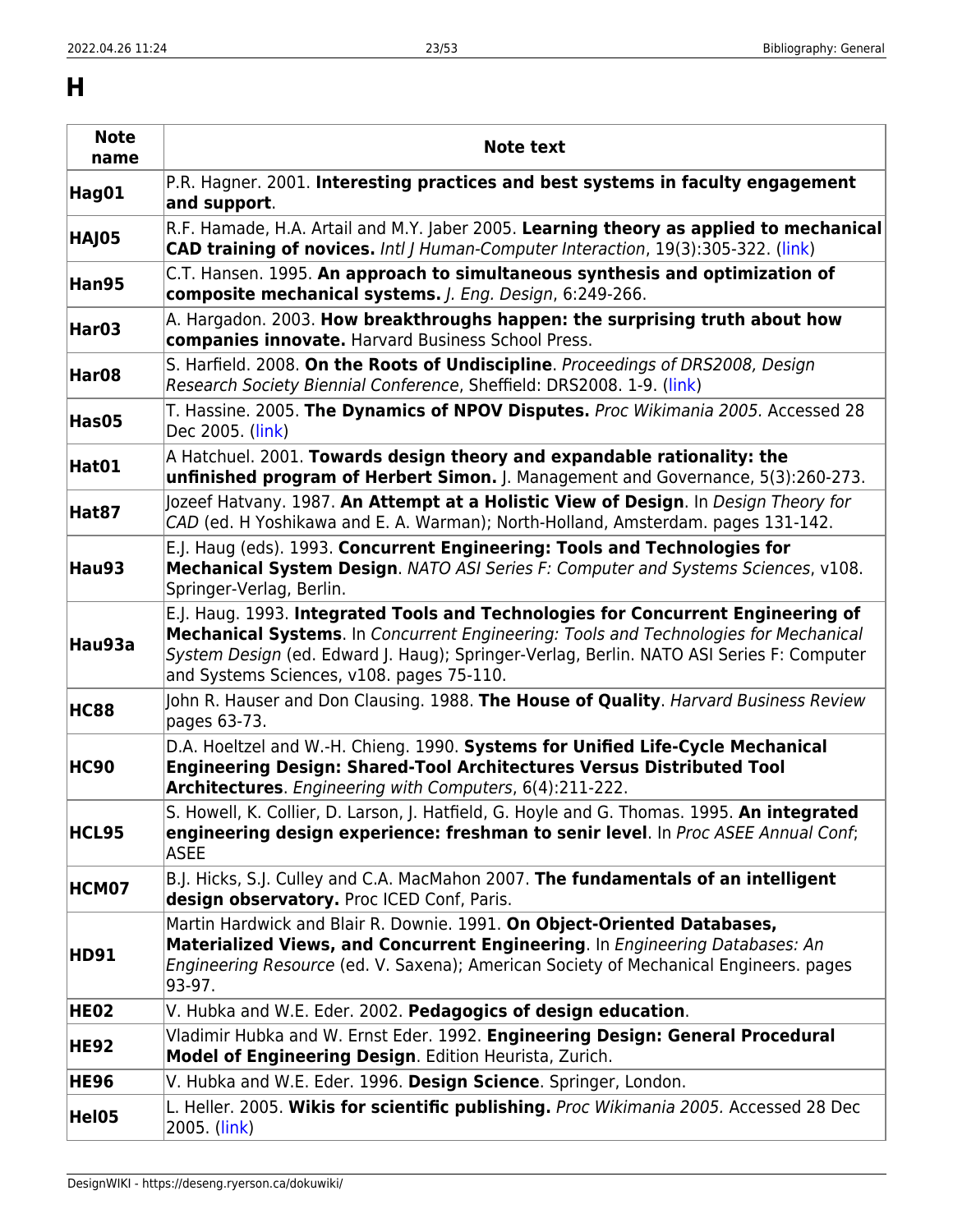# H

| Note name | Note text |
| --- | --- |
| **Hag01** | P.R. Hagner. 2001. **Interesting practices and best systems in faculty engagement and support**. |
| **HAJ05** | R.F. Hamade, H.A. Artail and M.Y. Jaber 2005. **Learning theory as applied to mechanical CAD training of novices.** *Intl J Human-Computer Interaction*, 19(3):305-322. (link) |
| **Han95** | C.T. Hansen. 1995. **An approach to simultaneous synthesis and optimization of composite mechanical systems.** *J. Eng. Design*, 6:249-266. |
| **Har03** | A. Hargadon. 2003. **How breakthroughs happen: the surprising truth about how companies innovate.** Harvard Business School Press. |
| **Har08** | S. Harfield. 2008. **On the Roots of Undiscipline**. *Proceedings of DRS2008, Design Research Society Biennial Conference*, Sheffield: DRS2008. 1-9. (link) |
| **Has05** | T. Hassine. 2005. **The Dynamics of NPOV Disputes.** *Proc Wikimania 2005.* Accessed 28 Dec 2005. (link) |
| **Hat01** | A Hatchuel. 2001. **Towards design theory and expandable rationality: the unfinished program of Herbert Simon.** J. Management and Governance, 5(3):260-273. |
| **Hat87** | Jozeef Hatvany. 1987. **An Attempt at a Holistic View of Design**. In *Design Theory for CAD* (ed. H Yoshikawa and E. A. Warman); North-Holland, Amsterdam. pages 131-142. |
| **Hau93** | E.J. Haug (eds). 1993. **Concurrent Engineering: Tools and Technologies for Mechanical System Design**. *NATO ASI Series F: Computer and Systems Sciences*, v108. Springer-Verlag, Berlin. |
| **Hau93a** | E.J. Haug. 1993. **Integrated Tools and Technologies for Concurrent Engineering of Mechanical Systems**. In *Concurrent Engineering: Tools and Technologies for Mechanical System Design* (ed. Edward J. Haug); Springer-Verlag, Berlin. NATO ASI Series F: Computer and Systems Sciences, v108. pages 75-110. |
| **HC88** | John R. Hauser and Don Clausing. 1988. **The House of Quality**. *Harvard Business Review* pages 63-73. |
| **HC90** | D.A. Hoeltzel and W.-H. Chieng. 1990. **Systems for Unified Life-Cycle Mechanical Engineering Design: Shared-Tool Architectures Versus Distributed Tool Architectures**. *Engineering with Computers*, 6(4):211-222. |
| **HCL95** | S. Howell, K. Collier, D. Larson, J. Hatfield, G. Hoyle and G. Thomas. 1995. **An integrated engineering design experience: freshman to senir level**. In *Proc ASEE Annual Conf*; ASEE |
| **HCM07** | B.J. Hicks, S.J. Culley and C.A. MacMahon 2007. **The fundamentals of an intelligent design observatory.** Proc ICED Conf, Paris. |
| **HD91** | Martin Hardwick and Blair R. Downie. 1991. **On Object-Oriented Databases, Materialized Views, and Concurrent Engineering**. In *Engineering Databases: An Engineering Resource* (ed. V. Saxena); American Society of Mechanical Engineers. pages 93-97. |
| **HE02** | V. Hubka and W.E. Eder. 2002. **Pedagogics of design education**. |
| **HE92** | Vladimir Hubka and W. Ernst Eder. 1992. **Engineering Design: General Procedural Model of Engineering Design**. Edition Heurista, Zurich. |
| **HE96** | V. Hubka and W.E. Eder. 1996. **Design Science**. Springer, London. |
| **Hel05** | L. Heller. 2005. **Wikis for scientific publishing.** *Proc Wikimania 2005.* Accessed 28 Dec 2005. (link) |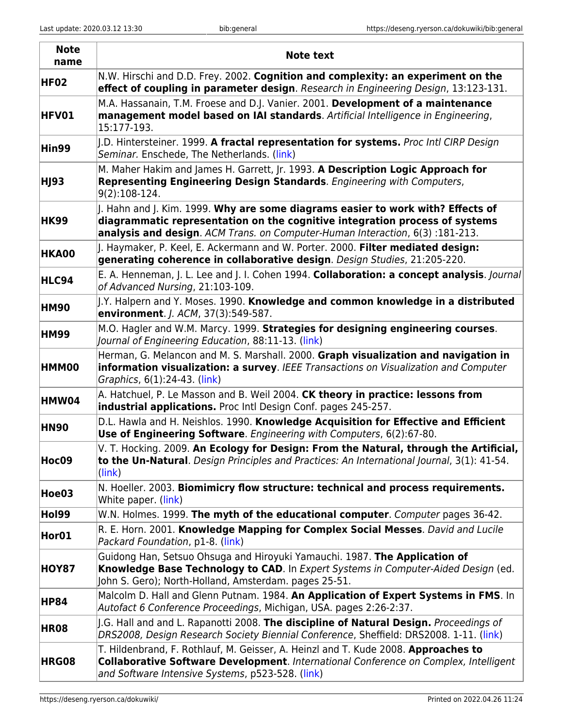| Note name | Note text |
|---|---|
| **HF02** | N.W. Hirschi and D.D. Frey. 2002. **Cognition and complexity: an experiment on the effect of coupling in parameter design**. *Research in Engineering Design*, 13:123-131. |
| **HFV01** | M.A. Hassanain, T.M. Froese and D.J. Vanier. 2001. **Development of a maintenance management model based on IAI standards**. *Artificial Intelligence in Engineering*, 15:177-193. |
| **Hin99** | J.D. Hintersteiner. 1999. **A fractal representation for systems.** *Proc Intl CIRP Design Seminar.* Enschede, The Netherlands. (link) |
| **HJ93** | M. Maher Hakim and James H. Garrett, Jr. 1993. **A Description Logic Approach for Representing Engineering Design Standards**. *Engineering with Computers*, 9(2):108-124. |
| **HK99** | J. Hahn and J. Kim. 1999. **Why are some diagrams easier to work with? Effects of diagrammatic representation on the cognitive integration process of systems analysis and design**. *ACM Trans. on Computer-Human Interaction*, 6(3) :181-213. |
| **HKA00** | J. Haymaker, P. Keel, E. Ackermann and W. Porter. 2000. **Filter mediated design: generating coherence in collaborative design**. *Design Studies*, 21:205-220. |
| **HLC94** | E. A. Henneman, J. L. Lee and J. I. Cohen 1994. **Collaboration: a concept analysis**. *Journal of Advanced Nursing*, 21:103-109. |
| **HM90** | J.Y. Halpern and Y. Moses. 1990. **Knowledge and common knowledge in a distributed environment**. *J. ACM*, 37(3):549-587. |
| **HM99** | M.O. Hagler and W.M. Marcy. 1999. **Strategies for designing engineering courses**. *Journal of Engineering Education*, 88:11-13. (link) |
| **HMM00** | Herman, G. Melancon and M. S. Marshall. 2000. **Graph visualization and navigation in information visualization: a survey**. *IEEE Transactions on Visualization and Computer Graphics*, 6(1):24-43. (link) |
| **HMW04** | A. Hatchuel, P. Le Masson and B. Weil 2004. **CK theory in practice: lessons from industrial applications.** Proc Intl Design Conf. pages 245-257. |
| **HN90** | D.L. Hawla and H. Neishlos. 1990. **Knowledge Acquisition for Effective and Efficient Use of Engineering Software**. *Engineering with Computers*, 6(2):67-80. |
| **Hoc09** | V. T. Hocking. 2009. **An Ecology for Design: From the Natural, through the Artificial, to the Un-Natural**. *Design Principles and Practices: An International Journal*, 3(1): 41-54. (link) |
| **Hoe03** | N. Hoeller. 2003. **Biomimicry flow structure: technical and process requirements.** White paper. (link) |
| **Hol99** | W.N. Holmes. 1999. **The myth of the educational computer**. *Computer* pages 36-42. |
| **Hor01** | R. E. Horn. 2001. **Knowledge Mapping for Complex Social Messes**. *David and Lucile Packard Foundation*, p1-8. (link) |
| **HOY87** | Guidong Han, Setsuo Ohsuga and Hiroyuki Yamauchi. 1987. **The Application of Knowledge Base Technology to CAD**. In *Expert Systems in Computer-Aided Design* (ed. John S. Gero); North-Holland, Amsterdam. pages 25-51. |
| **HP84** | Malcolm D. Hall and Glenn Putnam. 1984. **An Application of Expert Systems in FMS**. In *Autofact 6 Conference Proceedings*, Michigan, USA. pages 2:26-2:37. |
| **HR08** | J.G. Hall and and L. Rapanotti 2008. **The discipline of Natural Design.** *Proceedings of DRS2008, Design Research Society Biennial Conference*, Sheffield: DRS2008. 1-11. (link) |
| **HRG08** | T. Hildenbrand, F. Rothlauf, M. Geisser, A. Heinzl and T. Kude 2008. **Approaches to Collaborative Software Development**. *International Conference on Complex, Intelligent and Software Intensive Systems*, p523-528. (link) |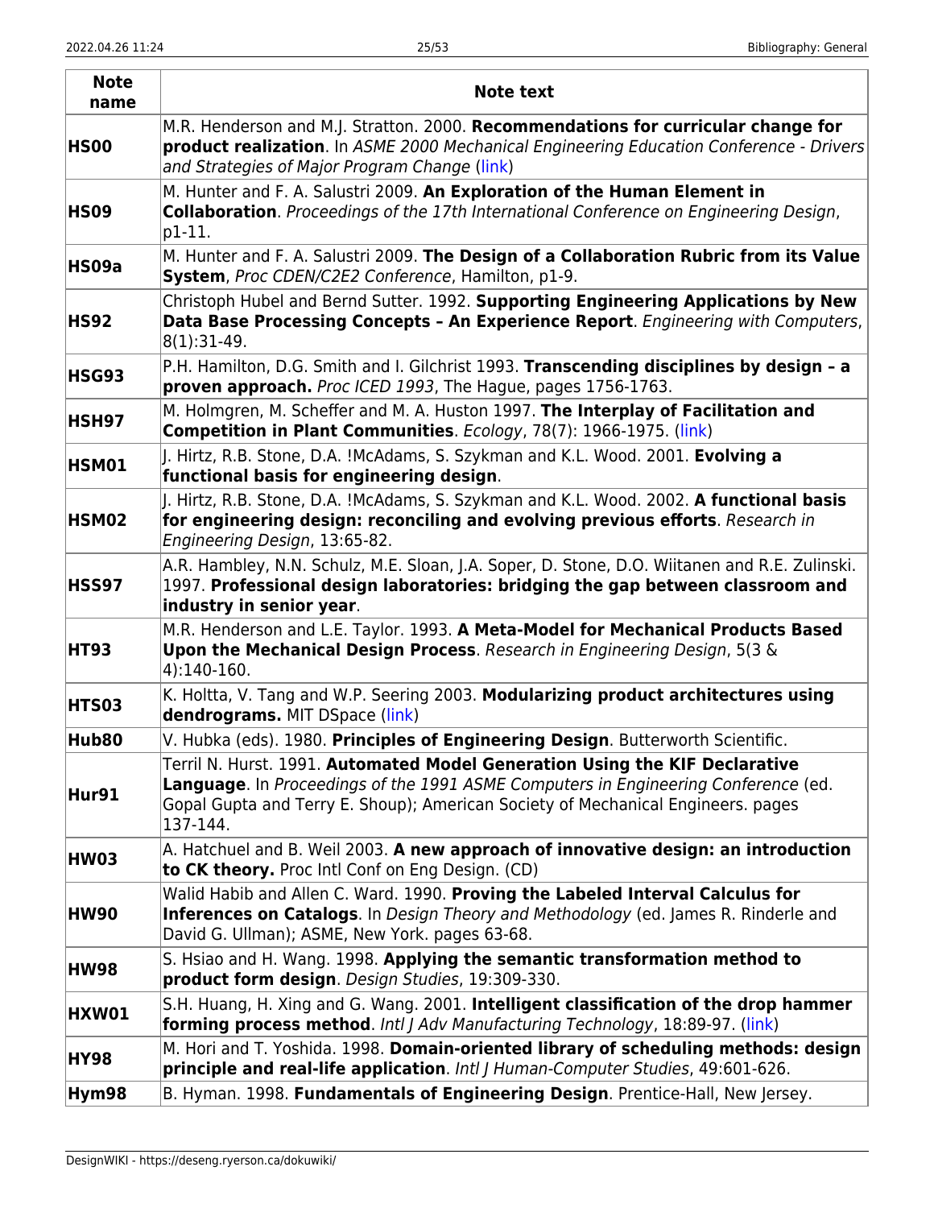| Note name | Note text |
|---|---|
| **HS00** | M.R. Henderson and M.J. Stratton. 2000. **Recommendations for curricular change for product realization**. In *ASME 2000 Mechanical Engineering Education Conference - Drivers and Strategies of Major Program Change* (link) |
| **HS09** | M. Hunter and F. A. Salustri 2009. **An Exploration of the Human Element in Collaboration**. *Proceedings of the 17th International Conference on Engineering Design*, p1-11. |
| **HS09a** | M. Hunter and F. A. Salustri 2009. **The Design of a Collaboration Rubric from its Value System**, *Proc CDEN/C2E2 Conference*, Hamilton, p1-9. |
| **HS92** | Christoph Hubel and Bernd Sutter. 1992. **Supporting Engineering Applications by New Data Base Processing Concepts – An Experience Report**. *Engineering with Computers*, 8(1):31-49. |
| **HSG93** | P.H. Hamilton, D.G. Smith and I. Gilchrist 1993. **Transcending disciplines by design – a proven approach.** *Proc ICED 1993*, The Hague, pages 1756-1763. |
| **HSH97** | M. Holmgren, M. Scheffer and M. A. Huston 1997. **The Interplay of Facilitation and Competition in Plant Communities**. *Ecology*, 78(7): 1966-1975. (link) |
| **HSM01** | J. Hirtz, R.B. Stone, D.A. !McAdams, S. Szykman and K.L. Wood. 2001. **Evolving a functional basis for engineering design**. |
| **HSM02** | J. Hirtz, R.B. Stone, D.A. !McAdams, S. Szykman and K.L. Wood. 2002. **A functional basis for engineering design: reconciling and evolving previous efforts**. *Research in Engineering Design*, 13:65-82. |
| **HSS97** | A.R. Hambley, N.N. Schulz, M.E. Sloan, J.A. Soper, D. Stone, D.O. Wiitanen and R.E. Zulinski. 1997. **Professional design laboratories: bridging the gap between classroom and industry in senior year**. |
| **HT93** | M.R. Henderson and L.E. Taylor. 1993. **A Meta-Model for Mechanical Products Based Upon the Mechanical Design Process**. *Research in Engineering Design*, 5(3 & 4):140-160. |
| **HTS03** | K. Holtta, V. Tang and W.P. Seering 2003. **Modularizing product architectures using dendrograms.** MIT DSpace (link) |
| **Hub80** | V. Hubka (eds). 1980. **Principles of Engineering Design**. Butterworth Scientific. |
| **Hur91** | Terril N. Hurst. 1991. **Automated Model Generation Using the KIF Declarative Language**. In *Proceedings of the 1991 ASME Computers in Engineering Conference* (ed. Gopal Gupta and Terry E. Shoup); American Society of Mechanical Engineers. pages 137-144. |
| **HW03** | A. Hatchuel and B. Weil 2003. **A new approach of innovative design: an introduction to CK theory.** Proc Intl Conf on Eng Design. (CD) |
| **HW90** | Walid Habib and Allen C. Ward. 1990. **Proving the Labeled Interval Calculus for Inferences on Catalogs**. In *Design Theory and Methodology* (ed. James R. Rinderle and David G. Ullman); ASME, New York. pages 63-68. |
| **HW98** | S. Hsiao and H. Wang. 1998. **Applying the semantic transformation method to product form design**. *Design Studies*, 19:309-330. |
| **HXW01** | S.H. Huang, H. Xing and G. Wang. 2001. **Intelligent classification of the drop hammer forming process method**. *Intl J Adv Manufacturing Technology*, 18:89-97. (link) |
| **HY98** | M. Hori and T. Yoshida. 1998. **Domain-oriented library of scheduling methods: design principle and real-life application**. *Intl J Human-Computer Studies*, 49:601-626. |
| **Hym98** | B. Hyman. 1998. **Fundamentals of Engineering Design**. Prentice-Hall, New Jersey. |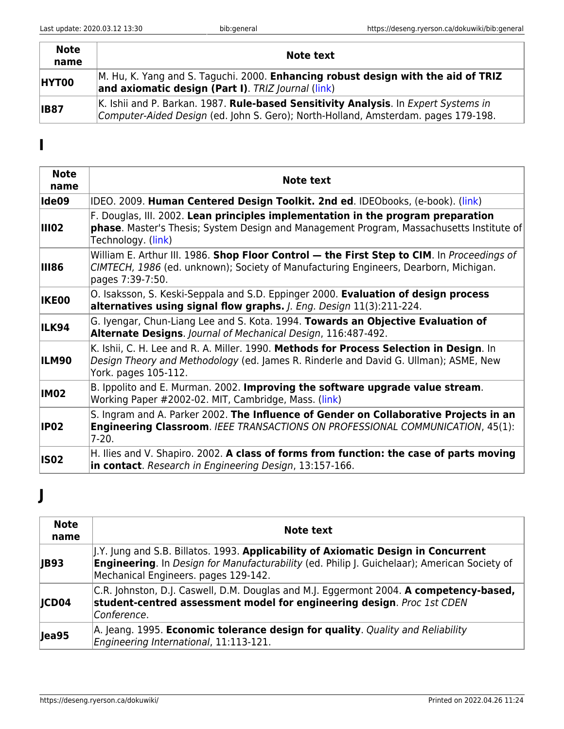| Note name | Note text |
| --- | --- |
| HYT00 | M. Hu, K. Yang and S. Taguchi. 2000. **Enhancing robust design with the aid of TRIZ and axiomatic design (Part I)**. *TRIZ Journal* (link) |
| IB87 | K. Ishii and P. Barkan. 1987. **Rule-based Sensitivity Analysis**. In *Expert Systems in Computer-Aided Design* (ed. John S. Gero); North-Holland, Amsterdam. pages 179-198. |

# I

| Note name | Note text |
| --- | --- |
| Ide09 | IDEO. 2009. **Human Centered Design Toolkit. 2nd ed**. IDEObooks, (e-book). (link) |
| III02 | F. Douglas, III. 2002. **Lean principles implementation in the program preparation phase**. Master's Thesis; System Design and Management Program, Massachusetts Institute of Technology. (link) |
| III86 | William E. Arthur III. 1986. **Shop Floor Control — the First Step to CIM**. In *Proceedings of CIMTECH, 1986* (ed. unknown); Society of Manufacturing Engineers, Dearborn, Michigan. pages 7:39-7:50. |
| IKE00 | O. Isaksson, S. Keski-Seppala and S.D. Eppinger 2000. **Evaluation of design process alternatives using signal flow graphs.** *J. Eng. Design* 11(3):211-224. |
| ILK94 | G. Iyengar, Chun-Liang Lee and S. Kota. 1994. **Towards an Objective Evaluation of Alternate Designs**. *Journal of Mechanical Design*, 116:487-492. |
| ILM90 | K. Ishii, C. H. Lee and R. A. Miller. 1990. **Methods for Process Selection in Design**. In *Design Theory and Methodology* (ed. James R. Rinderle and David G. Ullman); ASME, New York. pages 105-112. |
| IM02 | B. Ippolito and E. Murman. 2002. **Improving the software upgrade value stream**. Working Paper #2002-02. MIT, Cambridge, Mass. (link) |
| IP02 | S. Ingram and A. Parker 2002. **The Influence of Gender on Collaborative Projects in an Engineering Classroom**. *IEEE TRANSACTIONS ON PROFESSIONAL COMMUNICATION*, 45(1): 7-20. |
| IS02 | H. Ilies and V. Shapiro. 2002. **A class of forms from function: the case of parts moving in contact**. *Research in Engineering Design*, 13:157-166. |

# J

| Note name | Note text |
| --- | --- |
| JB93 | J.Y. Jung and S.B. Billatos. 1993. **Applicability of Axiomatic Design in Concurrent Engineering**. In *Design for Manufacturability* (ed. Philip J. Guichelaar); American Society of Mechanical Engineers. pages 129-142. |
| JCD04 | C.R. Johnston, D.J. Caswell, D.M. Douglas and M.J. Eggermont 2004. **A competency-based, student-centred assessment model for engineering design**. *Proc 1st CDEN Conference*. |
| Jea95 | A. Jeang. 1995. **Economic tolerance design for quality**. *Quality and Reliability Engineering International*, 11:113-121. |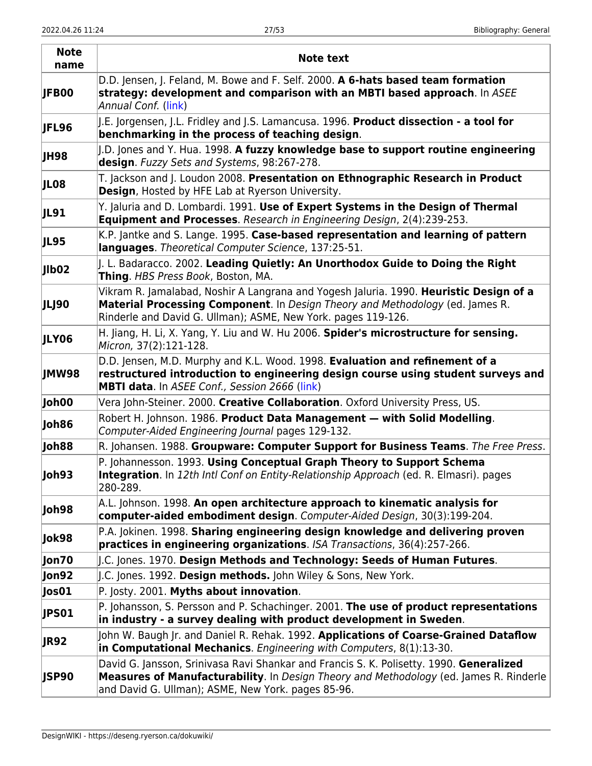| Note name | Note text |
|---|---|
| **JFB00** | D.D. Jensen, J. Feland, M. Bowe and F. Self. 2000. **A 6-hats based team formation strategy: development and comparison with an MBTI based approach**. In *ASEE Annual Conf.* (link) |
| **JFL96** | J.E. Jorgensen, J.L. Fridley and J.S. Lamancusa. 1996. **Product dissection - a tool for benchmarking in the process of teaching design**. |
| **JH98** | J.D. Jones and Y. Hua. 1998. **A fuzzy knowledge base to support routine engineering design**. *Fuzzy Sets and Systems*, 98:267-278. |
| **JL08** | T. Jackson and J. Loudon 2008. **Presentation on Ethnographic Research in Product Design**, Hosted by HFE Lab at Ryerson University. |
| **JL91** | Y. Jaluria and D. Lombardi. 1991. **Use of Expert Systems in the Design of Thermal Equipment and Processes**. *Research in Engineering Design*, 2(4):239-253. |
| **JL95** | K.P. Jantke and S. Lange. 1995. **Case-based representation and learning of pattern languages**. *Theoretical Computer Science*, 137:25-51. |
| **Jlb02** | J. L. Badaracco. 2002. **Leading Quietly: An Unorthodox Guide to Doing the Right Thing**. *HBS Press Book*, Boston, MA. |
| **JLJ90** | Vikram R. Jamalabad, Noshir A Langrana and Yogesh Jaluria. 1990. **Heuristic Design of a Material Processing Component**. In *Design Theory and Methodology* (ed. James R. Rinderle and David G. Ullman); ASME, New York. pages 119-126. |
| **JLY06** | H. Jiang, H. Li, X. Yang, Y. Liu and W. Hu 2006. **Spider's microstructure for sensing.** *Micron,* 37(2):121-128. |
| **JMW98** | D.D. Jensen, M.D. Murphy and K.L. Wood. 1998. **Evaluation and refinement of a restructured introduction to engineering design course using student surveys and MBTI data**. In *ASEE Conf., Session 2666* (link) |
| **Joh00** | Vera John-Steiner. 2000. **Creative Collaboration**. Oxford University Press, US. |
| **Joh86** | Robert H. Johnson. 1986. **Product Data Management — with Solid Modelling**. *Computer-Aided Engineering Journal* pages 129-132. |
| **Joh88** | R. Johansen. 1988. **Groupware: Computer Support for Business Teams**. *The Free Press*. |
| **Joh93** | P. Johannesson. 1993. **Using Conceptual Graph Theory to Support Schema Integration**. In *12th Intl Conf on Entity-Relationship Approach* (ed. R. Elmasri). pages 280-289. |
| **Joh98** | A.L. Johnson. 1998. **An open architecture approach to kinematic analysis for computer-aided embodiment design**. *Computer-Aided Design*, 30(3):199-204. |
| **Jok98** | P.A. Jokinen. 1998. **Sharing engineering design knowledge and delivering proven practices in engineering organizations**. *ISA Transactions*, 36(4):257-266. |
| **Jon70** | J.C. Jones. 1970. **Design Methods and Technology: Seeds of Human Futures**. |
| **Jon92** | J.C. Jones. 1992. **Design methods.** John Wiley & Sons, New York. |
| **Jos01** | P. Josty. 2001. **Myths about innovation**. |
| **JPS01** | P. Johansson, S. Persson and P. Schachinger. 2001. **The use of product representations in industry - a survey dealing with product development in Sweden**. |
| **JR92** | John W. Baugh Jr. and Daniel R. Rehak. 1992. **Applications of Coarse-Grained Dataflow in Computational Mechanics**. *Engineering with Computers*, 8(1):13-30. |
| **JSP90** | David G. Jansson, Srinivasa Ravi Shankar and Francis S. K. Polisetty. 1990. **Generalized Measures of Manufacturability**. In *Design Theory and Methodology* (ed. James R. Rinderle and David G. Ullman); ASME, New York. pages 85-96. |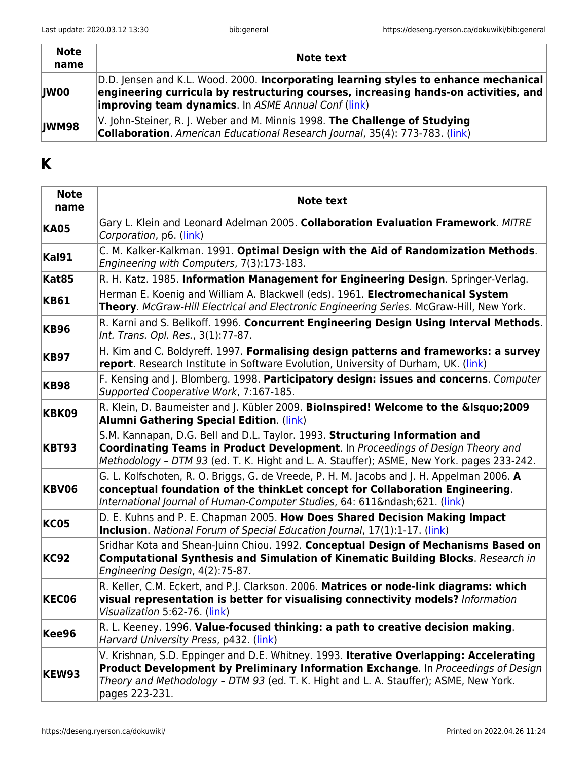| Note name | Note text |
|---|---|
| **JW00** | D.D. Jensen and K.L. Wood. 2000. **Incorporating learning styles to enhance mechanical engineering curricula by restructuring courses, increasing hands-on activities, and improving team dynamics**. In *ASME Annual Conf* (link) |
| **JWM98** | V. John-Steiner, R. J. Weber and M. Minnis 1998. **The Challenge of Studying Collaboration**. *American Educational Research Journal*, 35(4): 773-783. (link) |

## K

| Note name | Note text |
|---|---|
| **KA05** | Gary L. Klein and Leonard Adelman 2005. **Collaboration Evaluation Framework**. *MITRE Corporation*, p6. (link) |
| **Kal91** | C. M. Kalker-Kalkman. 1991. **Optimal Design with the Aid of Randomization Methods**. *Engineering with Computers*, 7(3):173-183. |
| **Kat85** | R. H. Katz. 1985. **Information Management for Engineering Design**. Springer-Verlag. |
| **KB61** | Herman E. Koenig and William A. Blackwell (eds). 1961. **Electromechanical System Theory**. *McGraw-Hill Electrical and Electronic Engineering Series*. McGraw-Hill, New York. |
| **KB96** | R. Karni and S. Belikoff. 1996. **Concurrent Engineering Design Using Interval Methods**. *Int. Trans. Opl. Res.*, 3(1):77-87. |
| **KB97** | H. Kim and C. Boldyreff. 1997. **Formalising design patterns and frameworks: a survey report**. Research Institute in Software Evolution, University of Durham, UK. (link) |
| **KB98** | F. Kensing and J. Blomberg. 1998. **Participatory design: issues and concerns**. *Computer Supported Cooperative Work*, 7:167-185. |
| **KBK09** | R. Klein, D. Baumeister and J. Kübler 2009. **BioInspired! Welcome to the &lsquo;2009 Alumni Gathering Special Edition**. (link) |
| **KBT93** | S.M. Kannapan, D.G. Bell and D.L. Taylor. 1993. **Structuring Information and Coordinating Teams in Product Development**. In *Proceedings of Design Theory and Methodology – DTM 93* (ed. T. K. Hight and L. A. Stauffer); ASME, New York. pages 233-242. |
| **KBV06** | G. L. Kolfschoten, R. O. Briggs, G. de Vreede, P. H. M. Jacobs and J. H. Appelman 2006. **A conceptual foundation of the thinkLet concept for Collaboration Engineering**. *International Journal of Human-Computer Studies*, 64: 611&ndash;621. (link) |
| **KC05** | D. E. Kuhns and P. E. Chapman 2005. **How Does Shared Decision Making Impact Inclusion**. *National Forum of Special Education Journal*, 17(1):1-17. (link) |
| **KC92** | Sridhar Kota and Shean-Juinn Chiou. 1992. **Conceptual Design of Mechanisms Based on Computational Synthesis and Simulation of Kinematic Building Blocks**. *Research in Engineering Design*, 4(2):75-87. |
| **KEC06** | R. Keller, C.M. Eckert, and P.J. Clarkson. 2006. **Matrices or node-link diagrams: which visual representation is better for visualising connectivity models?** *Information Visualization* 5:62-76. (link) |
| **Kee96** | R. L. Keeney. 1996. **Value-focused thinking: a path to creative decision making**. *Harvard University Press*, p432. (link) |
| **KEW93** | V. Krishnan, S.D. Eppinger and D.E. Whitney. 1993. **Iterative Overlapping: Accelerating Product Development by Preliminary Information Exchange**. In *Proceedings of Design Theory and Methodology – DTM 93* (ed. T. K. Hight and L. A. Stauffer); ASME, New York. pages 223-231. |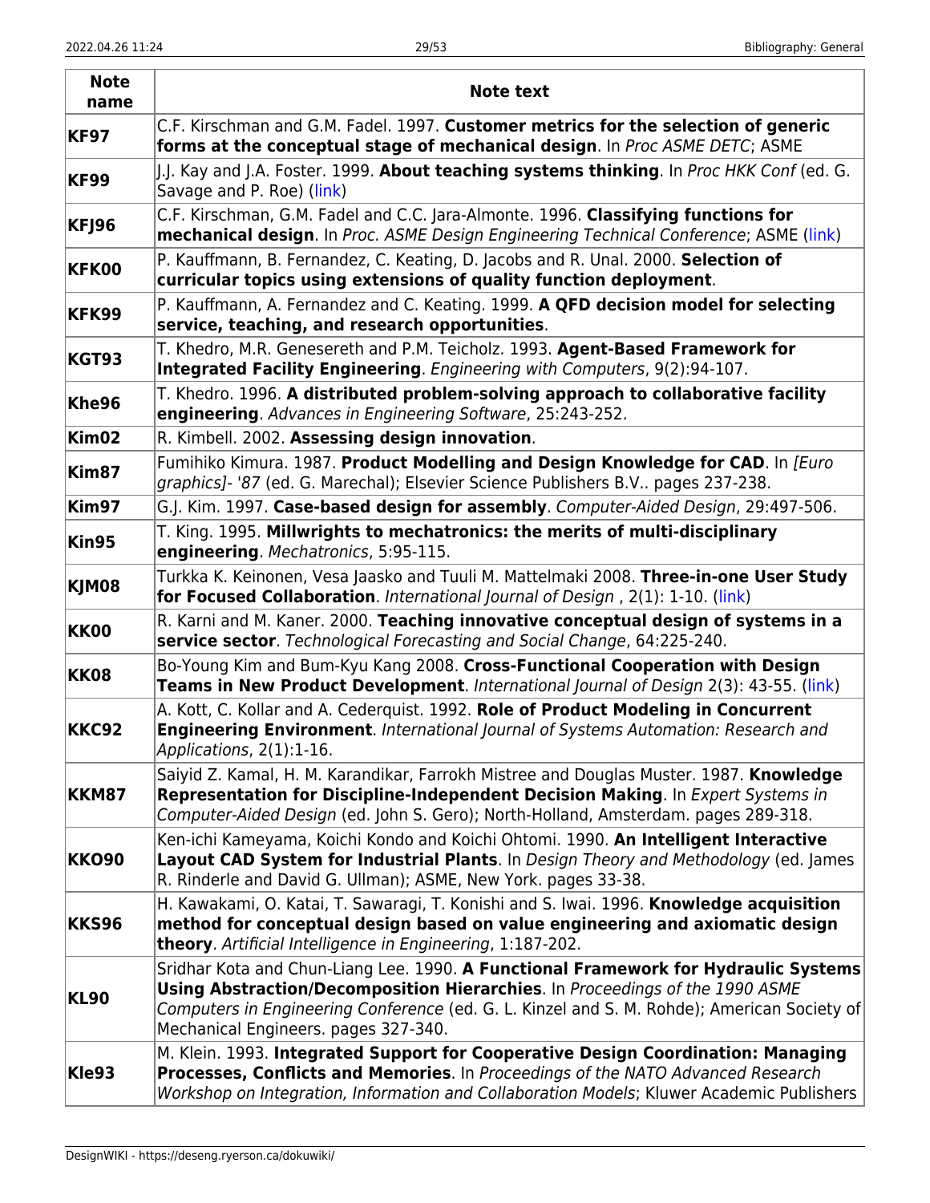| Note name | Note text |
|---|---|
| **KF97** | C.F. Kirschman and G.M. Fadel. 1997. **Customer metrics for the selection of generic forms at the conceptual stage of mechanical design**. In *Proc ASME DETC*; ASME |
| **KF99** | J.J. Kay and J.A. Foster. 1999. **About teaching systems thinking**. In *Proc HKK Conf* (ed. G. Savage and P. Roe) (link) |
| **KFJ96** | C.F. Kirschman, G.M. Fadel and C.C. Jara-Almonte. 1996. **Classifying functions for mechanical design**. In *Proc. ASME Design Engineering Technical Conference*; ASME (link) |
| **KFK00** | P. Kauffmann, B. Fernandez, C. Keating, D. Jacobs and R. Unal. 2000. **Selection of curricular topics using extensions of quality function deployment**. |
| **KFK99** | P. Kauffmann, A. Fernandez and C. Keating. 1999. **A QFD decision model for selecting service, teaching, and research opportunities**. |
| **KGT93** | T. Khedro, M.R. Genesereth and P.M. Teicholz. 1993. **Agent-Based Framework for Integrated Facility Engineering**. *Engineering with Computers*, 9(2):94-107. |
| **Khe96** | T. Khedro. 1996. **A distributed problem-solving approach to collaborative facility engineering**. *Advances in Engineering Software*, 25:243-252. |
| **Kim02** | R. Kimbell. 2002. **Assessing design innovation**. |
| **Kim87** | Fumihiko Kimura. 1987. **Product Modelling and Design Knowledge for CAD**. In *[Euro graphics]- '87* (ed. G. Marechal); Elsevier Science Publishers B.V.. pages 237-238. |
| **Kim97** | G.J. Kim. 1997. **Case-based design for assembly**. *Computer-Aided Design*, 29:497-506. |
| **Kin95** | T. King. 1995. **Millwrights to mechatronics: the merits of multi-disciplinary engineering**. *Mechatronics*, 5:95-115. |
| **KJM08** | Turkka K. Keinonen, Vesa Jaasko and Tuuli M. Mattelmaki 2008. **Three-in-one User Study for Focused Collaboration**. *International Journal of Design* , 2(1): 1-10. (link) |
| **KK00** | R. Karni and M. Kaner. 2000. **Teaching innovative conceptual design of systems in a service sector**. *Technological Forecasting and Social Change*, 64:225-240. |
| **KK08** | Bo-Young Kim and Bum-Kyu Kang 2008. **Cross-Functional Cooperation with Design Teams in New Product Development**. *International Journal of Design* 2(3): 43-55. (link) |
| **KKC92** | A. Kott, C. Kollar and A. Cederquist. 1992. **Role of Product Modeling in Concurrent Engineering Environment**. *International Journal of Systems Automation: Research and Applications*, 2(1):1-16. |
| **KKM87** | Saiyid Z. Kamal, H. M. Karandikar, Farrokh Mistree and Douglas Muster. 1987. **Knowledge Representation for Discipline-Independent Decision Making**. In *Expert Systems in Computer-Aided Design* (ed. John S. Gero); North-Holland, Amsterdam. pages 289-318. |
| **KKO90** | Ken-ichi Kameyama, Koichi Kondo and Koichi Ohtomi. 1990. **An Intelligent Interactive Layout CAD System for Industrial Plants**. In *Design Theory and Methodology* (ed. James R. Rinderle and David G. Ullman); ASME, New York. pages 33-38. |
| **KKS96** | H. Kawakami, O. Katai, T. Sawaragi, T. Konishi and S. Iwai. 1996. **Knowledge acquisition method for conceptual design based on value engineering and axiomatic design theory**. *Artificial Intelligence in Engineering*, 1:187-202. |
| **KL90** | Sridhar Kota and Chun-Liang Lee. 1990. **A Functional Framework for Hydraulic Systems Using Abstraction/Decomposition Hierarchies**. In *Proceedings of the 1990 ASME Computers in Engineering Conference* (ed. G. L. Kinzel and S. M. Rohde); American Society of Mechanical Engineers. pages 327-340. |
| **Kle93** | M. Klein. 1993. **Integrated Support for Cooperative Design Coordination: Managing Processes, Conflicts and Memories**. In *Proceedings of the NATO Advanced Research Workshop on Integration, Information and Collaboration Models*; Kluwer Academic Publishers |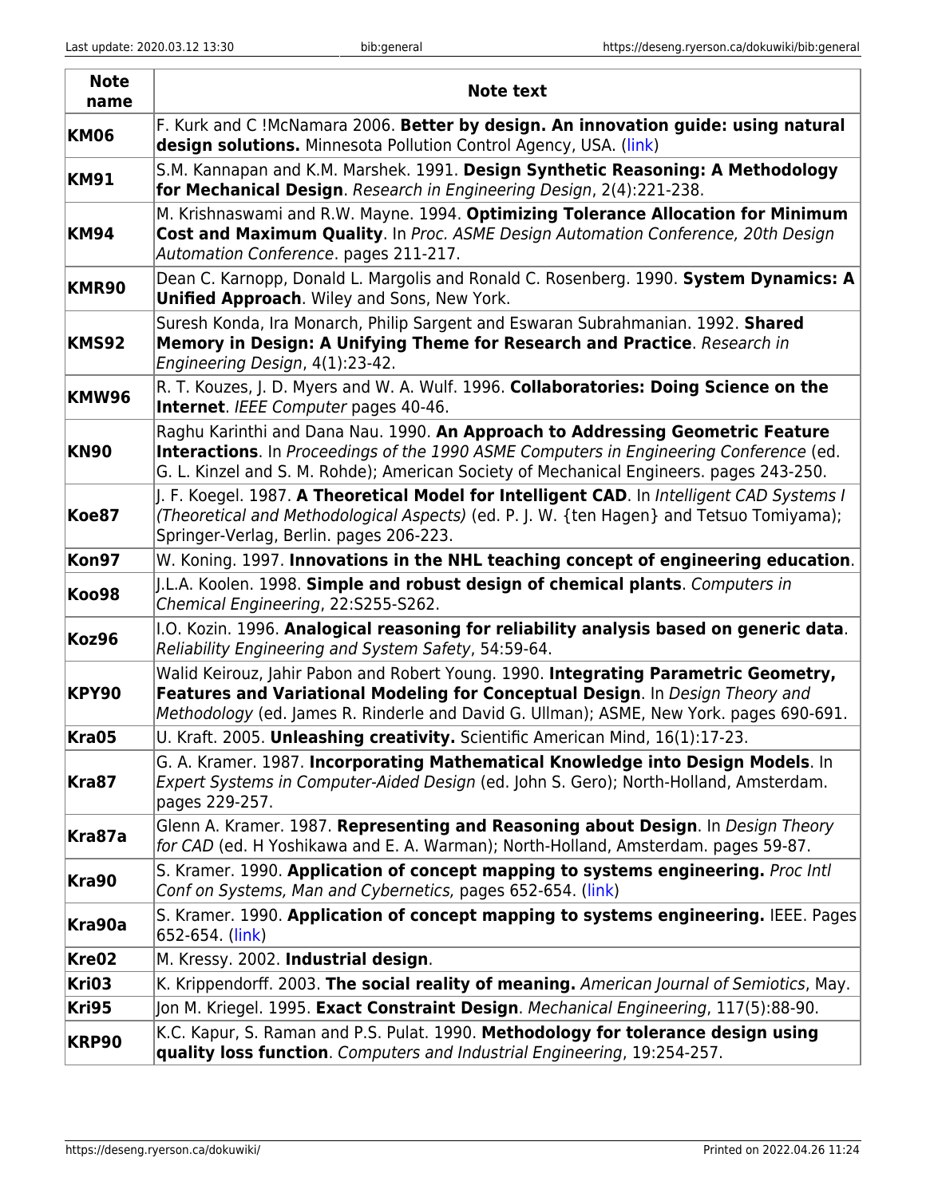| Note name | Note text |
|---|---|
| **KM06** | F. Kurk and C !McNamara 2006. **Better by design. An innovation guide: using natural design solutions.** Minnesota Pollution Control Agency, USA. (link) |
| **KM91** | S.M. Kannapan and K.M. Marshek. 1991. **Design Synthetic Reasoning: A Methodology for Mechanical Design**. *Research in Engineering Design*, 2(4):221-238. |
| **KM94** | M. Krishnaswami and R.W. Mayne. 1994. **Optimizing Tolerance Allocation for Minimum Cost and Maximum Quality**. In *Proc. ASME Design Automation Conference, 20th Design Automation Conference*. pages 211-217. |
| **KMR90** | Dean C. Karnopp, Donald L. Margolis and Ronald C. Rosenberg. 1990. **System Dynamics: A Unified Approach**. Wiley and Sons, New York. |
| **KMS92** | Suresh Konda, Ira Monarch, Philip Sargent and Eswaran Subrahmanian. 1992. **Shared Memory in Design: A Unifying Theme for Research and Practice**. *Research in Engineering Design*, 4(1):23-42. |
| **KMW96** | R. T. Kouzes, J. D. Myers and W. A. Wulf. 1996. **Collaboratories: Doing Science on the Internet**. *IEEE Computer* pages 40-46. |
| **KN90** | Raghu Karinthi and Dana Nau. 1990. **An Approach to Addressing Geometric Feature Interactions**. In *Proceedings of the 1990 ASME Computers in Engineering Conference* (ed. G. L. Kinzel and S. M. Rohde); American Society of Mechanical Engineers. pages 243-250. |
| **Koe87** | J. F. Koegel. 1987. **A Theoretical Model for Intelligent CAD**. In *Intelligent CAD Systems I (Theoretical and Methodological Aspects)* (ed. P. J. W. {ten Hagen} and Tetsuo Tomiyama); Springer-Verlag, Berlin. pages 206-223. |
| **Kon97** | W. Koning. 1997. **Innovations in the NHL teaching concept of engineering education**. |
| **Koo98** | J.L.A. Koolen. 1998. **Simple and robust design of chemical plants**. *Computers in Chemical Engineering*, 22:S255-S262. |
| **Koz96** | I.O. Kozin. 1996. **Analogical reasoning for reliability analysis based on generic data**. *Reliability Engineering and System Safety*, 54:59-64. |
| **KPY90** | Walid Keirouz, Jahir Pabon and Robert Young. 1990. **Integrating Parametric Geometry, Features and Variational Modeling for Conceptual Design**. In *Design Theory and Methodology* (ed. James R. Rinderle and David G. Ullman); ASME, New York. pages 690-691. |
| **Kra05** | U. Kraft. 2005. **Unleashing creativity.** Scientific American Mind, 16(1):17-23. |
| **Kra87** | G. A. Kramer. 1987. **Incorporating Mathematical Knowledge into Design Models**. In *Expert Systems in Computer-Aided Design* (ed. John S. Gero); North-Holland, Amsterdam. pages 229-257. |
| **Kra87a** | Glenn A. Kramer. 1987. **Representing and Reasoning about Design**. In *Design Theory for CAD* (ed. H Yoshikawa and E. A. Warman); North-Holland, Amsterdam. pages 59-87. |
| **Kra90** | S. Kramer. 1990. **Application of concept mapping to systems engineering.** *Proc Intl Conf on Systems, Man and Cybernetics,* pages 652-654. (link) |
| **Kra90a** | S. Kramer. 1990. **Application of concept mapping to systems engineering.** IEEE. Pages 652-654. (link) |
| **Kre02** | M. Kressy. 2002. **Industrial design**. |
| **Kri03** | K. Krippendorff. 2003. **The social reality of meaning.** *American Journal of Semiotics*, May. |
| **Kri95** | Jon M. Kriegel. 1995. **Exact Constraint Design**. *Mechanical Engineering*, 117(5):88-90. |
| **KRP90** | K.C. Kapur, S. Raman and P.S. Pulat. 1990. **Methodology for tolerance design using quality loss function**. *Computers and Industrial Engineering*, 19:254-257. |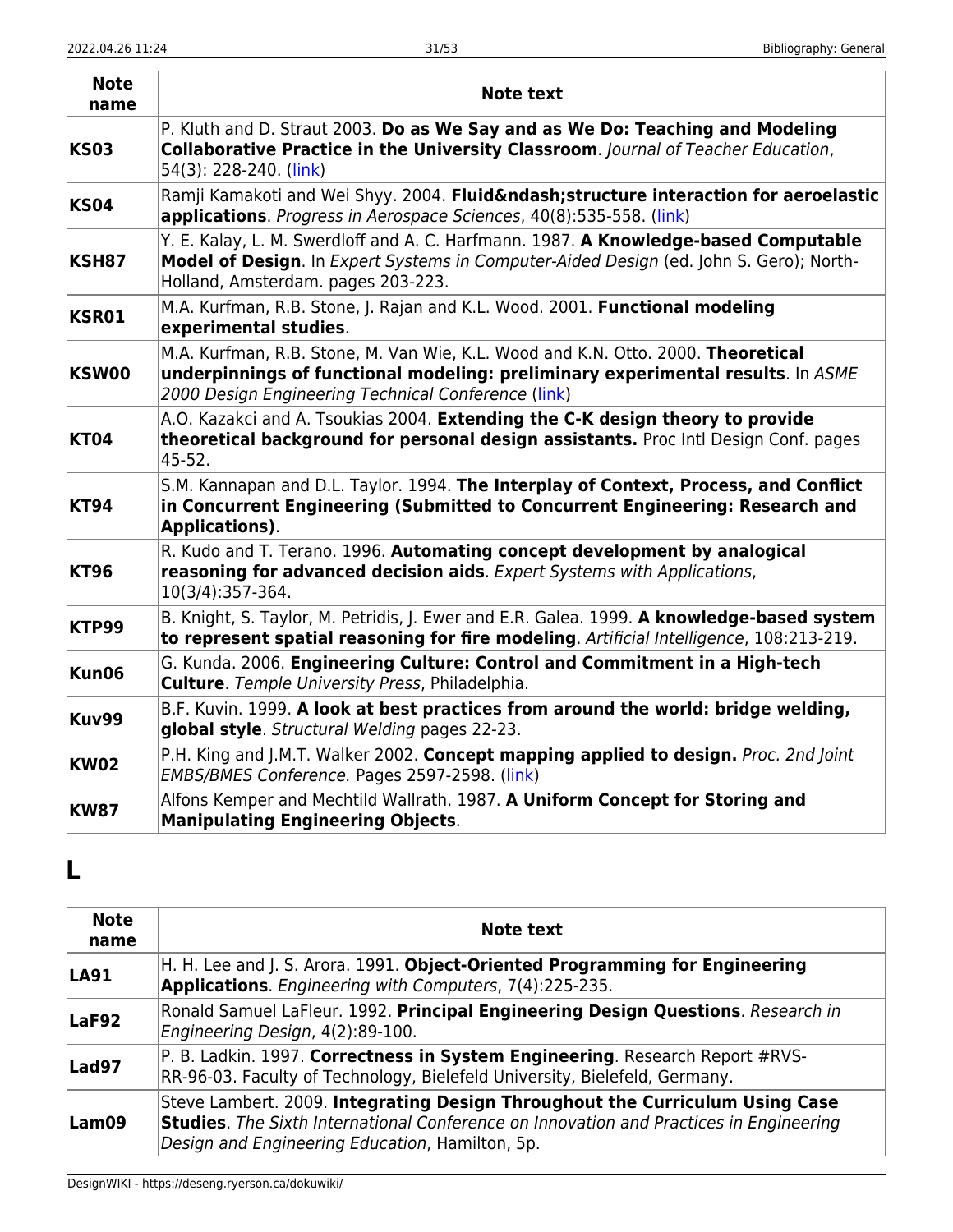| Note name | Note text |
|---|---|
| **KS03** | P. Kluth and D. Straut 2003. **Do as We Say and as We Do: Teaching and Modeling Collaborative Practice in the University Classroom**. *Journal of Teacher Education*, 54(3): 228-240. (link) |
| **KS04** | Ramji Kamakoti and Wei Shyy. 2004. **Fluid&ndash;structure interaction for aeroelastic applications**. *Progress in Aerospace Sciences*, 40(8):535-558. (link) |
| **KSH87** | Y. E. Kalay, L. M. Swerdloff and A. C. Harfmann. 1987. **A Knowledge-based Computable Model of Design**. In *Expert Systems in Computer-Aided Design* (ed. John S. Gero); North-Holland, Amsterdam. pages 203-223. |
| **KSR01** | M.A. Kurfman, R.B. Stone, J. Rajan and K.L. Wood. 2001. **Functional modeling experimental studies**. |
| **KSW00** | M.A. Kurfman, R.B. Stone, M. Van Wie, K.L. Wood and K.N. Otto. 2000. **Theoretical underpinnings of functional modeling: preliminary experimental results**. In *ASME 2000 Design Engineering Technical Conference* (link) |
| **KT04** | A.O. Kazakci and A. Tsoukias 2004. **Extending the C-K design theory to provide theoretical background for personal design assistants.** Proc Intl Design Conf. pages 45-52. |
| **KT94** | S.M. Kannapan and D.L. Taylor. 1994. **The Interplay of Context, Process, and Conflict in Concurrent Engineering (Submitted to Concurrent Engineering: Research and Applications)**. |
| **KT96** | R. Kudo and T. Terano. 1996. **Automating concept development by analogical reasoning for advanced decision aids**. *Expert Systems with Applications*, 10(3/4):357-364. |
| **KTP99** | B. Knight, S. Taylor, M. Petridis, J. Ewer and E.R. Galea. 1999. **A knowledge-based system to represent spatial reasoning for fire modeling**. *Artificial Intelligence*, 108:213-219. |
| **Kun06** | G. Kunda. 2006. **Engineering Culture: Control and Commitment in a High-tech Culture**. *Temple University Press*, Philadelphia. |
| **Kuv99** | B.F. Kuvin. 1999. **A look at best practices from around the world: bridge welding, global style**. *Structural Welding* pages 22-23. |
| **KW02** | P.H. King and J.M.T. Walker 2002. **Concept mapping applied to design.** *Proc. 2nd Joint EMBS/BMES Conference.* Pages 2597-2598. (link) |
| **KW87** | Alfons Kemper and Mechtild Wallrath. 1987. **A Uniform Concept for Storing and Manipulating Engineering Objects**. |

# L

| Note name | Note text |
|---|---|
| **LA91** | H. H. Lee and J. S. Arora. 1991. **Object-Oriented Programming for Engineering Applications**. *Engineering with Computers*, 7(4):225-235. |
| **LaF92** | Ronald Samuel LaFleur. 1992. **Principal Engineering Design Questions**. *Research in Engineering Design*, 4(2):89-100. |
| **Lad97** | P. B. Ladkin. 1997. **Correctness in System Engineering**. Research Report #RVS-RR-96-03. Faculty of Technology, Bielefeld University, Bielefeld, Germany. |
| **Lam09** | Steve Lambert. 2009. **Integrating Design Throughout the Curriculum Using Case Studies**. *The Sixth International Conference on Innovation and Practices in Engineering Design and Engineering Education*, Hamilton, 5p. |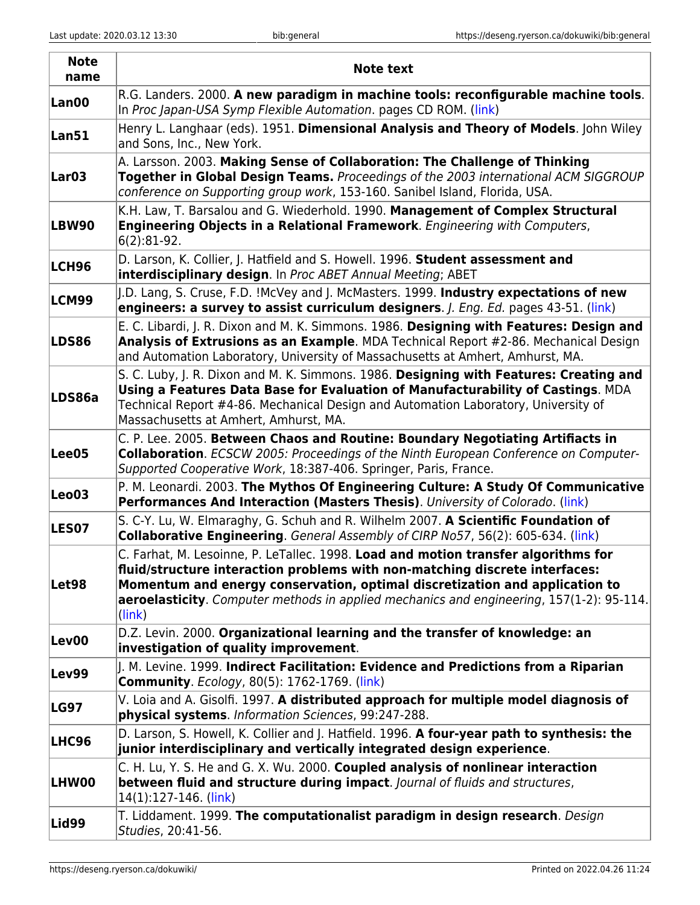| Note name | Note text |
|---|---|
| **Lan00** | R.G. Landers. 2000. **A new paradigm in machine tools: reconfigurable machine tools**. In *Proc Japan-USA Symp Flexible Automation*. pages CD ROM. (link) |
| **Lan51** | Henry L. Langhaar (eds). 1951. **Dimensional Analysis and Theory of Models**. John Wiley and Sons, Inc., New York. |
| **Lar03** | A. Larsson. 2003. **Making Sense of Collaboration: The Challenge of Thinking Together in Global Design Teams.** *Proceedings of the 2003 international ACM SIGGROUP conference on Supporting group work*, 153-160. Sanibel Island, Florida, USA. |
| **LBW90** | K.H. Law, T. Barsalou and G. Wiederhold. 1990. **Management of Complex Structural Engineering Objects in a Relational Framework**. *Engineering with Computers*, 6(2):81-92. |
| **LCH96** | D. Larson, K. Collier, J. Hatfield and S. Howell. 1996. **Student assessment and interdisciplinary design**. In *Proc ABET Annual Meeting*; ABET |
| **LCM99** | J.D. Lang, S. Cruse, F.D. !McVey and J. McMasters. 1999. **Industry expectations of new engineers: a survey to assist curriculum designers**. *J. Eng. Ed.* pages 43-51. (link) |
| **LDS86** | E. C. Libardi, J. R. Dixon and M. K. Simmons. 1986. **Designing with Features: Design and Analysis of Extrusions as an Example**. MDA Technical Report #2-86. Mechanical Design and Automation Laboratory, University of Massachusetts at Amhert, Amhurst, MA. |
| **LDS86a** | S. C. Luby, J. R. Dixon and M. K. Simmons. 1986. **Designing with Features: Creating and Using a Features Data Base for Evaluation of Manufacturability of Castings**. MDA Technical Report #4-86. Mechanical Design and Automation Laboratory, University of Massachusetts at Amhert, Amhurst, MA. |
| **Lee05** | C. P. Lee. 2005. **Between Chaos and Routine: Boundary Negotiating Artifacts in Collaboration**. *ECSCW 2005: Proceedings of the Ninth European Conference on Computer-Supported Cooperative Work*, 18:387-406. Springer, Paris, France. |
| **Leo03** | P. M. Leonardi. 2003. **The Mythos Of Engineering Culture: A Study Of Communicative Performances And Interaction (Masters Thesis)**. *University of Colorado*. (link) |
| **LES07** | S. C-Y. Lu, W. Elmaraghy, G. Schuh and R. Wilhelm 2007. **A Scientific Foundation of Collaborative Engineering**. *General Assembly of CIRP No57*, 56(2): 605-634. (link) |
| **Let98** | C. Farhat, M. Lesoinne, P. LeTallec. 1998. **Load and motion transfer algorithms for fluid/structure interaction problems with non-matching discrete interfaces: Momentum and energy conservation, optimal discretization and application to aeroelasticity**. *Computer methods in applied mechanics and engineering*, 157(1-2): 95-114. (link) |
| **Lev00** | D.Z. Levin. 2000. **Organizational learning and the transfer of knowledge: an investigation of quality improvement**. |
| **Lev99** | J. M. Levine. 1999. **Indirect Facilitation: Evidence and Predictions from a Riparian Community**. *Ecology*, 80(5): 1762-1769. (link) |
| **LG97** | V. Loia and A. Gisolfi. 1997. **A distributed approach for multiple model diagnosis of physical systems**. *Information Sciences*, 99:247-288. |
| **LHC96** | D. Larson, S. Howell, K. Collier and J. Hatfield. 1996. **A four-year path to synthesis: the junior interdisciplinary and vertically integrated design experience**. |
| **LHW00** | C. H. Lu, Y. S. He and G. X. Wu. 2000. **Coupled analysis of nonlinear interaction between fluid and structure during impact**. *Journal of fluids and structures*, 14(1):127-146. (link) |
| **Lid99** | T. Liddament. 1999. **The computationalist paradigm in design research**. *Design Studies*, 20:41-56. |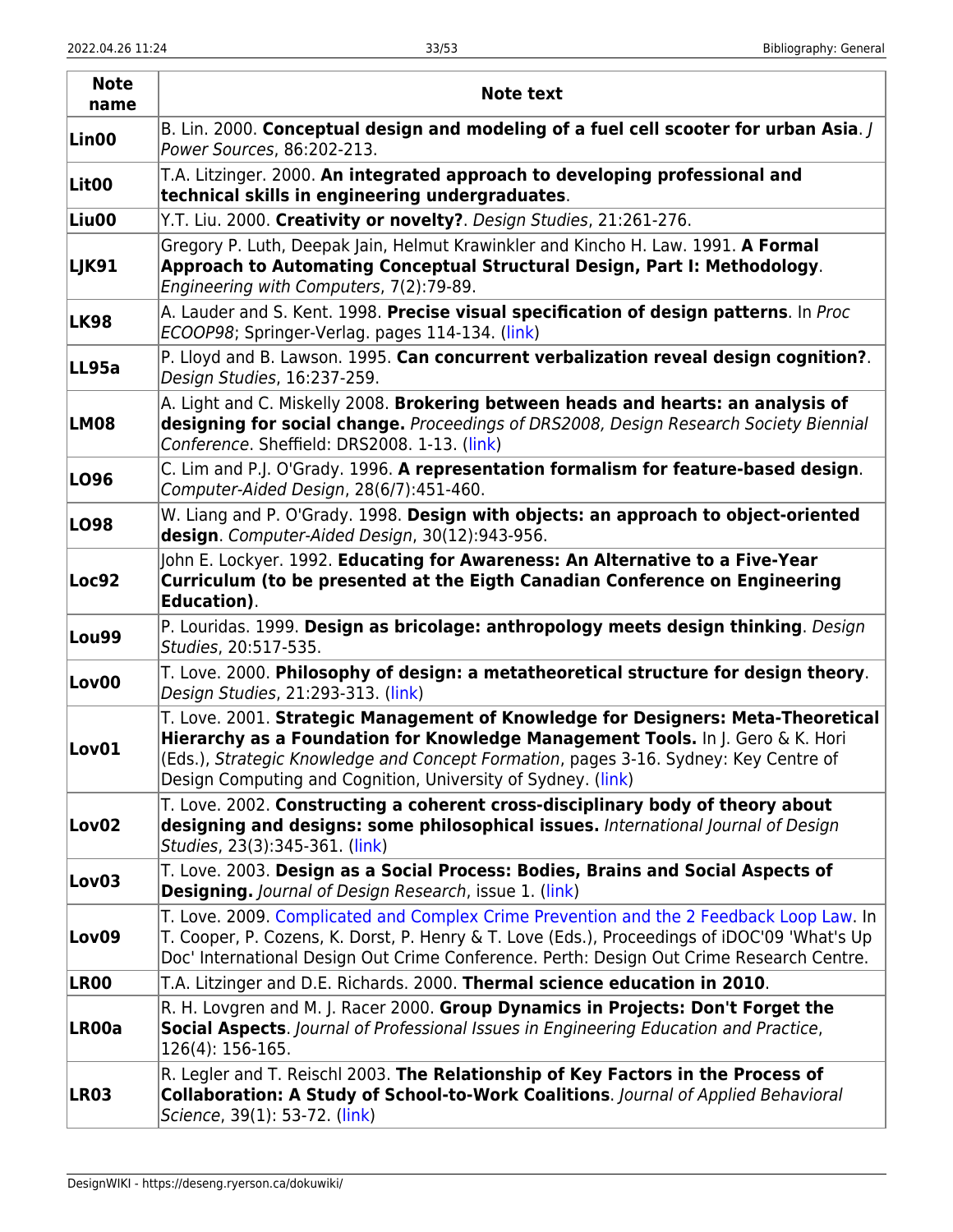| Note name | Note text |
|---|---|
| **Lin00** | B. Lin. 2000. **Conceptual design and modeling of a fuel cell scooter for urban Asia**. *J Power Sources*, 86:202-213. |
| **Lit00** | T.A. Litzinger. 2000. **An integrated approach to developing professional and technical skills in engineering undergraduates**. |
| **Liu00** | Y.T. Liu. 2000. **Creativity or novelty?**. *Design Studies*, 21:261-276. |
| **LJK91** | Gregory P. Luth, Deepak Jain, Helmut Krawinkler and Kincho H. Law. 1991. **A Formal Approach to Automating Conceptual Structural Design, Part I: Methodology**. *Engineering with Computers*, 7(2):79-89. |
| **LK98** | A. Lauder and S. Kent. 1998. **Precise visual specification of design patterns**. In *Proc ECOOP98*; Springer-Verlag. pages 114-134. (link) |
| **LL95a** | P. Lloyd and B. Lawson. 1995. **Can concurrent verbalization reveal design cognition?**. *Design Studies*, 16:237-259. |
| **LM08** | A. Light and C. Miskelly 2008. **Brokering between heads and hearts: an analysis of designing for social change.** *Proceedings of DRS2008, Design Research Society Biennial Conference*. Sheffield: DRS2008. 1-13. (link) |
| **LO96** | C. Lim and P.J. O'Grady. 1996. **A representation formalism for feature-based design**. *Computer-Aided Design*, 28(6/7):451-460. |
| **LO98** | W. Liang and P. O'Grady. 1998. **Design with objects: an approach to object-oriented design**. *Computer-Aided Design*, 30(12):943-956. |
| **Loc92** | John E. Lockyer. 1992. **Educating for Awareness: An Alternative to a Five-Year Curriculum (to be presented at the Eigth Canadian Conference on Engineering Education)**. |
| **Lou99** | P. Louridas. 1999. **Design as bricolage: anthropology meets design thinking**. *Design Studies*, 20:517-535. |
| **Lov00** | T. Love. 2000. **Philosophy of design: a metatheoretical structure for design theory**. *Design Studies*, 21:293-313. (link) |
| **Lov01** | T. Love. 2001. **Strategic Management of Knowledge for Designers: Meta-Theoretical Hierarchy as a Foundation for Knowledge Management Tools.** In J. Gero & K. Hori (Eds.), *Strategic Knowledge and Concept Formation*, pages 3-16. Sydney: Key Centre of Design Computing and Cognition, University of Sydney. (link) |
| **Lov02** | T. Love. 2002. **Constructing a coherent cross-disciplinary body of theory about designing and designs: some philosophical issues.** *International Journal of Design Studies*, 23(3):345-361. (link) |
| **Lov03** | T. Love. 2003. **Design as a Social Process: Bodies, Brains and Social Aspects of Designing.** *Journal of Design Research*, issue 1. (link) |
| **Lov09** | T. Love. 2009. Complicated and Complex Crime Prevention and the 2 Feedback Loop Law. In T. Cooper, P. Cozens, K. Dorst, P. Henry & T. Love (Eds.), Proceedings of iDOC'09 'What's Up Doc' International Design Out Crime Conference. Perth: Design Out Crime Research Centre. |
| **LR00** | T.A. Litzinger and D.E. Richards. 2000. **Thermal science education in 2010**. |
| **LR00a** | R. H. Lovgren and M. J. Racer 2000. **Group Dynamics in Projects: Don't Forget the Social Aspects**. *Journal of Professional Issues in Engineering Education and Practice*, 126(4): 156-165. |
| **LR03** | R. Legler and T. Reischl 2003. **The Relationship of Key Factors in the Process of Collaboration: A Study of School-to-Work Coalitions**. *Journal of Applied Behavioral Science*, 39(1): 53-72. (link) |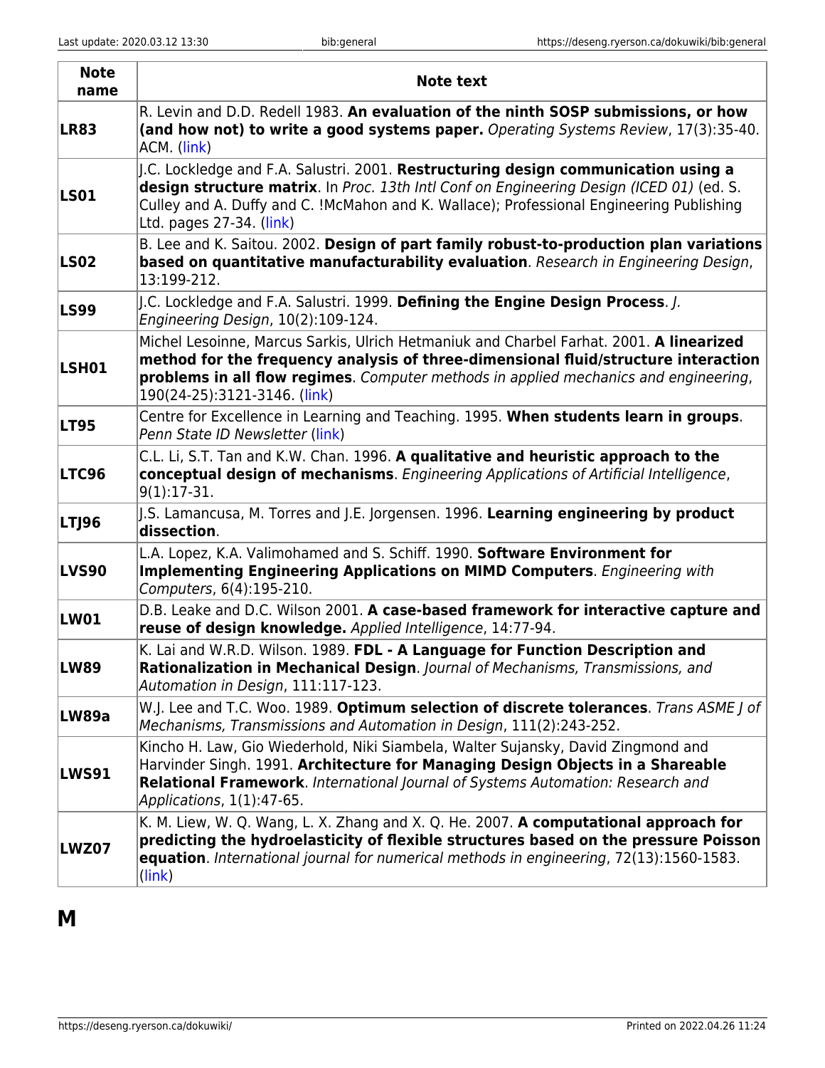| Note name | Note text |
|---|---|
| **LR83** | R. Levin and D.D. Redell 1983. **An evaluation of the ninth SOSP submissions, or how (and how not) to write a good systems paper.** *Operating Systems Review*, 17(3):35-40. ACM. (link) |
| **LS01** | J.C. Lockledge and F.A. Salustri. 2001. **Restructuring design communication using a design structure matrix**. In *Proc. 13th Intl Conf on Engineering Design (ICED 01)* (ed. S. Culley and A. Duffy and C. !McMahon and K. Wallace); Professional Engineering Publishing Ltd. pages 27-34. (link) |
| **LS02** | B. Lee and K. Saitou. 2002. **Design of part family robust-to-production plan variations based on quantitative manufacturability evaluation**. *Research in Engineering Design*, 13:199-212. |
| **LS99** | J.C. Lockledge and F.A. Salustri. 1999. **Defining the Engine Design Process**. *J. Engineering Design*, 10(2):109-124. |
| **LSH01** | Michel Lesoinne, Marcus Sarkis, Ulrich Hetmaniuk and Charbel Farhat. 2001. **A linearized method for the frequency analysis of three-dimensional fluid/structure interaction problems in all flow regimes**. *Computer methods in applied mechanics and engineering*, 190(24-25):3121-3146. (link) |
| **LT95** | Centre for Excellence in Learning and Teaching. 1995. **When students learn in groups**. *Penn State ID Newsletter* (link) |
| **LTC96** | C.L. Li, S.T. Tan and K.W. Chan. 1996. **A qualitative and heuristic approach to the conceptual design of mechanisms**. *Engineering Applications of Artificial Intelligence*, 9(1):17-31. |
| **LTJ96** | J.S. Lamancusa, M. Torres and J.E. Jorgensen. 1996. **Learning engineering by product dissection**. |
| **LVS90** | L.A. Lopez, K.A. Valimohamed and S. Schiff. 1990. **Software Environment for Implementing Engineering Applications on MIMD Computers**. *Engineering with Computers*, 6(4):195-210. |
| **LW01** | D.B. Leake and D.C. Wilson 2001. **A case-based framework for interactive capture and reuse of design knowledge.** *Applied Intelligence*, 14:77-94. |
| **LW89** | K. Lai and W.R.D. Wilson. 1989. **FDL - A Language for Function Description and Rationalization in Mechanical Design**. *Journal of Mechanisms, Transmissions, and Automation in Design*, 111:117-123. |
| **LW89a** | W.J. Lee and T.C. Woo. 1989. **Optimum selection of discrete tolerances**. *Trans ASME J of Mechanisms, Transmissions and Automation in Design*, 111(2):243-252. |
| **LWS91** | Kincho H. Law, Gio Wiederhold, Niki Siambela, Walter Sujansky, David Zingmond and Harvinder Singh. 1991. **Architecture for Managing Design Objects in a Shareable Relational Framework**. *International Journal of Systems Automation: Research and Applications*, 1(1):47-65. |
| **LWZ07** | K. M. Liew, W. Q. Wang, L. X. Zhang and X. Q. He. 2007. **A computational approach for predicting the hydroelasticity of flexible structures based on the pressure Poisson equation**. *International journal for numerical methods in engineering*, 72(13):1560-1583. (link) |

## M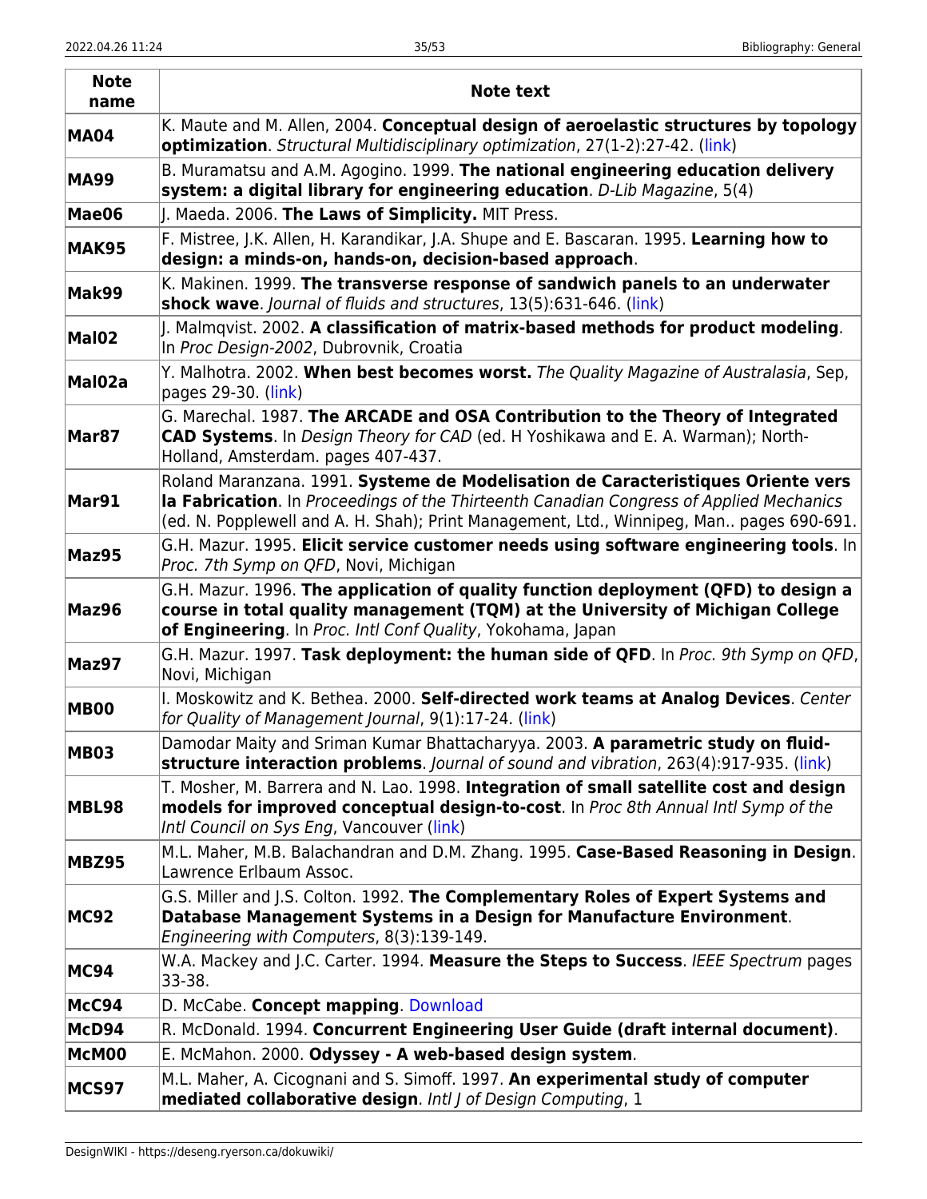| Note name | Note text |
|---|---|
| **MA04** | K. Maute and M. Allen, 2004. **Conceptual design of aeroelastic structures by topology optimization**. *Structural Multidisciplinary optimization*, 27(1-2):27-42. (link) |
| **MA99** | B. Muramatsu and A.M. Agogino. 1999. **The national engineering education delivery system: a digital library for engineering education**. *D-Lib Magazine*, 5(4) |
| **Mae06** | J. Maeda. 2006. **The Laws of Simplicity.** MIT Press. |
| **MAK95** | F. Mistree, J.K. Allen, H. Karandikar, J.A. Shupe and E. Bascaran. 1995. **Learning how to design: a minds-on, hands-on, decision-based approach**. |
| **Mak99** | K. Makinen. 1999. **The transverse response of sandwich panels to an underwater shock wave**. *Journal of fluids and structures*, 13(5):631-646. (link) |
| **Mal02** | J. Malmqvist. 2002. **A classification of matrix-based methods for product modeling**. In *Proc Design-2002*, Dubrovnik, Croatia |
| **Mal02a** | Y. Malhotra. 2002. **When best becomes worst.** *The Quality Magazine of Australasia*, Sep, pages 29-30. (link) |
| **Mar87** | G. Marechal. 1987. **The ARCADE and OSA Contribution to the Theory of Integrated CAD Systems**. In *Design Theory for CAD* (ed. H Yoshikawa and E. A. Warman); North-Holland, Amsterdam. pages 407-437. |
| **Mar91** | Roland Maranzana. 1991. **Systeme de Modelisation de Caracteristiques Oriente vers la Fabrication**. In *Proceedings of the Thirteenth Canadian Congress of Applied Mechanics* (ed. N. Popplewell and A. H. Shah); Print Management, Ltd., Winnipeg, Man.. pages 690-691. |
| **Maz95** | G.H. Mazur. 1995. **Elicit service customer needs using software engineering tools**. In *Proc. 7th Symp on QFD*, Novi, Michigan |
| **Maz96** | G.H. Mazur. 1996. **The application of quality function deployment (QFD) to design a course in total quality management (TQM) at the University of Michigan College of Engineering**. In *Proc. Intl Conf Quality*, Yokohama, Japan |
| **Maz97** | G.H. Mazur. 1997. **Task deployment: the human side of QFD**. In *Proc. 9th Symp on QFD*, Novi, Michigan |
| **MB00** | I. Moskowitz and K. Bethea. 2000. **Self-directed work teams at Analog Devices**. *Center for Quality of Management Journal*, 9(1):17-24. (link) |
| **MB03** | Damodar Maity and Sriman Kumar Bhattacharyya. 2003. **A parametric study on fluid-structure interaction problems**. *Journal of sound and vibration*, 263(4):917-935. (link) |
| **MBL98** | T. Mosher, M. Barrera and N. Lao. 1998. **Integration of small satellite cost and design models for improved conceptual design-to-cost**. In *Proc 8th Annual Intl Symp of the Intl Council on Sys Eng*, Vancouver (link) |
| **MBZ95** | M.L. Maher, M.B. Balachandran and D.M. Zhang. 1995. **Case-Based Reasoning in Design**. Lawrence Erlbaum Assoc. |
| **MC92** | G.S. Miller and J.S. Colton. 1992. **The Complementary Roles of Expert Systems and Database Management Systems in a Design for Manufacture Environment**. *Engineering with Computers*, 8(3):139-149. |
| **MC94** | W.A. Mackey and J.C. Carter. 1994. **Measure the Steps to Success**. *IEEE Spectrum* pages 33-38. |
| **McC94** | D. McCabe. **Concept mapping**. Download |
| **McD94** | R. McDonald. 1994. **Concurrent Engineering User Guide (draft internal document)**. |
| **McM00** | E. McMahon. 2000. **Odyssey - A web-based design system**. |
| **MCS97** | M.L. Maher, A. Cicognani and S. Simoff. 1997. **An experimental study of computer mediated collaborative design**. *Intl J of Design Computing*, 1 |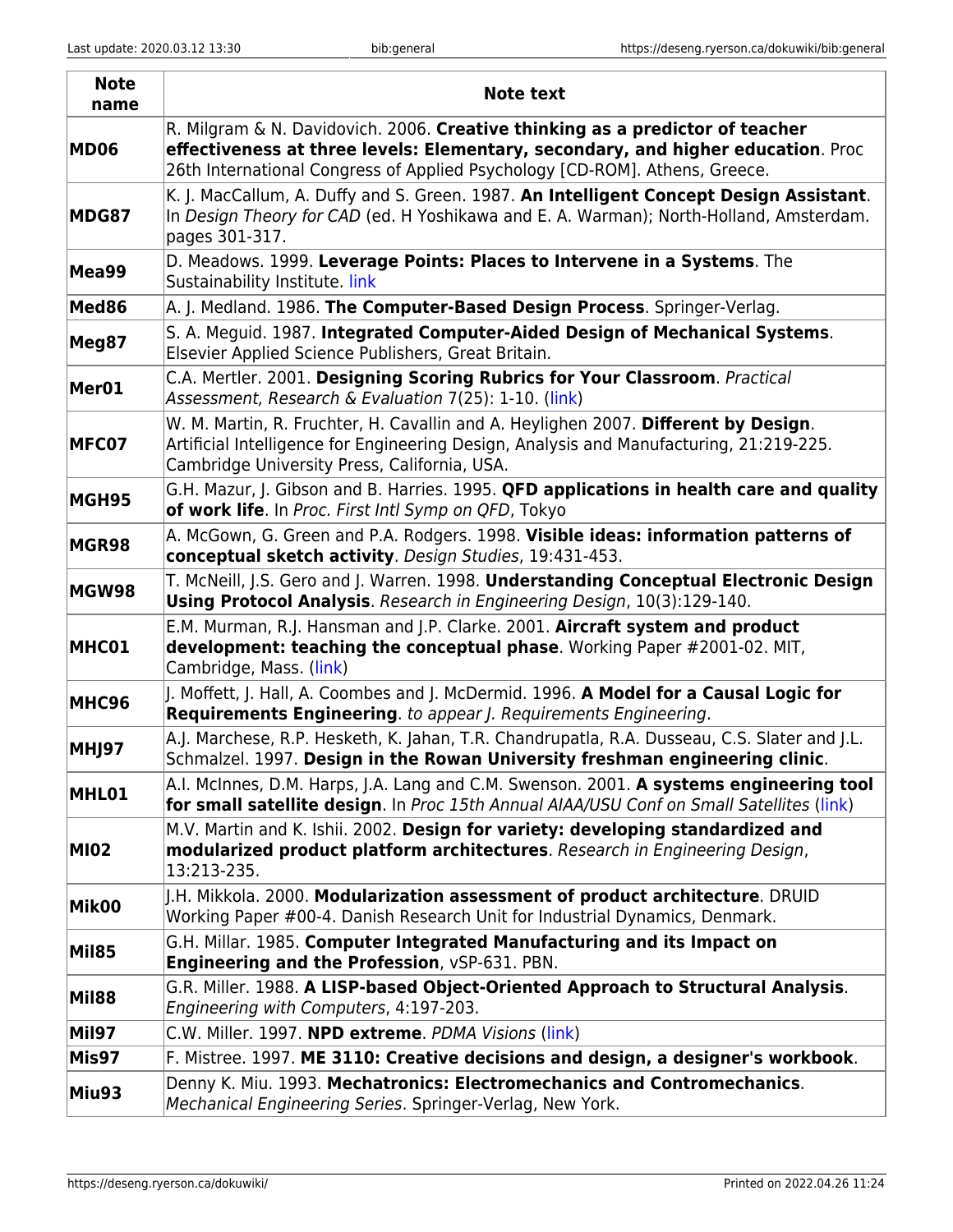| Note name | Note text |
|---|---|
| **MD06** | R. Milgram & N. Davidovich. 2006. **Creative thinking as a predictor of teacher effectiveness at three levels: Elementary, secondary, and higher education**. Proc 26th International Congress of Applied Psychology [CD-ROM]. Athens, Greece. |
| **MDG87** | K. J. MacCallum, A. Duffy and S. Green. 1987. **An Intelligent Concept Design Assistant**. In *Design Theory for CAD* (ed. H Yoshikawa and E. A. Warman); North-Holland, Amsterdam. pages 301-317. |
| **Mea99** | D. Meadows. 1999. **Leverage Points: Places to Intervene in a Systems**. The Sustainability Institute. link |
| **Med86** | A. J. Medland. 1986. **The Computer-Based Design Process**. Springer-Verlag. |
| **Meg87** | S. A. Meguid. 1987. **Integrated Computer-Aided Design of Mechanical Systems**. Elsevier Applied Science Publishers, Great Britain. |
| **Mer01** | C.A. Mertler. 2001. **Designing Scoring Rubrics for Your Classroom**. *Practical Assessment, Research & Evaluation* 7(25): 1-10. (link) |
| **MFC07** | W. M. Martin, R. Fruchter, H. Cavallin and A. Heylighen 2007. **Different by Design**. Artificial Intelligence for Engineering Design, Analysis and Manufacturing, 21:219-225. Cambridge University Press, California, USA. |
| **MGH95** | G.H. Mazur, J. Gibson and B. Harries. 1995. **QFD applications in health care and quality of work life**. In *Proc. First Intl Symp on QFD*, Tokyo |
| **MGR98** | A. McGown, G. Green and P.A. Rodgers. 1998. **Visible ideas: information patterns of conceptual sketch activity**. *Design Studies*, 19:431-453. |
| **MGW98** | T. McNeill, J.S. Gero and J. Warren. 1998. **Understanding Conceptual Electronic Design Using Protocol Analysis**. *Research in Engineering Design*, 10(3):129-140. |
| **MHC01** | E.M. Murman, R.J. Hansman and J.P. Clarke. 2001. **Aircraft system and product development: teaching the conceptual phase**. Working Paper #2001-02. MIT, Cambridge, Mass. (link) |
| **MHC96** | J. Moffett, J. Hall, A. Coombes and J. McDermid. 1996. **A Model for a Causal Logic for Requirements Engineering**. *to appear J. Requirements Engineering*. |
| **MHJ97** | A.J. Marchese, R.P. Hesketh, K. Jahan, T.R. Chandrupatla, R.A. Dusseau, C.S. Slater and J.L. Schmalzel. 1997. **Design in the Rowan University freshman engineering clinic**. |
| **MHL01** | A.I. McInnes, D.M. Harps, J.A. Lang and C.M. Swenson. 2001. **A systems engineering tool for small satellite design**. In *Proc 15th Annual AIAA/USU Conf on Small Satellites* (link) |
| **MI02** | M.V. Martin and K. Ishii. 2002. **Design for variety: developing standardized and modularized product platform architectures**. *Research in Engineering Design*, 13:213-235. |
| **Mik00** | J.H. Mikkola. 2000. **Modularization assessment of product architecture**. DRUID Working Paper #00-4. Danish Research Unit for Industrial Dynamics, Denmark. |
| **Mil85** | G.H. Millar. 1985. **Computer Integrated Manufacturing and its Impact on Engineering and the Profession**, vSP-631. PBN. |
| **Mil88** | G.R. Miller. 1988. **A LISP-based Object-Oriented Approach to Structural Analysis**. *Engineering with Computers*, 4:197-203. |
| **Mil97** | C.W. Miller. 1997. **NPD extreme**. *PDMA Visions* (link) |
| **Mis97** | F. Mistree. 1997. **ME 3110: Creative decisions and design, a designer's workbook**. |
| **Miu93** | Denny K. Miu. 1993. **Mechatronics: Electromechanics and Contromechanics**. *Mechanical Engineering Series*. Springer-Verlag, New York. |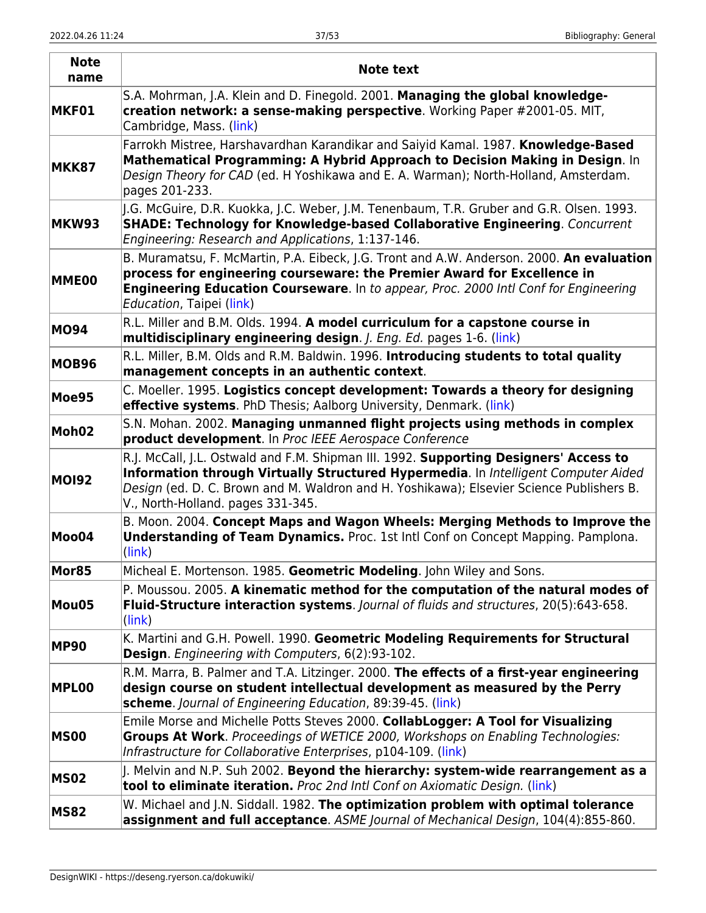| Note name | Note text |
|---|---|
| **MKF01** | S.A. Mohrman, J.A. Klein and D. Finegold. 2001. **Managing the global knowledge-creation network: a sense-making perspective**. Working Paper #2001-05. MIT, Cambridge, Mass. (link) |
| **MKK87** | Farrokh Mistree, Harshavardhan Karandikar and Saiyid Kamal. 1987. **Knowledge-Based Mathematical Programming: A Hybrid Approach to Decision Making in Design**. In *Design Theory for CAD* (ed. H Yoshikawa and E. A. Warman); North-Holland, Amsterdam. pages 201-233. |
| **MKW93** | J.G. McGuire, D.R. Kuokka, J.C. Weber, J.M. Tenenbaum, T.R. Gruber and G.R. Olsen. 1993. **SHADE: Technology for Knowledge-based Collaborative Engineering**. *Concurrent Engineering: Research and Applications*, 1:137-146. |
| **MME00** | B. Muramatsu, F. McMartin, P.A. Eibeck, J.G. Tront and A.W. Anderson. 2000. **An evaluation process for engineering courseware: the Premier Award for Excellence in Engineering Education Courseware**. In *to appear, Proc. 2000 Intl Conf for Engineering Education*, Taipei (link) |
| **MO94** | R.L. Miller and B.M. Olds. 1994. **A model curriculum for a capstone course in multidisciplinary engineering design**. *J. Eng. Ed.* pages 1-6. (link) |
| **MOB96** | R.L. Miller, B.M. Olds and R.M. Baldwin. 1996. **Introducing students to total quality management concepts in an authentic context**. |
| **Moe95** | C. Moeller. 1995. **Logistics concept development: Towards a theory for designing effective systems**. PhD Thesis; Aalborg University, Denmark. (link) |
| **Moh02** | S.N. Mohan. 2002. **Managing unmanned flight projects using methods in complex product development**. In *Proc IEEE Aerospace Conference* |
| **MOI92** | R.J. McCall, J.L. Ostwald and F.M. Shipman III. 1992. **Supporting Designers' Access to Information through Virtually Structured Hypermedia**. In *Intelligent Computer Aided Design* (ed. D. C. Brown and M. Waldron and H. Yoshikawa); Elsevier Science Publishers B. V., North-Holland. pages 331-345. |
| **Moo04** | B. Moon. 2004. **Concept Maps and Wagon Wheels: Merging Methods to Improve the Understanding of Team Dynamics.** Proc. 1st Intl Conf on Concept Mapping. Pamplona. (link) |
| **Mor85** | Micheal E. Mortenson. 1985. **Geometric Modeling**. John Wiley and Sons. |
| **Mou05** | P. Moussou. 2005. **A kinematic method for the computation of the natural modes of Fluid-Structure interaction systems**. *Journal of fluids and structures*, 20(5):643-658. (link) |
| **MP90** | K. Martini and G.H. Powell. 1990. **Geometric Modeling Requirements for Structural Design**. *Engineering with Computers*, 6(2):93-102. |
| **MPL00** | R.M. Marra, B. Palmer and T.A. Litzinger. 2000. **The effects of a first-year engineering design course on student intellectual development as measured by the Perry scheme**. *Journal of Engineering Education*, 89:39-45. (link) |
| **MS00** | Emile Morse and Michelle Potts Steves 2000. **CollabLogger: A Tool for Visualizing Groups At Work**. *Proceedings of WETICE 2000, Workshops on Enabling Technologies: Infrastructure for Collaborative Enterprises*, p104-109. (link) |
| **MS02** | J. Melvin and N.P. Suh 2002. **Beyond the hierarchy: system-wide rearrangement as a tool to eliminate iteration.** *Proc 2nd Intl Conf on Axiomatic Design.* (link) |
| **MS82** | W. Michael and J.N. Siddall. 1982. **The optimization problem with optimal tolerance assignment and full acceptance**. *ASME Journal of Mechanical Design*, 104(4):855-860. |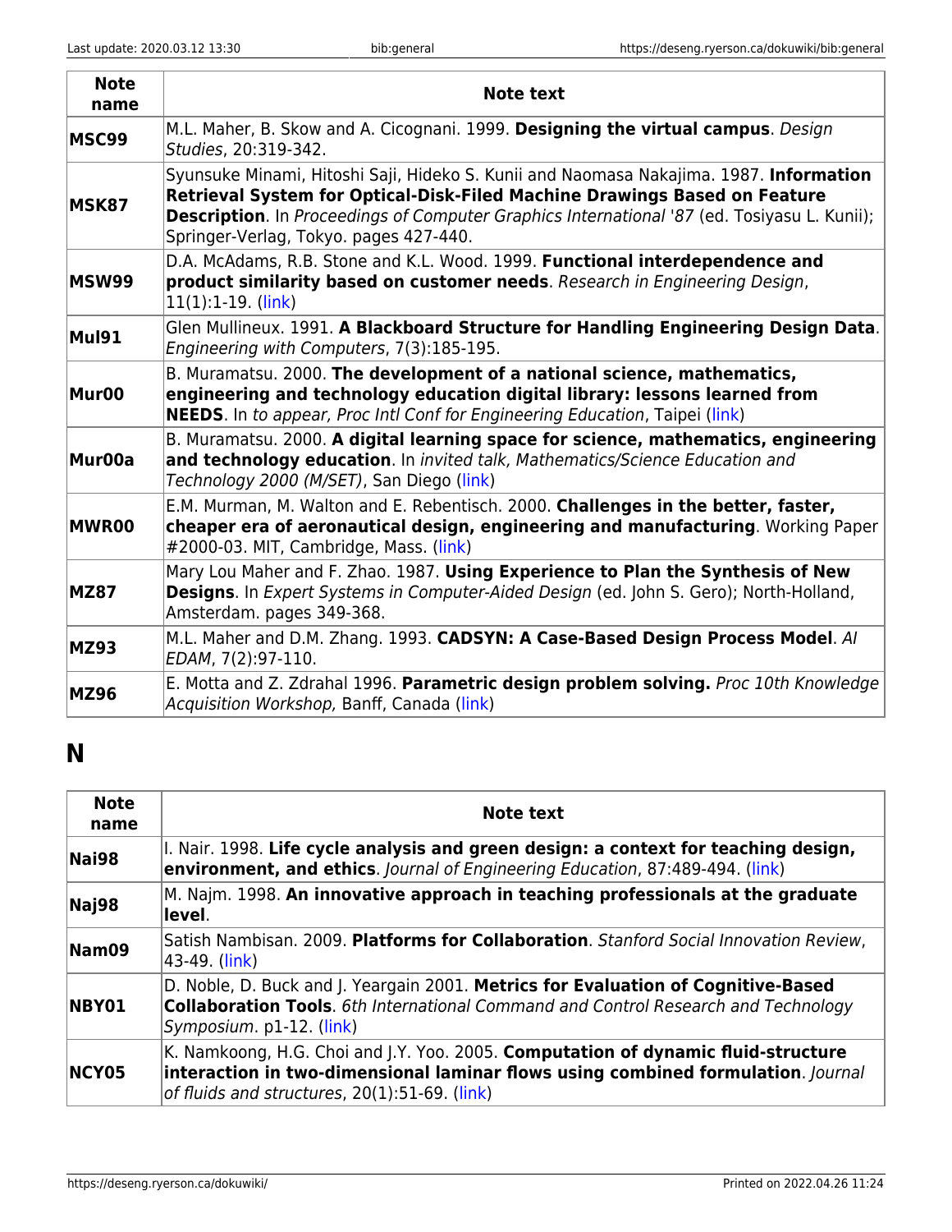| Note name | Note text |
|---|---|
| **MSC99** | M.L. Maher, B. Skow and A. Cicognani. 1999. **Designing the virtual campus**. *Design Studies*, 20:319-342. |
| **MSK87** | Syunsuke Minami, Hitoshi Saji, Hideko S. Kunii and Naomasa Nakajima. 1987. **Information Retrieval System for Optical-Disk-Filed Machine Drawings Based on Feature Description**. In *Proceedings of Computer Graphics International '87* (ed. Tosiyasu L. Kunii); Springer-Verlag, Tokyo. pages 427-440. |
| **MSW99** | D.A. McAdams, R.B. Stone and K.L. Wood. 1999. **Functional interdependence and product similarity based on customer needs**. *Research in Engineering Design*, 11(1):1-19. (link) |
| **Mul91** | Glen Mullineux. 1991. **A Blackboard Structure for Handling Engineering Design Data**. *Engineering with Computers*, 7(3):185-195. |
| **Mur00** | B. Muramatsu. 2000. **The development of a national science, mathematics, engineering and technology education digital library: lessons learned from NEEDS**. In *to appear, Proc Intl Conf for Engineering Education*, Taipei (link) |
| **Mur00a** | B. Muramatsu. 2000. **A digital learning space for science, mathematics, engineering and technology education**. In *invited talk, Mathematics/Science Education and Technology 2000 (M/SET)*, San Diego (link) |
| **MWR00** | E.M. Murman, M. Walton and E. Rebentisch. 2000. **Challenges in the better, faster, cheaper era of aeronautical design, engineering and manufacturing**. Working Paper #2000-03. MIT, Cambridge, Mass. (link) |
| **MZ87** | Mary Lou Maher and F. Zhao. 1987. **Using Experience to Plan the Synthesis of New Designs**. In *Expert Systems in Computer-Aided Design* (ed. John S. Gero); North-Holland, Amsterdam. pages 349-368. |
| **MZ93** | M.L. Maher and D.M. Zhang. 1993. **CADSYN: A Case-Based Design Process Model**. *AI EDAM*, 7(2):97-110. |
| **MZ96** | E. Motta and Z. Zdrahal 1996. **Parametric design problem solving.** *Proc 10th Knowledge Acquisition Workshop,* Banff, Canada (link) |

# N

| Note name | Note text |
|---|---|
| **Nai98** | I. Nair. 1998. **Life cycle analysis and green design: a context for teaching design, environment, and ethics**. *Journal of Engineering Education*, 87:489-494. (link) |
| **Naj98** | M. Najm. 1998. **An innovative approach in teaching professionals at the graduate level**. |
| **Nam09** | Satish Nambisan. 2009. **Platforms for Collaboration**. *Stanford Social Innovation Review*, 43-49. (link) |
| **NBY01** | D. Noble, D. Buck and J. Yeargain 2001. **Metrics for Evaluation of Cognitive-Based Collaboration Tools**. *6th International Command and Control Research and Technology Symposium*. p1-12. (link) |
| **NCY05** | K. Namkoong, H.G. Choi and J.Y. Yoo. 2005. **Computation of dynamic fluid-structure interaction in two-dimensional laminar flows using combined formulation**. *Journal of fluids and structures*, 20(1):51-69. (link) |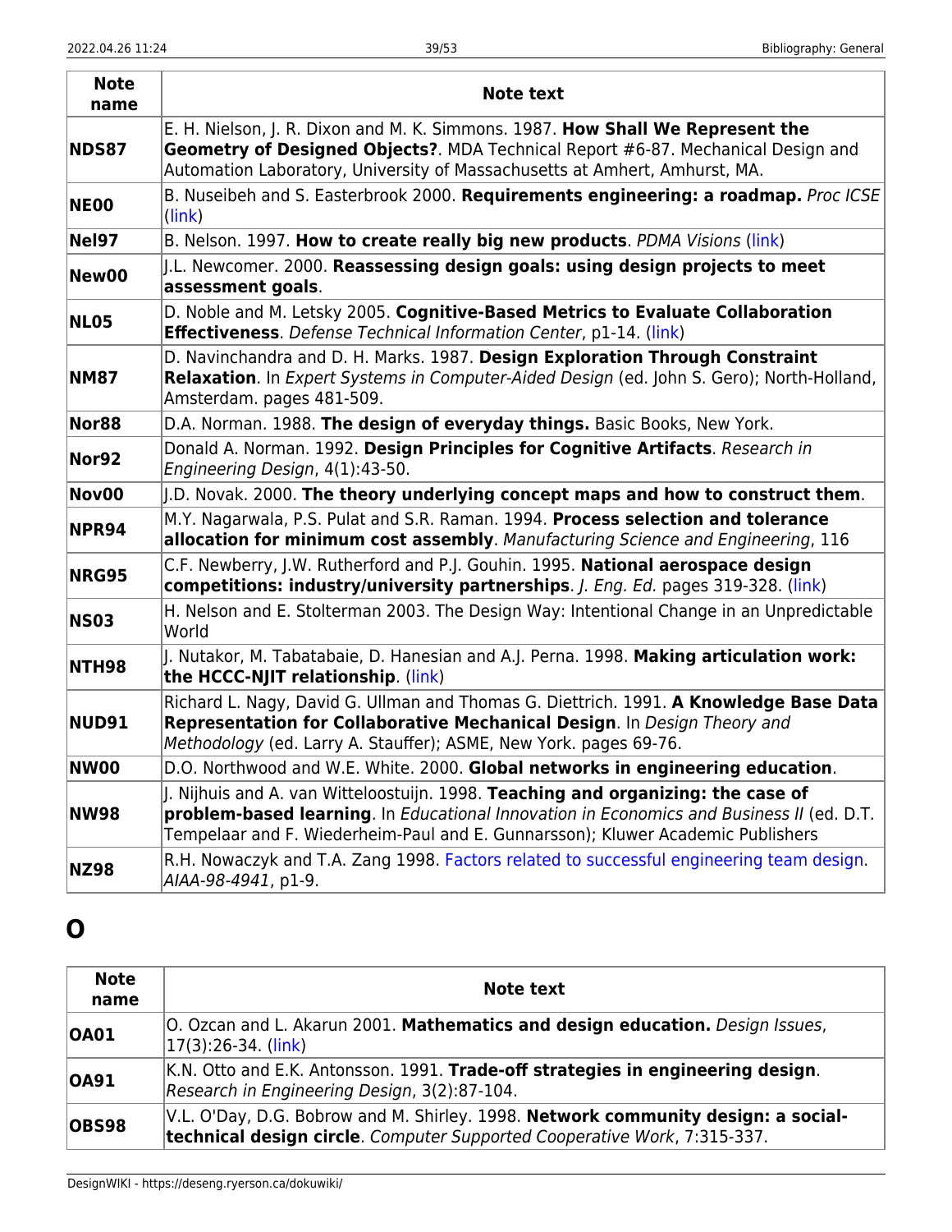| Note name | Note text |
|---|---|
| **NDS87** | E. H. Nielson, J. R. Dixon and M. K. Simmons. 1987. **How Shall We Represent the Geometry of Designed Objects?**. MDA Technical Report #6-87. Mechanical Design and Automation Laboratory, University of Massachusetts at Amhert, Amhurst, MA. |
| **NE00** | B. Nuseibeh and S. Easterbrook 2000. **Requirements engineering: a roadmap.** *Proc ICSE* (link) |
| **Nel97** | B. Nelson. 1997. **How to create really big new products**. *PDMA Visions* (link) |
| **New00** | J.L. Newcomer. 2000. **Reassessing design goals: using design projects to meet assessment goals**. |
| **NL05** | D. Noble and M. Letsky 2005. **Cognitive-Based Metrics to Evaluate Collaboration Effectiveness**. *Defense Technical Information Center*, p1-14. (link) |
| **NM87** | D. Navinchandra and D. H. Marks. 1987. **Design Exploration Through Constraint Relaxation**. In *Expert Systems in Computer-Aided Design* (ed. John S. Gero); North-Holland, Amsterdam. pages 481-509. |
| **Nor88** | D.A. Norman. 1988. **The design of everyday things.** Basic Books, New York. |
| **Nor92** | Donald A. Norman. 1992. **Design Principles for Cognitive Artifacts**. *Research in Engineering Design*, 4(1):43-50. |
| **Nov00** | J.D. Novak. 2000. **The theory underlying concept maps and how to construct them**. |
| **NPR94** | M.Y. Nagarwala, P.S. Pulat and S.R. Raman. 1994. **Process selection and tolerance allocation for minimum cost assembly**. *Manufacturing Science and Engineering*, 116 |
| **NRG95** | C.F. Newberry, J.W. Rutherford and P.J. Gouhin. 1995. **National aerospace design competitions: industry/university partnerships**. *J. Eng. Ed.* pages 319-328. (link) |
| **NS03** | H. Nelson and E. Stolterman 2003. The Design Way: Intentional Change in an Unpredictable World |
| **NTH98** | J. Nutakor, M. Tabatabaie, D. Hanesian and A.J. Perna. 1998. **Making articulation work: the HCCC-NJIT relationship**. (link) |
| **NUD91** | Richard L. Nagy, David G. Ullman and Thomas G. Diettrich. 1991. **A Knowledge Base Data Representation for Collaborative Mechanical Design**. In *Design Theory and Methodology* (ed. Larry A. Stauffer); ASME, New York. pages 69-76. |
| **NW00** | D.O. Northwood and W.E. White. 2000. **Global networks in engineering education**. |
| **NW98** | J. Nijhuis and A. van Witteloostuijn. 1998. **Teaching and organizing: the case of problem-based learning**. In *Educational Innovation in Economics and Business II* (ed. D.T. Tempelaar and F. Wiederheim-Paul and E. Gunnarsson); Kluwer Academic Publishers |
| **NZ98** | R.H. Nowaczyk and T.A. Zang 1998. Factors related to successful engineering team design. *AIAA-98-4941*, p1-9. |

# O

| Note name | Note text |
|---|---|
| **OA01** | O. Ozcan and L. Akarun 2001. **Mathematics and design education.** *Design Issues*, 17(3):26-34. (link) |
| **OA91** | K.N. Otto and E.K. Antonsson. 1991. **Trade-off strategies in engineering design**. *Research in Engineering Design*, 3(2):87-104. |
| **OBS98** | V.L. O'Day, D.G. Bobrow and M. Shirley. 1998. **Network community design: a social-technical design circle**. *Computer Supported Cooperative Work*, 7:315-337. |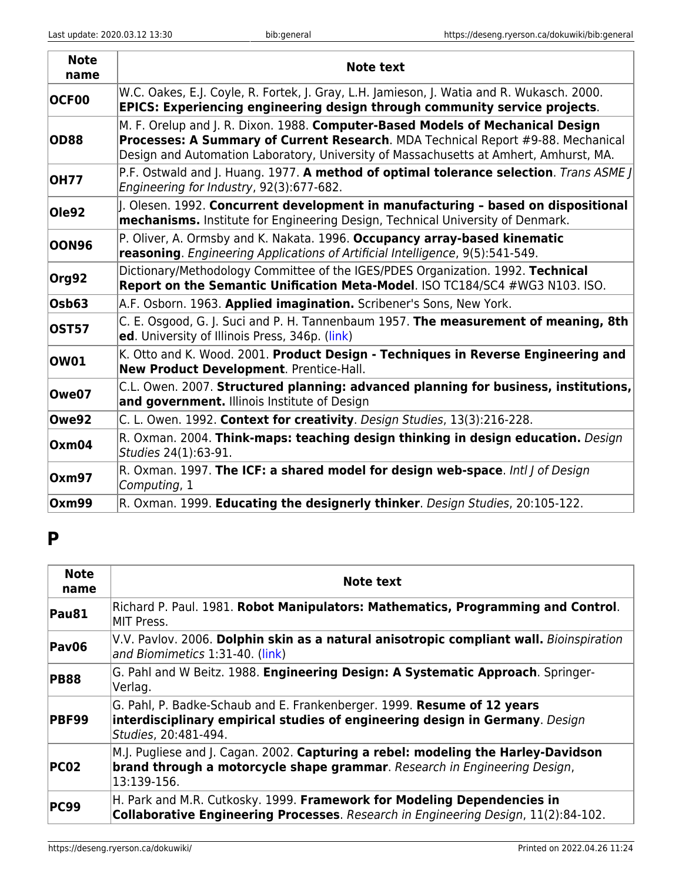| Note name | Note text |
|---|---|
| **OCF00** | W.C. Oakes, E.J. Coyle, R. Fortek, J. Gray, L.H. Jamieson, J. Watia and R. Wukasch. 2000. **EPICS: Experiencing engineering design through community service projects**. |
| **OD88** | M. F. Orelup and J. R. Dixon. 1988. **Computer-Based Models of Mechanical Design Processes: A Summary of Current Research**. MDA Technical Report #9-88. Mechanical Design and Automation Laboratory, University of Massachusetts at Amhert, Amhurst, MA. |
| **OH77** | P.F. Ostwald and J. Huang. 1977. **A method of optimal tolerance selection**. *Trans ASME J Engineering for Industry*, 92(3):677-682. |
| **Ole92** | J. Olesen. 1992. **Concurrent development in manufacturing – based on dispositional mechanisms.** Institute for Engineering Design, Technical University of Denmark. |
| **OON96** | P. Oliver, A. Ormsby and K. Nakata. 1996. **Occupancy array-based kinematic reasoning**. *Engineering Applications of Artificial Intelligence*, 9(5):541-549. |
| **Org92** | Dictionary/Methodology Committee of the IGES/PDES Organization. 1992. **Technical Report on the Semantic Unification Meta-Model**. ISO TC184/SC4 #WG3 N103. ISO. |
| **Osb63** | A.F. Osborn. 1963. **Applied imagination.** Scribener's Sons, New York. |
| **OST57** | C. E. Osgood, G. J. Suci and P. H. Tannenbaum 1957. **The measurement of meaning, 8th ed**. University of Illinois Press, 346p. (link) |
| **OW01** | K. Otto and K. Wood. 2001. **Product Design - Techniques in Reverse Engineering and New Product Development**. Prentice-Hall. |
| **Owe07** | C.L. Owen. 2007. **Structured planning: advanced planning for business, institutions, and government.** Illinois Institute of Design |
| **Owe92** | C. L. Owen. 1992. **Context for creativity**. *Design Studies*, 13(3):216-228. |
| **Oxm04** | R. Oxman. 2004. **Think-maps: teaching design thinking in design education.** *Design Studies* 24(1):63-91. |
| **Oxm97** | R. Oxman. 1997. **The ICF: a shared model for design web-space**. *Intl J of Design Computing*, 1 |
| **Oxm99** | R. Oxman. 1999. **Educating the designerly thinker**. *Design Studies*, 20:105-122. |

# P

| Note name | Note text |
|---|---|
| **Pau81** | Richard P. Paul. 1981. **Robot Manipulators: Mathematics, Programming and Control**. MIT Press. |
| **Pav06** | V.V. Pavlov. 2006. **Dolphin skin as a natural anisotropic compliant wall.** *Bioinspiration and Biomimetics* 1:31-40. (link) |
| **PB88** | G. Pahl and W Beitz. 1988. **Engineering Design: A Systematic Approach**. Springer-Verlag. |
| **PBF99** | G. Pahl, P. Badke-Schaub and E. Frankenberger. 1999. **Resume of 12 years interdisciplinary empirical studies of engineering design in Germany**. *Design Studies*, 20:481-494. |
| **PC02** | M.J. Pugliese and J. Cagan. 2002. **Capturing a rebel: modeling the Harley-Davidson brand through a motorcycle shape grammar**. *Research in Engineering Design*, 13:139-156. |
| **PC99** | H. Park and M.R. Cutkosky. 1999. **Framework for Modeling Dependencies in Collaborative Engineering Processes**. *Research in Engineering Design*, 11(2):84-102. |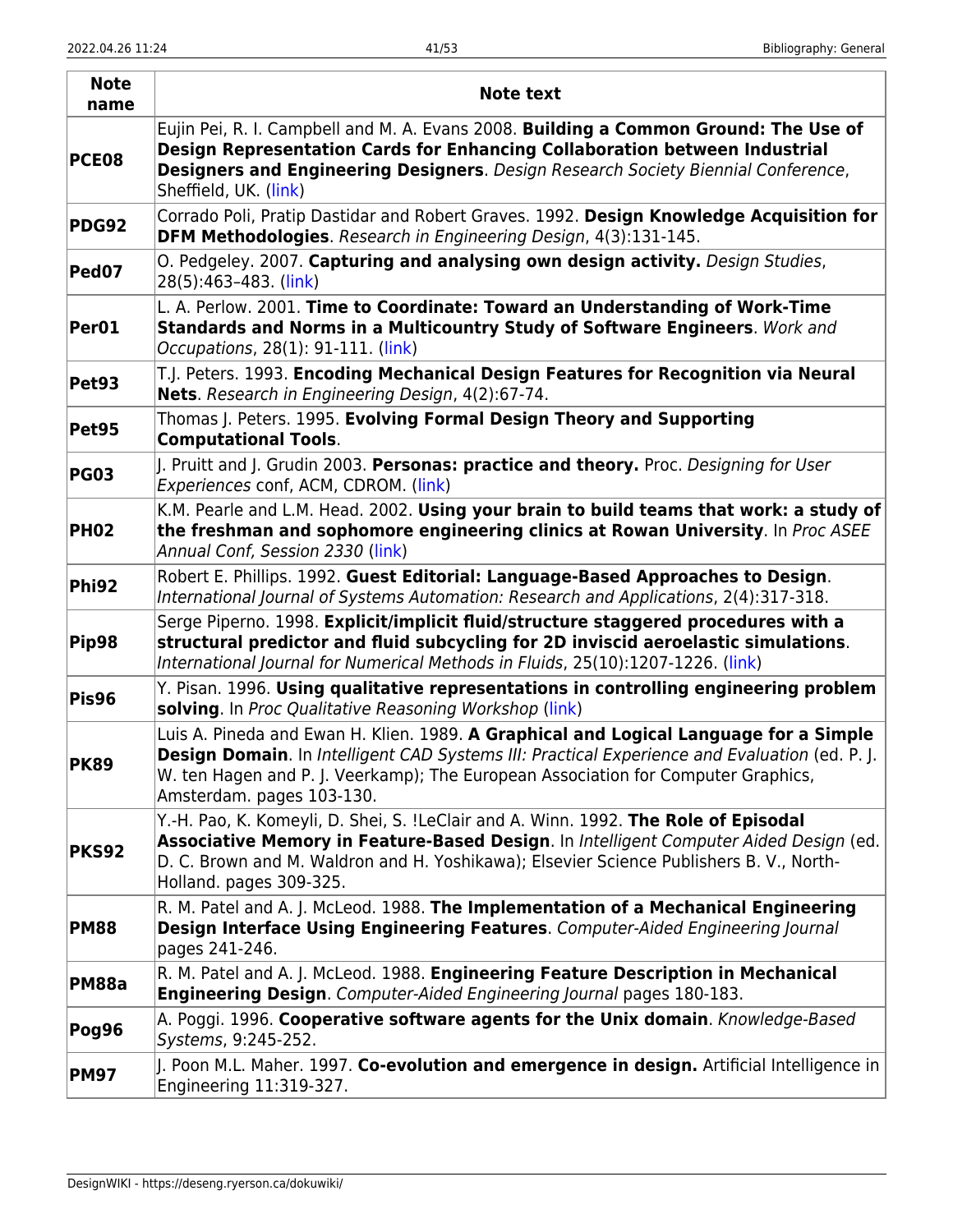| Note name | Note text |
|---|---|
| **PCE08** | Eujin Pei, R. I. Campbell and M. A. Evans 2008. **Building a Common Ground: The Use of Design Representation Cards for Enhancing Collaboration between Industrial Designers and Engineering Designers**. *Design Research Society Biennial Conference*, Sheffield, UK. (link) |
| **PDG92** | Corrado Poli, Pratip Dastidar and Robert Graves. 1992. **Design Knowledge Acquisition for DFM Methodologies**. *Research in Engineering Design*, 4(3):131-145. |
| **Ped07** | O. Pedgeley. 2007. **Capturing and analysing own design activity.** *Design Studies*, 28(5):463–483. (link) |
| **Per01** | L. A. Perlow. 2001. **Time to Coordinate: Toward an Understanding of Work-Time Standards and Norms in a Multicountry Study of Software Engineers**. *Work and Occupations*, 28(1): 91-111. (link) |
| **Pet93** | T.J. Peters. 1993. **Encoding Mechanical Design Features for Recognition via Neural Nets**. *Research in Engineering Design*, 4(2):67-74. |
| **Pet95** | Thomas J. Peters. 1995. **Evolving Formal Design Theory and Supporting Computational Tools**. |
| **PG03** | J. Pruitt and J. Grudin 2003. **Personas: practice and theory.** Proc. *Designing for User Experiences* conf, ACM, CDROM. (link) |
| **PH02** | K.M. Pearle and L.M. Head. 2002. **Using your brain to build teams that work: a study of the freshman and sophomore engineering clinics at Rowan University**. In *Proc ASEE Annual Conf, Session 2330* (link) |
| **Phi92** | Robert E. Phillips. 1992. **Guest Editorial: Language-Based Approaches to Design**. *International Journal of Systems Automation: Research and Applications*, 2(4):317-318. |
| **Pip98** | Serge Piperno. 1998. **Explicit/implicit fluid/structure staggered procedures with a structural predictor and fluid subcycling for 2D inviscid aeroelastic simulations**. *International Journal for Numerical Methods in Fluids*, 25(10):1207-1226. (link) |
| **Pis96** | Y. Pisan. 1996. **Using qualitative representations in controlling engineering problem solving**. In *Proc Qualitative Reasoning Workshop* (link) |
| **PK89** | Luis A. Pineda and Ewan H. Klien. 1989. **A Graphical and Logical Language for a Simple Design Domain**. In *Intelligent CAD Systems III: Practical Experience and Evaluation* (ed. P. J. W. ten Hagen and P. J. Veerkamp); The European Association for Computer Graphics, Amsterdam. pages 103-130. |
| **PKS92** | Y.-H. Pao, K. Komeyli, D. Shei, S. !LeClair and A. Winn. 1992. **The Role of Episodal Associative Memory in Feature-Based Design**. In *Intelligent Computer Aided Design* (ed. D. C. Brown and M. Waldron and H. Yoshikawa); Elsevier Science Publishers B. V., North-Holland. pages 309-325. |
| **PM88** | R. M. Patel and A. J. McLeod. 1988. **The Implementation of a Mechanical Engineering Design Interface Using Engineering Features**. *Computer-Aided Engineering Journal* pages 241-246. |
| **PM88a** | R. M. Patel and A. J. McLeod. 1988. **Engineering Feature Description in Mechanical Engineering Design**. *Computer-Aided Engineering Journal* pages 180-183. |
| **Pog96** | A. Poggi. 1996. **Cooperative software agents for the Unix domain**. *Knowledge-Based Systems*, 9:245-252. |
| **PM97** | J. Poon M.L. Maher. 1997. **Co-evolution and emergence in design.** Artificial Intelligence in Engineering 11:319-327. |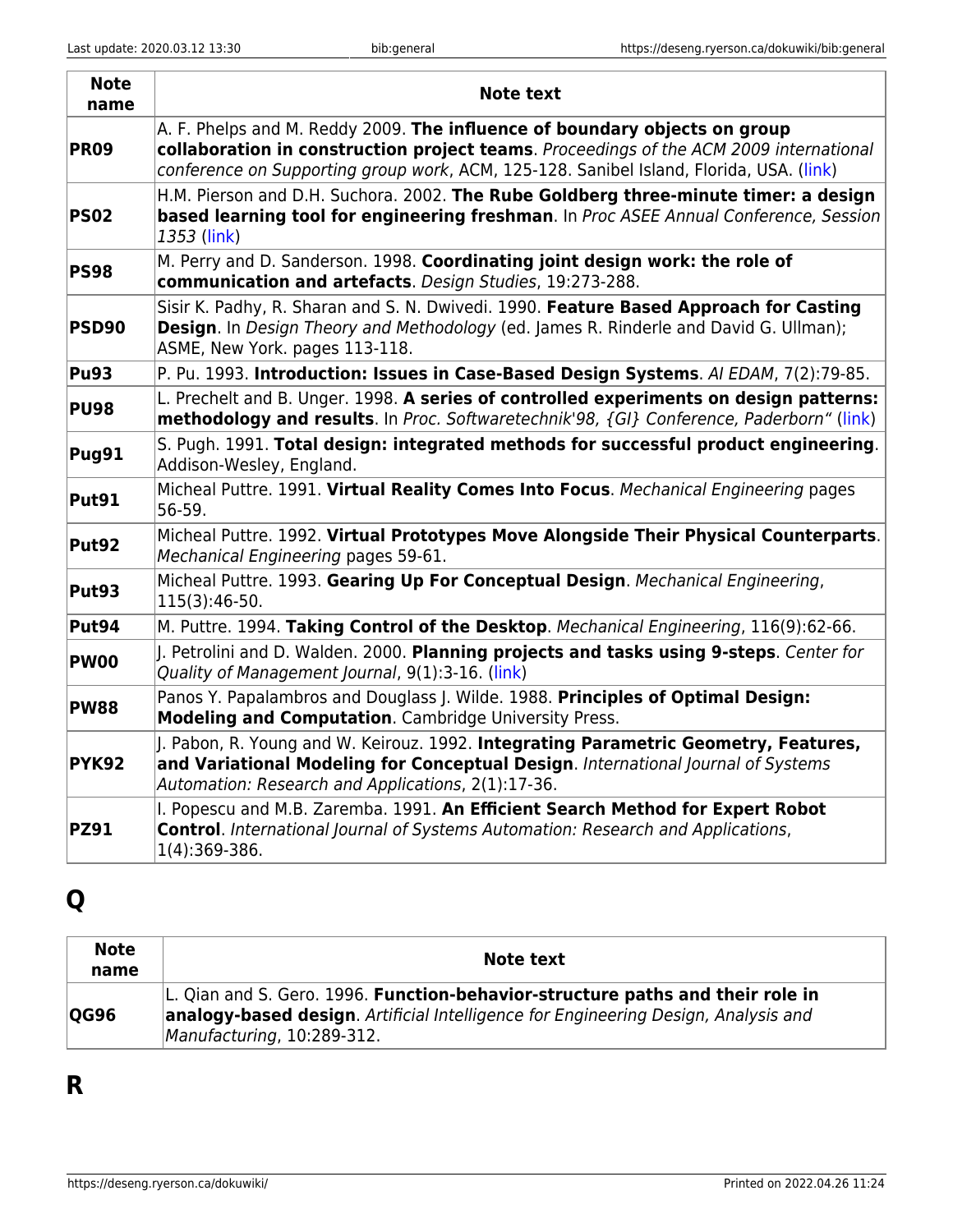| Note name | Note text |
|---|---|
| **PR09** | A. F. Phelps and M. Reddy 2009. **The influence of boundary objects on group collaboration in construction project teams**. *Proceedings of the ACM 2009 international conference on Supporting group work*, ACM, 125-128. Sanibel Island, Florida, USA. (link) |
| **PS02** | H.M. Pierson and D.H. Suchora. 2002. **The Rube Goldberg three-minute timer: a design based learning tool for engineering freshman**. In *Proc ASEE Annual Conference, Session 1353* (link) |
| **PS98** | M. Perry and D. Sanderson. 1998. **Coordinating joint design work: the role of communication and artefacts**. *Design Studies*, 19:273-288. |
| **PSD90** | Sisir K. Padhy, R. Sharan and S. N. Dwivedi. 1990. **Feature Based Approach for Casting Design**. In *Design Theory and Methodology* (ed. James R. Rinderle and David G. Ullman); ASME, New York. pages 113-118. |
| **Pu93** | P. Pu. 1993. **Introduction: Issues in Case-Based Design Systems**. *AI EDAM*, 7(2):79-85. |
| **PU98** | L. Prechelt and B. Unger. 1998. **A series of controlled experiments on design patterns: methodology and results**. In *Proc. Softwaretechnik'98, {GI} Conference, Paderborn"* (link) |
| **Pug91** | S. Pugh. 1991. **Total design: integrated methods for successful product engineering**. Addison-Wesley, England. |
| **Put91** | Micheal Puttre. 1991. **Virtual Reality Comes Into Focus**. *Mechanical Engineering* pages 56-59. |
| **Put92** | Micheal Puttre. 1992. **Virtual Prototypes Move Alongside Their Physical Counterparts**. *Mechanical Engineering* pages 59-61. |
| **Put93** | Micheal Puttre. 1993. **Gearing Up For Conceptual Design**. *Mechanical Engineering*, 115(3):46-50. |
| **Put94** | M. Puttre. 1994. **Taking Control of the Desktop**. *Mechanical Engineering*, 116(9):62-66. |
| **PW00** | J. Petrolini and D. Walden. 2000. **Planning projects and tasks using 9-steps**. *Center for Quality of Management Journal*, 9(1):3-16. (link) |
| **PW88** | Panos Y. Papalambros and Douglass J. Wilde. 1988. **Principles of Optimal Design: Modeling and Computation**. Cambridge University Press. |
| **PYK92** | J. Pabon, R. Young and W. Keirouz. 1992. **Integrating Parametric Geometry, Features, and Variational Modeling for Conceptual Design**. *International Journal of Systems Automation: Research and Applications*, 2(1):17-36. |
| **PZ91** | I. Popescu and M.B. Zaremba. 1991. **An Efficient Search Method for Expert Robot Control**. *International Journal of Systems Automation: Research and Applications*, 1(4):369-386. |

# Q

| Note name | Note text |
|---|---|
| **QG96** | L. Qian and S. Gero. 1996. **Function-behavior-structure paths and their role in analogy-based design**. *Artificial Intelligence for Engineering Design, Analysis and Manufacturing*, 10:289-312. |

# R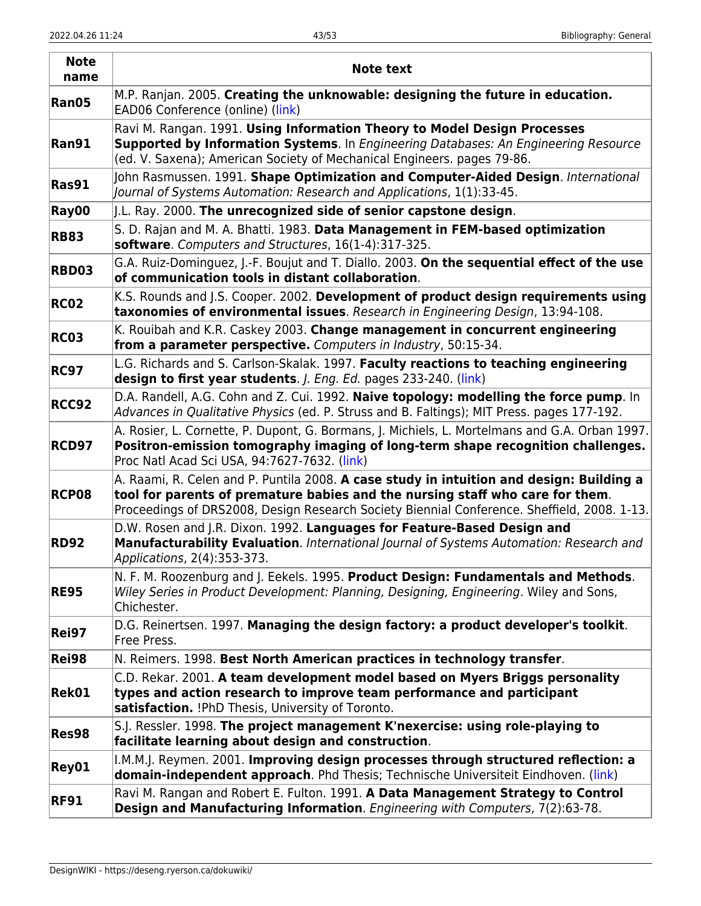| Note name | Note text |
|---|---|
| **Ran05** | M.P. Ranjan. 2005. **Creating the unknowable: designing the future in education.** EAD06 Conference (online) (link) |
| **Ran91** | Ravi M. Rangan. 1991. **Using Information Theory to Model Design Processes Supported by Information Systems**. In *Engineering Databases: An Engineering Resource* (ed. V. Saxena); American Society of Mechanical Engineers. pages 79-86. |
| **Ras91** | John Rasmussen. 1991. **Shape Optimization and Computer-Aided Design**. *International Journal of Systems Automation: Research and Applications*, 1(1):33-45. |
| **Ray00** | J.L. Ray. 2000. **The unrecognized side of senior capstone design**. |
| **RB83** | S. D. Rajan and M. A. Bhatti. 1983. **Data Management in FEM-based optimization software**. *Computers and Structures*, 16(1-4):317-325. |
| **RBD03** | G.A. Ruiz-Dominguez, J.-F. Boujut and T. Diallo. 2003. **On the sequential effect of the use of communication tools in distant collaboration**. |
| **RC02** | K.S. Rounds and J.S. Cooper. 2002. **Development of product design requirements using taxonomies of environmental issues**. *Research in Engineering Design*, 13:94-108. |
| **RC03** | K. Rouibah and K.R. Caskey 2003. **Change management in concurrent engineering from a parameter perspective.** *Computers in Industry*, 50:15-34. |
| **RC97** | L.G. Richards and S. Carlson-Skalak. 1997. **Faculty reactions to teaching engineering design to first year students**. *J. Eng. Ed.* pages 233-240. (link) |
| **RCC92** | D.A. Randell, A.G. Cohn and Z. Cui. 1992. **Naive topology: modelling the force pump**. In *Advances in Qualitative Physics* (ed. P. Struss and B. Faltings); MIT Press. pages 177-192. |
| **RCD97** | A. Rosier, L. Cornette, P. Dupont, G. Bormans, J. Michiels, L. Mortelmans and G.A. Orban 1997. **Positron-emission tomography imaging of long-term shape recognition challenges.** Proc Natl Acad Sci USA, 94:7627-7632. (link) |
| **RCP08** | A. Raami, R. Celen and P. Puntila 2008. **A case study in intuition and design: Building a tool for parents of premature babies and the nursing staff who care for them**. Proceedings of DRS2008, Design Research Society Biennial Conference. Sheffield, 2008. 1-13. |
| **RD92** | D.W. Rosen and J.R. Dixon. 1992. **Languages for Feature-Based Design and Manufacturability Evaluation**. *International Journal of Systems Automation: Research and Applications*, 2(4):353-373. |
| **RE95** | N. F. M. Roozenburg and J. Eekels. 1995. **Product Design: Fundamentals and Methods**. *Wiley Series in Product Development: Planning, Designing, Engineering*. Wiley and Sons, Chichester. |
| **Rei97** | D.G. Reinertsen. 1997. **Managing the design factory: a product developer's toolkit**. Free Press. |
| **Rei98** | N. Reimers. 1998. **Best North American practices in technology transfer**. |
| **Rek01** | C.D. Rekar. 2001. **A team development model based on Myers Briggs personality types and action research to improve team performance and participant satisfaction.** !PhD Thesis, University of Toronto. |
| **Res98** | S.J. Ressler. 1998. **The project management K'nexercise: using role-playing to facilitate learning about design and construction**. |
| **Rey01** | I.M.M.J. Reymen. 2001. **Improving design processes through structured reflection: a domain-independent approach**. Phd Thesis; Technische Universiteit Eindhoven. (link) |
| **RF91** | Ravi M. Rangan and Robert E. Fulton. 1991. **A Data Management Strategy to Control Design and Manufacturing Information**. *Engineering with Computers*, 7(2):63-78. |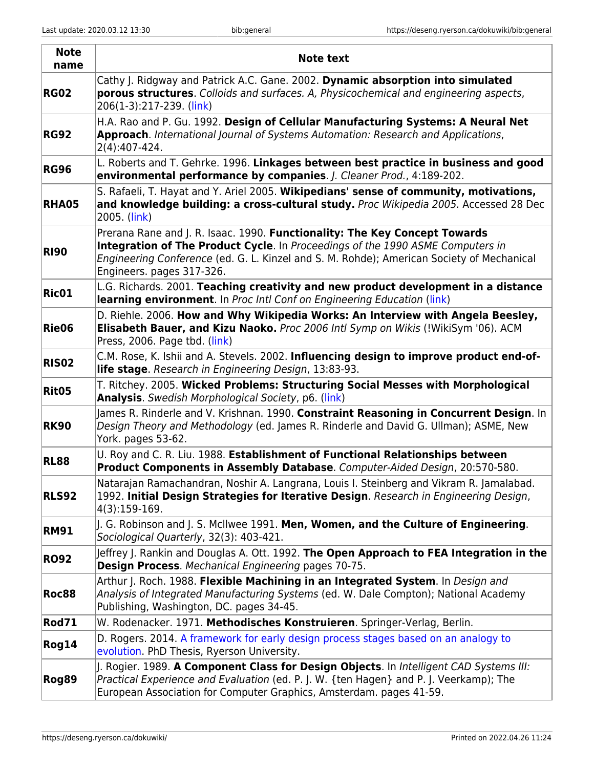| Note name | Note text |
|---|---|
| **RG02** | Cathy J. Ridgway and Patrick A.C. Gane. 2002. **Dynamic absorption into simulated porous structures**. *Colloids and surfaces. A, Physicochemical and engineering aspects*, 206(1-3):217-239. (link) |
| **RG92** | H.A. Rao and P. Gu. 1992. **Design of Cellular Manufacturing Systems: A Neural Net Approach**. *International Journal of Systems Automation: Research and Applications*, 2(4):407-424. |
| **RG96** | L. Roberts and T. Gehrke. 1996. **Linkages between best practice in business and good environmental performance by companies**. *J. Cleaner Prod.*, 4:189-202. |
| **RHA05** | S. Rafaeli, T. Hayat and Y. Ariel 2005. **Wikipedians' sense of community, motivations, and knowledge building: a cross-cultural study.** *Proc Wikipedia 2005.* Accessed 28 Dec 2005. (link) |
| **RI90** | Prerana Rane and J. R. Isaac. 1990. **Functionality: The Key Concept Towards Integration of The Product Cycle**. In *Proceedings of the 1990 ASME Computers in Engineering Conference* (ed. G. L. Kinzel and S. M. Rohde); American Society of Mechanical Engineers. pages 317-326. |
| **Ric01** | L.G. Richards. 2001. **Teaching creativity and new product development in a distance learning environment**. In *Proc Intl Conf on Engineering Education* (link) |
| **Rie06** | D. Riehle. 2006. **How and Why Wikipedia Works: An Interview with Angela Beesley, Elisabeth Bauer, and Kizu Naoko.** *Proc 2006 Intl Symp on Wikis* (!WikiSym '06). ACM Press, 2006. Page tbd. (link) |
| **RIS02** | C.M. Rose, K. Ishii and A. Stevels. 2002. **Influencing design to improve product end-of-life stage**. *Research in Engineering Design*, 13:83-93. |
| **Rit05** | T. Ritchey. 2005. **Wicked Problems: Structuring Social Messes with Morphological Analysis**. *Swedish Morphological Society*, p6. (link) |
| **RK90** | James R. Rinderle and V. Krishnan. 1990. **Constraint Reasoning in Concurrent Design**. In *Design Theory and Methodology* (ed. James R. Rinderle and David G. Ullman); ASME, New York. pages 53-62. |
| **RL88** | U. Roy and C. R. Liu. 1988. **Establishment of Functional Relationships between Product Components in Assembly Database**. *Computer-Aided Design*, 20:570-580. |
| **RLS92** | Natarajan Ramachandran, Noshir A. Langrana, Louis I. Steinberg and Vikram R. Jamalabad. 1992. **Initial Design Strategies for Iterative Design**. *Research in Engineering Design*, 4(3):159-169. |
| **RM91** | J. G. Robinson and J. S. McIlwee 1991. **Men, Women, and the Culture of Engineering**. *Sociological Quarterly*, 32(3): 403-421. |
| **RO92** | Jeffrey J. Rankin and Douglas A. Ott. 1992. **The Open Approach to FEA Integration in the Design Process**. *Mechanical Engineering* pages 70-75. |
| **Roc88** | Arthur J. Roch. 1988. **Flexible Machining in an Integrated System**. In *Design and Analysis of Integrated Manufacturing Systems* (ed. W. Dale Compton); National Academy Publishing, Washington, DC. pages 34-45. |
| **Rod71** | W. Rodenacker. 1971. **Methodisches Konstruieren**. Springer-Verlag, Berlin. |
| **Rog14** | D. Rogers. 2014. A framework for early design process stages based on an analogy to evolution. PhD Thesis, Ryerson University. |
| **Rog89** | J. Rogier. 1989. **A Component Class for Design Objects**. In *Intelligent CAD Systems III: Practical Experience and Evaluation* (ed. P. J. W. {ten Hagen} and P. J. Veerkamp); The European Association for Computer Graphics, Amsterdam. pages 41-59. |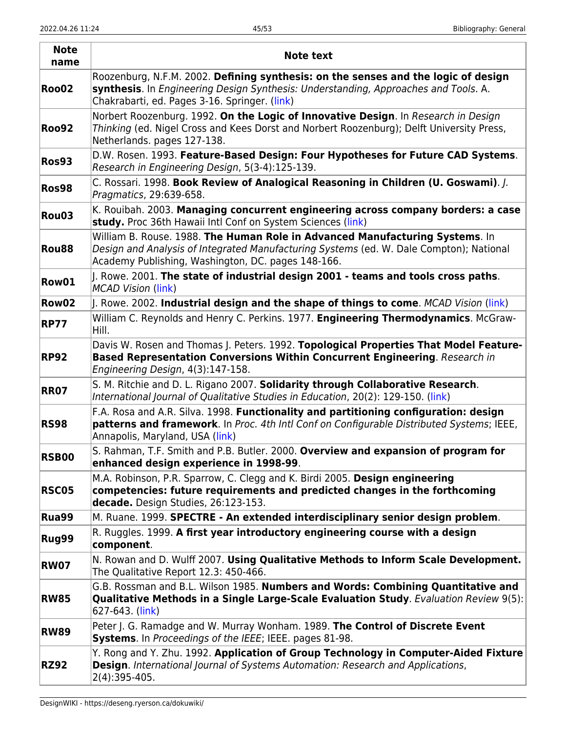| Note name | Note text |
|---|---|
| **Roo02** | Roozenburg, N.F.M. 2002. **Defining synthesis: on the senses and the logic of design synthesis**. In *Engineering Design Synthesis: Understanding, Approaches and Tools*. A. Chakrabarti, ed. Pages 3-16. Springer. (link) |
| **Roo92** | Norbert Roozenburg. 1992. **On the Logic of Innovative Design**. In *Research in Design Thinking* (ed. Nigel Cross and Kees Dorst and Norbert Roozenburg); Delft University Press, Netherlands. pages 127-138. |
| **Ros93** | D.W. Rosen. 1993. **Feature-Based Design: Four Hypotheses for Future CAD Systems**. *Research in Engineering Design*, 5(3-4):125-139. |
| **Ros98** | C. Rossari. 1998. **Book Review of Analogical Reasoning in Children (U. Goswami)**. *J. Pragmatics*, 29:639-658. |
| **Rou03** | K. Rouibah. 2003. **Managing concurrent engineering across company borders: a case study.** Proc 36th Hawaii Intl Conf on System Sciences (link) |
| **Rou88** | William B. Rouse. 1988. **The Human Role in Advanced Manufacturing Systems**. In *Design and Analysis of Integrated Manufacturing Systems* (ed. W. Dale Compton); National Academy Publishing, Washington, DC. pages 148-166. |
| **Row01** | J. Rowe. 2001. **The state of industrial design 2001 - teams and tools cross paths**. *MCAD Vision* (link) |
| **Row02** | J. Rowe. 2002. **Industrial design and the shape of things to come**. *MCAD Vision* (link) |
| **RP77** | William C. Reynolds and Henry C. Perkins. 1977. **Engineering Thermodynamics**. McGraw-Hill. |
| **RP92** | Davis W. Rosen and Thomas J. Peters. 1992. **Topological Properties That Model Feature-Based Representation Conversions Within Concurrent Engineering**. *Research in Engineering Design*, 4(3):147-158. |
| **RR07** | S. M. Ritchie and D. L. Rigano 2007. **Solidarity through Collaborative Research**. *International Journal of Qualitative Studies in Education*, 20(2): 129-150. (link) |
| **RS98** | F.A. Rosa and A.R. Silva. 1998. **Functionality and partitioning configuration: design patterns and framework**. In *Proc. 4th Intl Conf on Configurable Distributed Systems*; IEEE, Annapolis, Maryland, USA (link) |
| **RSB00** | S. Rahman, T.F. Smith and P.B. Butler. 2000. **Overview and expansion of program for enhanced design experience in 1998-99**. |
| **RSC05** | M.A. Robinson, P.R. Sparrow, C. Clegg and K. Birdi 2005. **Design engineering competencies: future requirements and predicted changes in the forthcoming decade.** Design Studies, 26:123-153. |
| **Rua99** | M. Ruane. 1999. **SPECTRE - An extended interdisciplinary senior design problem**. |
| **Rug99** | R. Ruggles. 1999. **A first year introductory engineering course with a design component**. |
| **RW07** | N. Rowan and D. Wulff 2007. **Using Qualitative Methods to Inform Scale Development.** The Qualitative Report 12.3: 450-466. |
| **RW85** | G.B. Rossman and B.L. Wilson 1985. **Numbers and Words: Combining Quantitative and Qualitative Methods in a Single Large-Scale Evaluation Study**. *Evaluation Review* 9(5): 627-643. (link) |
| **RW89** | Peter J. G. Ramadge and W. Murray Wonham. 1989. **The Control of Discrete Event Systems**. In *Proceedings of the IEEE*; IEEE. pages 81-98. |
| **RZ92** | Y. Rong and Y. Zhu. 1992. **Application of Group Technology in Computer-Aided Fixture Design**. *International Journal of Systems Automation: Research and Applications*, 2(4):395-405. |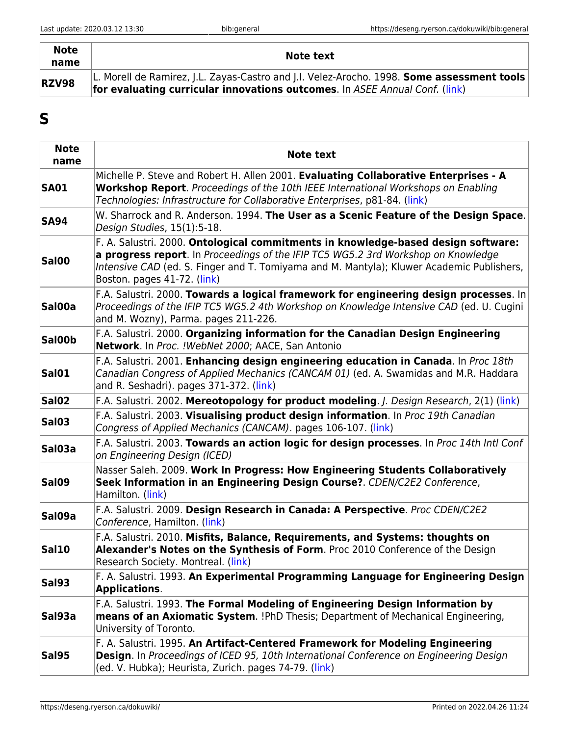| Note name | Note text |
|---|---|
| **RZV98** | L. Morell de Ramirez, J.L. Zayas-Castro and J.I. Velez-Arocho. 1998. **Some assessment tools for evaluating curricular innovations outcomes**. In *ASEE Annual Conf.* (link) |

## S

| Note name | Note text |
|---|---|
| **SA01** | Michelle P. Steve and Robert H. Allen 2001. **Evaluating Collaborative Enterprises - A Workshop Report**. *Proceedings of the 10th IEEE International Workshops on Enabling Technologies: Infrastructure for Collaborative Enterprises*, p81-84. (link) |
| **SA94** | W. Sharrock and R. Anderson. 1994. **The User as a Scenic Feature of the Design Space**. *Design Studies*, 15(1):5-18. |
| **Sal00** | F. A. Salustri. 2000. **Ontological commitments in knowledge-based design software: a progress report**. In *Proceedings of the IFIP TC5 WG5.2 3rd Workshop on Knowledge Intensive CAD* (ed. S. Finger and T. Tomiyama and M. Mantyla); Kluwer Academic Publishers, Boston. pages 41-72. (link) |
| **Sal00a** | F.A. Salustri. 2000. **Towards a logical framework for engineering design processes**. In *Proceedings of the IFIP TC5 WG5.2 4th Workshop on Knowledge Intensive CAD* (ed. U. Cugini and M. Wozny), Parma. pages 211-226. |
| **Sal00b** | F.A. Salustri. 2000. **Organizing information for the Canadian Design Engineering Network**. In *Proc. !WebNet 2000*; AACE, San Antonio |
| **Sal01** | F.A. Salustri. 2001. **Enhancing design engineering education in Canada**. In *Proc 18th Canadian Congress of Applied Mechanics (CANCAM 01)* (ed. A. Swamidas and M.R. Haddara and R. Seshadri). pages 371-372. (link) |
| **Sal02** | F.A. Salustri. 2002. **Mereotopology for product modeling**. *J. Design Research*, 2(1) (link) |
| **Sal03** | F.A. Salustri. 2003. **Visualising product design information**. In *Proc 19th Canadian Congress of Applied Mechanics (CANCAM)*. pages 106-107. (link) |
| **Sal03a** | F.A. Salustri. 2003. **Towards an action logic for design processes**. In *Proc 14th Intl Conf on Engineering Design (ICED)* |
| **Sal09** | Nasser Saleh. 2009. **Work In Progress: How Engineering Students Collaboratively Seek Information in an Engineering Design Course?**. *CDEN/C2E2 Conference*, Hamilton. (link) |
| **Sal09a** | F.A. Salustri. 2009. **Design Research in Canada: A Perspective**. *Proc CDEN/C2E2 Conference*, Hamilton. (link) |
| **Sal10** | F.A. Salustri. 2010. **Misfits, Balance, Requirements, and Systems: thoughts on Alexander's Notes on the Synthesis of Form**. Proc 2010 Conference of the Design Research Society. Montreal. (link) |
| **Sal93** | F. A. Salustri. 1993. **An Experimental Programming Language for Engineering Design Applications**. |
| **Sal93a** | F.A. Salustri. 1993. **The Formal Modeling of Engineering Design Information by means of an Axiomatic System**. !PhD Thesis; Department of Mechanical Engineering, University of Toronto. |
| **Sal95** | F. A. Salustri. 1995. **An Artifact-Centered Framework for Modeling Engineering Design**. In *Proceedings of ICED 95, 10th International Conference on Engineering Design* (ed. V. Hubka); Heurista, Zurich. pages 74-79. (link) |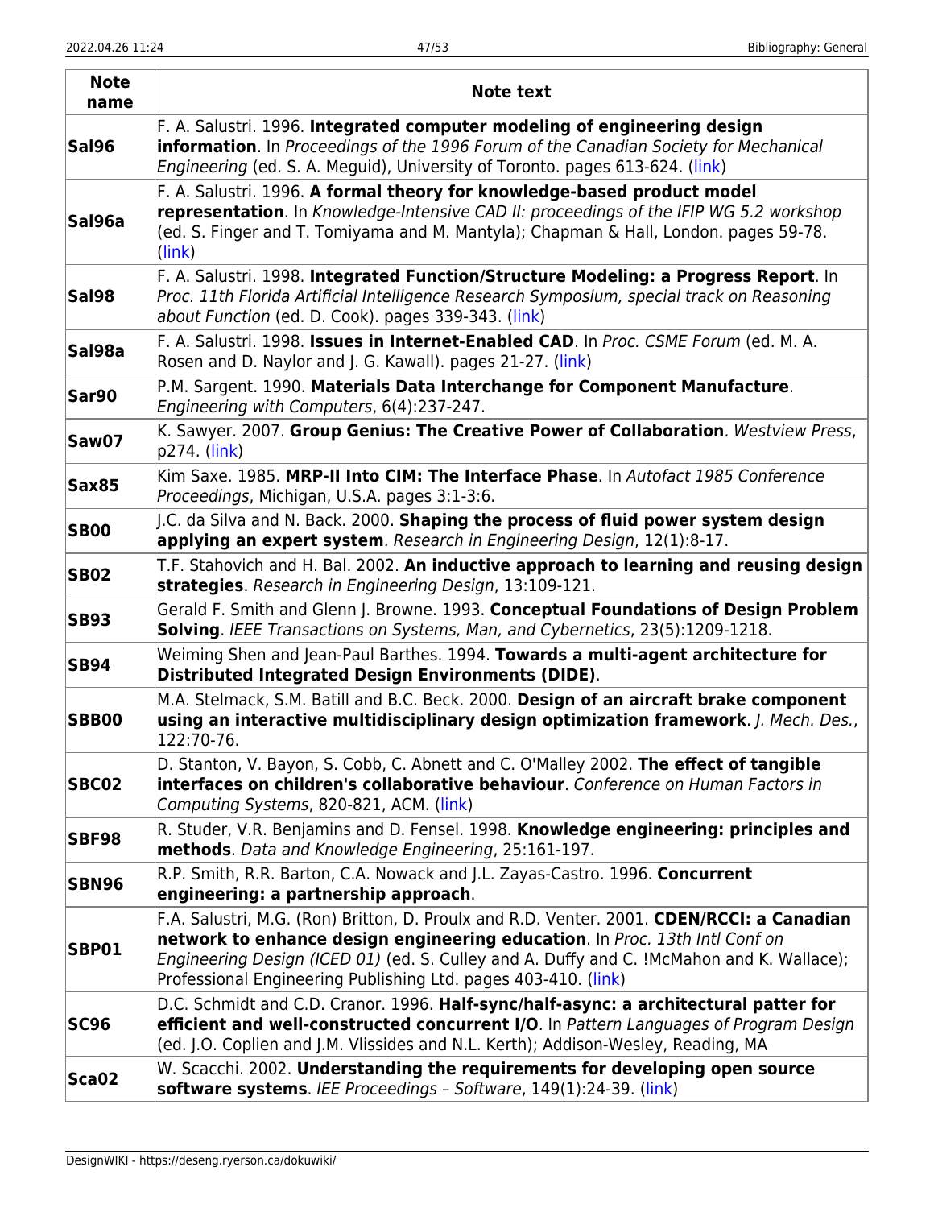| Note name | Note text |
| --- | --- |
| **Sal96** | F. A. Salustri. 1996. **Integrated computer modeling of engineering design information**. In *Proceedings of the 1996 Forum of the Canadian Society for Mechanical Engineering* (ed. S. A. Meguid), University of Toronto. pages 613-624. (link) |
| **Sal96a** | F. A. Salustri. 1996. **A formal theory for knowledge-based product model representation**. In *Knowledge-Intensive CAD II: proceedings of the IFIP WG 5.2 workshop* (ed. S. Finger and T. Tomiyama and M. Mantyla); Chapman & Hall, London. pages 59-78. (link) |
| **Sal98** | F. A. Salustri. 1998. **Integrated Function/Structure Modeling: a Progress Report**. In *Proc. 11th Florida Artificial Intelligence Research Symposium, special track on Reasoning about Function* (ed. D. Cook). pages 339-343. (link) |
| **Sal98a** | F. A. Salustri. 1998. **Issues in Internet-Enabled CAD**. In *Proc. CSME Forum* (ed. M. A. Rosen and D. Naylor and J. G. Kawall). pages 21-27. (link) |
| **Sar90** | P.M. Sargent. 1990. **Materials Data Interchange for Component Manufacture**. *Engineering with Computers*, 6(4):237-247. |
| **Saw07** | K. Sawyer. 2007. **Group Genius: The Creative Power of Collaboration**. *Westview Press*, p274. (link) |
| **Sax85** | Kim Saxe. 1985. **MRP-II Into CIM: The Interface Phase**. In *Autofact 1985 Conference Proceedings*, Michigan, U.S.A. pages 3:1-3:6. |
| **SB00** | J.C. da Silva and N. Back. 2000. **Shaping the process of fluid power system design applying an expert system**. *Research in Engineering Design*, 12(1):8-17. |
| **SB02** | T.F. Stahovich and H. Bal. 2002. **An inductive approach to learning and reusing design strategies**. *Research in Engineering Design*, 13:109-121. |
| **SB93** | Gerald F. Smith and Glenn J. Browne. 1993. **Conceptual Foundations of Design Problem Solving**. *IEEE Transactions on Systems, Man, and Cybernetics*, 23(5):1209-1218. |
| **SB94** | Weiming Shen and Jean-Paul Barthes. 1994. **Towards a multi-agent architecture for Distributed Integrated Design Environments (DIDE)**. |
| **SBB00** | M.A. Stelmack, S.M. Batill and B.C. Beck. 2000. **Design of an aircraft brake component using an interactive multidisciplinary design optimization framework**. *J. Mech. Des.*, 122:70-76. |
| **SBC02** | D. Stanton, V. Bayon, S. Cobb, C. Abnett and C. O'Malley 2002. **The effect of tangible interfaces on children's collaborative behaviour**. *Conference on Human Factors in Computing Systems*, 820-821, ACM. (link) |
| **SBF98** | R. Studer, V.R. Benjamins and D. Fensel. 1998. **Knowledge engineering: principles and methods**. *Data and Knowledge Engineering*, 25:161-197. |
| **SBN96** | R.P. Smith, R.R. Barton, C.A. Nowack and J.L. Zayas-Castro. 1996. **Concurrent engineering: a partnership approach**. |
| **SBP01** | F.A. Salustri, M.G. (Ron) Britton, D. Proulx and R.D. Venter. 2001. **CDEN/RCCI: a Canadian network to enhance design engineering education**. In *Proc. 13th Intl Conf on Engineering Design (ICED 01)* (ed. S. Culley and A. Duffy and C. !McMahon and K. Wallace); Professional Engineering Publishing Ltd. pages 403-410. (link) |
| **SC96** | D.C. Schmidt and C.D. Cranor. 1996. **Half-sync/half-async: a architectural patter for efficient and well-constructed concurrent I/O**. In *Pattern Languages of Program Design* (ed. J.O. Coplien and J.M. Vlissides and N.L. Kerth); Addison-Wesley, Reading, MA |
| **Sca02** | W. Scacchi. 2002. **Understanding the requirements for developing open source software systems**. *IEE Proceedings – Software*, 149(1):24-39. (link) |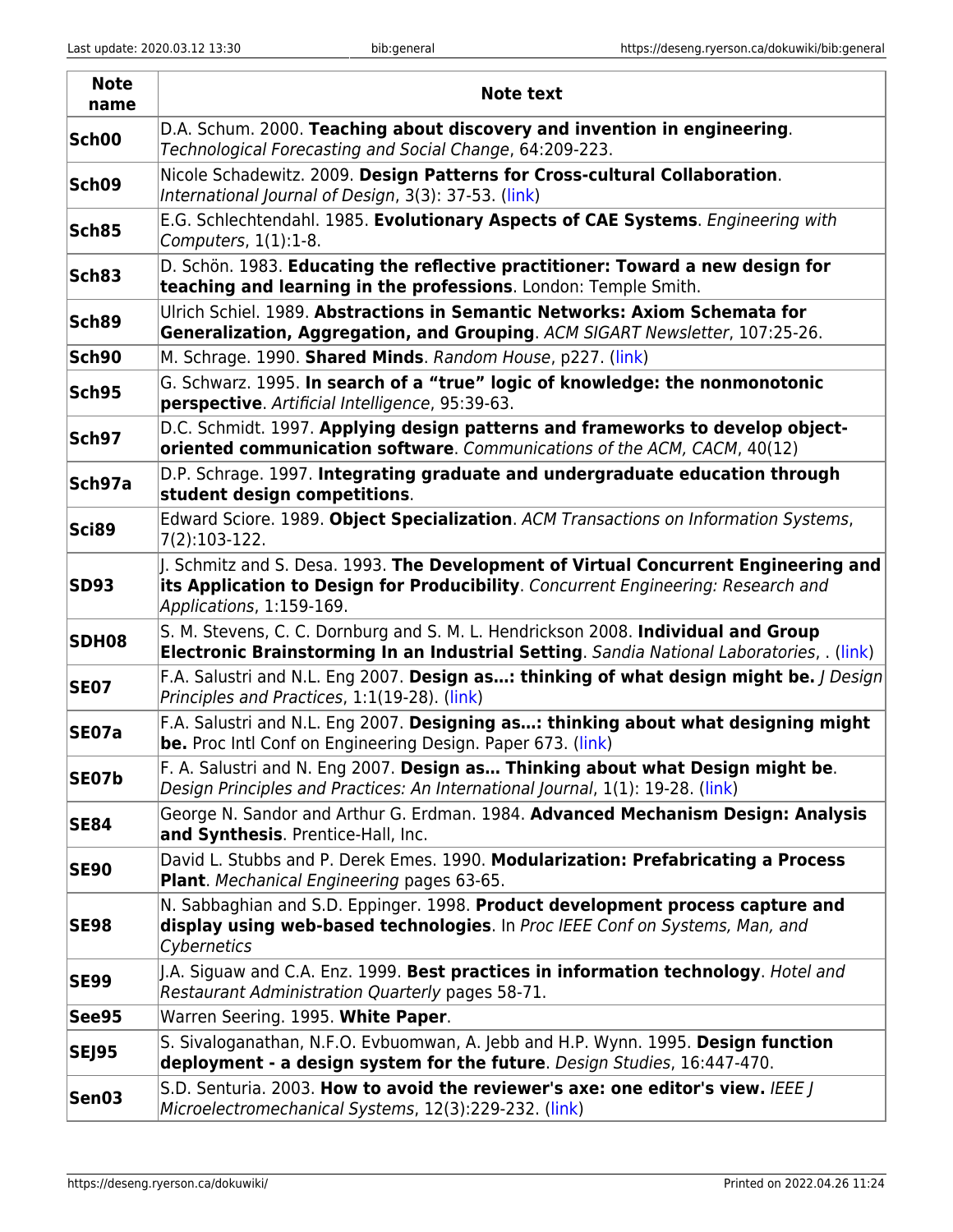| Note name | Note text |
|---|---|
| **Sch00** | D.A. Schum. 2000. **Teaching about discovery and invention in engineering**. *Technological Forecasting and Social Change*, 64:209-223. |
| **Sch09** | Nicole Schadewitz. 2009. **Design Patterns for Cross-cultural Collaboration**. *International Journal of Design*, 3(3): 37-53. (link) |
| **Sch85** | E.G. Schlechtendahl. 1985. **Evolutionary Aspects of CAE Systems**. *Engineering with Computers*, 1(1):1-8. |
| **Sch83** | D. Schön. 1983. **Educating the reflective practitioner: Toward a new design for teaching and learning in the professions**. London: Temple Smith. |
| **Sch89** | Ulrich Schiel. 1989. **Abstractions in Semantic Networks: Axiom Schemata for Generalization, Aggregation, and Grouping**. *ACM SIGART Newsletter*, 107:25-26. |
| **Sch90** | M. Schrage. 1990. **Shared Minds**. *Random House*, p227. (link) |
| **Sch95** | G. Schwarz. 1995. **In search of a "true" logic of knowledge: the nonmonotonic perspective**. *Artificial Intelligence*, 95:39-63. |
| **Sch97** | D.C. Schmidt. 1997. **Applying design patterns and frameworks to develop object-oriented communication software**. *Communications of the ACM, CACM*, 40(12) |
| **Sch97a** | D.P. Schrage. 1997. **Integrating graduate and undergraduate education through student design competitions**. |
| **Sci89** | Edward Sciore. 1989. **Object Specialization**. *ACM Transactions on Information Systems*, 7(2):103-122. |
| **SD93** | J. Schmitz and S. Desa. 1993. **The Development of Virtual Concurrent Engineering and its Application to Design for Producibility**. *Concurrent Engineering: Research and Applications*, 1:159-169. |
| **SDH08** | S. M. Stevens, C. C. Dornburg and S. M. L. Hendrickson 2008. **Individual and Group Electronic Brainstorming In an Industrial Setting**. *Sandia National Laboratories*, . (link) |
| **SE07** | F.A. Salustri and N.L. Eng 2007. **Design as...: thinking of what design might be.** *J Design Principles and Practices*, 1:1(19-28). (link) |
| **SE07a** | F.A. Salustri and N.L. Eng 2007. **Designing as...: thinking about what designing might be.** Proc Intl Conf on Engineering Design. Paper 673. (link) |
| **SE07b** | F. A. Salustri and N. Eng 2007. **Design as... Thinking about what Design might be**. *Design Principles and Practices: An International Journal*, 1(1): 19-28. (link) |
| **SE84** | George N. Sandor and Arthur G. Erdman. 1984. **Advanced Mechanism Design: Analysis and Synthesis**. Prentice-Hall, Inc. |
| **SE90** | David L. Stubbs and P. Derek Emes. 1990. **Modularization: Prefabricating a Process Plant**. *Mechanical Engineering* pages 63-65. |
| **SE98** | N. Sabbaghian and S.D. Eppinger. 1998. **Product development process capture and display using web-based technologies**. In *Proc IEEE Conf on Systems, Man, and Cybernetics* |
| **SE99** | J.A. Siguaw and C.A. Enz. 1999. **Best practices in information technology**. *Hotel and Restaurant Administration Quarterly* pages 58-71. |
| **See95** | Warren Seering. 1995. **White Paper**. |
| **SEJ95** | S. Sivaloganathan, N.F.O. Evbuomwan, A. Jebb and H.P. Wynn. 1995. **Design function deployment - a design system for the future**. *Design Studies*, 16:447-470. |
| **Sen03** | S.D. Senturia. 2003. **How to avoid the reviewer's axe: one editor's view.** *IEEE J Microelectromechanical Systems*, 12(3):229-232. (link) |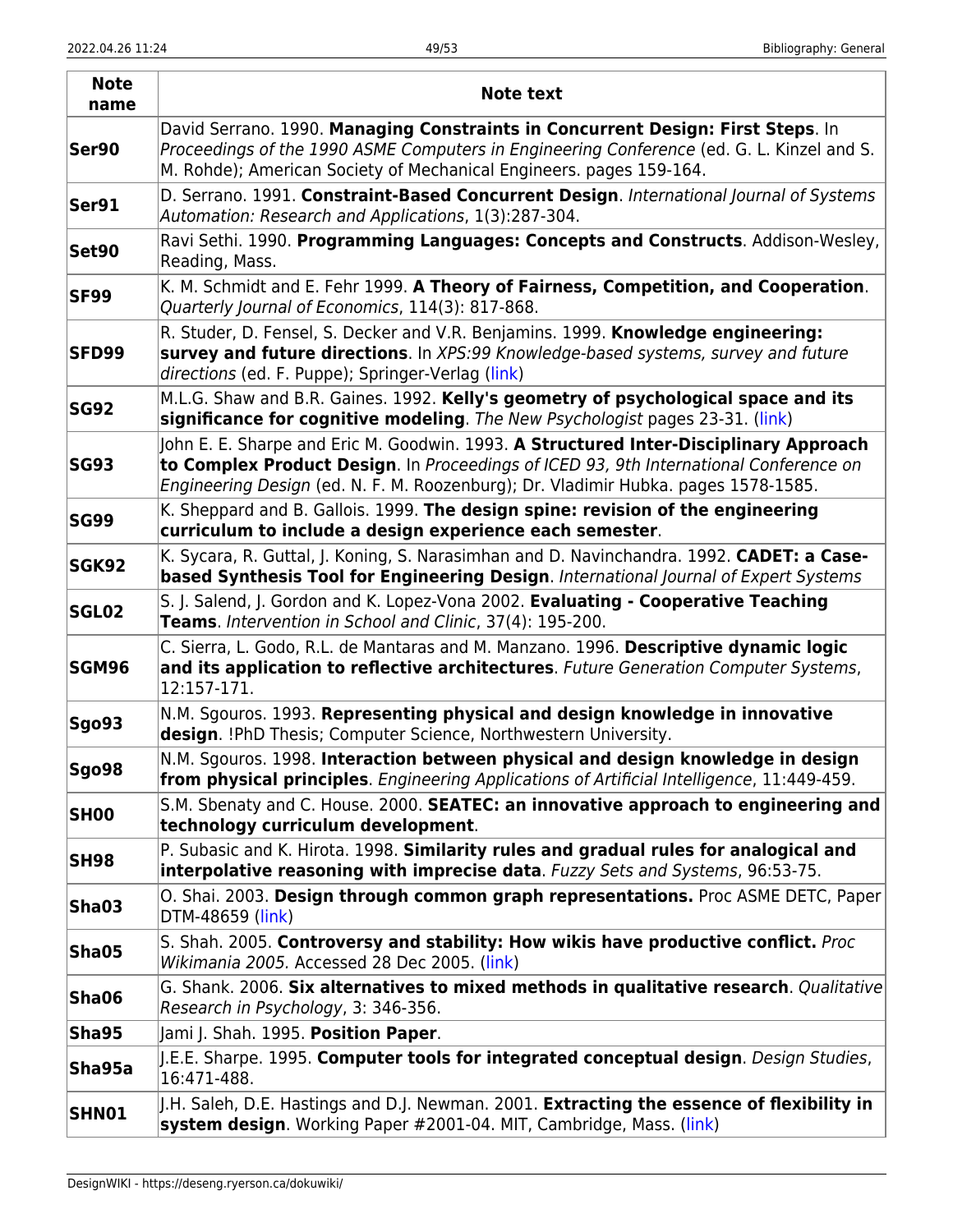| Note name | Note text |
|---|---|
| **Ser90** | David Serrano. 1990. **Managing Constraints in Concurrent Design: First Steps**. In *Proceedings of the 1990 ASME Computers in Engineering Conference* (ed. G. L. Kinzel and S. M. Rohde); American Society of Mechanical Engineers. pages 159-164. |
| **Ser91** | D. Serrano. 1991. **Constraint-Based Concurrent Design**. *International Journal of Systems Automation: Research and Applications*, 1(3):287-304. |
| **Set90** | Ravi Sethi. 1990. **Programming Languages: Concepts and Constructs**. Addison-Wesley, Reading, Mass. |
| **SF99** | K. M. Schmidt and E. Fehr 1999. **A Theory of Fairness, Competition, and Cooperation**. *Quarterly Journal of Economics*, 114(3): 817-868. |
| **SFD99** | R. Studer, D. Fensel, S. Decker and V.R. Benjamins. 1999. **Knowledge engineering: survey and future directions**. In *XPS:99 Knowledge-based systems, survey and future directions* (ed. F. Puppe); Springer-Verlag (link) |
| **SG92** | M.L.G. Shaw and B.R. Gaines. 1992. **Kelly's geometry of psychological space and its significance for cognitive modeling**. *The New Psychologist* pages 23-31. (link) |
| **SG93** | John E. E. Sharpe and Eric M. Goodwin. 1993. **A Structured Inter-Disciplinary Approach to Complex Product Design**. In *Proceedings of ICED 93, 9th International Conference on Engineering Design* (ed. N. F. M. Roozenburg); Dr. Vladimir Hubka. pages 1578-1585. |
| **SG99** | K. Sheppard and B. Gallois. 1999. **The design spine: revision of the engineering curriculum to include a design experience each semester**. |
| **SGK92** | K. Sycara, R. Guttal, J. Koning, S. Narasimhan and D. Navinchandra. 1992. **CADET: a Case-based Synthesis Tool for Engineering Design**. *International Journal of Expert Systems* |
| **SGL02** | S. J. Salend, J. Gordon and K. Lopez-Vona 2002. **Evaluating - Cooperative Teaching Teams**. *Intervention in School and Clinic*, 37(4): 195-200. |
| **SGM96** | C. Sierra, L. Godo, R.L. de Mantaras and M. Manzano. 1996. **Descriptive dynamic logic and its application to reflective architectures**. *Future Generation Computer Systems*, 12:157-171. |
| **Sgo93** | N.M. Sgouros. 1993. **Representing physical and design knowledge in innovative design**. !PhD Thesis; Computer Science, Northwestern University. |
| **Sgo98** | N.M. Sgouros. 1998. **Interaction between physical and design knowledge in design from physical principles**. *Engineering Applications of Artificial Intelligence*, 11:449-459. |
| **SH00** | S.M. Sbenaty and C. House. 2000. **SEATEC: an innovative approach to engineering and technology curriculum development**. |
| **SH98** | P. Subasic and K. Hirota. 1998. **Similarity rules and gradual rules for analogical and interpolative reasoning with imprecise data**. *Fuzzy Sets and Systems*, 96:53-75. |
| **Sha03** | O. Shai. 2003. **Design through common graph representations.** Proc ASME DETC, Paper DTM-48659 (link) |
| **Sha05** | S. Shah. 2005. **Controversy and stability: How wikis have productive conflict.** *Proc Wikimania 2005.* Accessed 28 Dec 2005. (link) |
| **Sha06** | G. Shank. 2006. **Six alternatives to mixed methods in qualitative research**. *Qualitative Research in Psychology*, 3: 346-356. |
| **Sha95** | Jami J. Shah. 1995. **Position Paper**. |
| **Sha95a** | J.E.E. Sharpe. 1995. **Computer tools for integrated conceptual design**. *Design Studies*, 16:471-488. |
| **SHN01** | J.H. Saleh, D.E. Hastings and D.J. Newman. 2001. **Extracting the essence of flexibility in system design**. Working Paper #2001-04. MIT, Cambridge, Mass. (link) |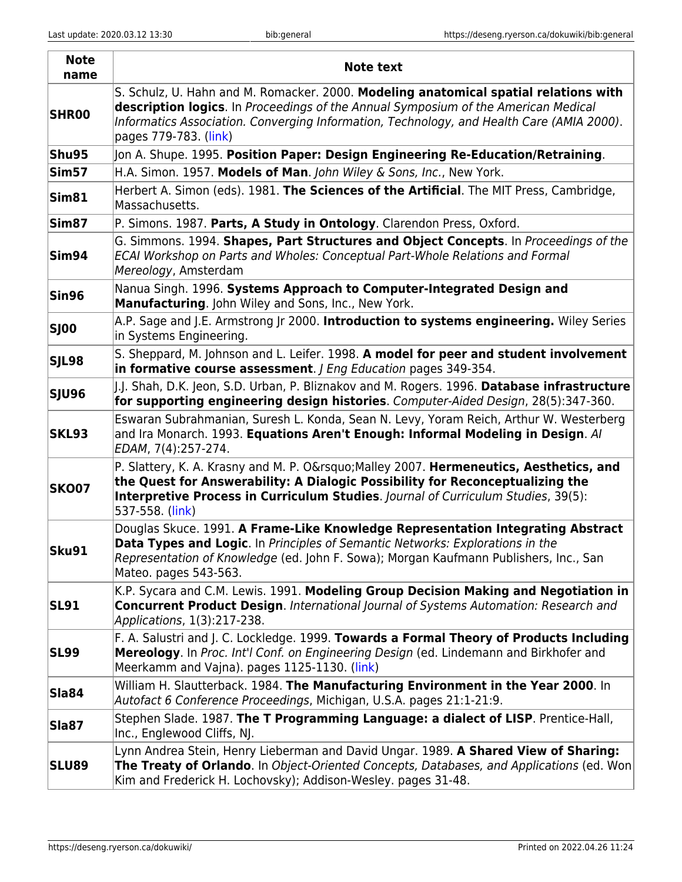| Note name | Note text |
|---|---|
| **SHR00** | S. Schulz, U. Hahn and M. Romacker. 2000. **Modeling anatomical spatial relations with description logics**. In *Proceedings of the Annual Symposium of the American Medical Informatics Association. Converging Information, Technology, and Health Care (AMIA 2000)*. pages 779-783. (link) |
| **Shu95** | Jon A. Shupe. 1995. **Position Paper: Design Engineering Re-Education/Retraining**. |
| **Sim57** | H.A. Simon. 1957. **Models of Man**. *John Wiley & Sons, Inc.*, New York. |
| **Sim81** | Herbert A. Simon (eds). 1981. **The Sciences of the Artificial**. The MIT Press, Cambridge, Massachusetts. |
| **Sim87** | P. Simons. 1987. **Parts, A Study in Ontology**. Clarendon Press, Oxford. |
| **Sim94** | G. Simmons. 1994. **Shapes, Part Structures and Object Concepts**. In *Proceedings of the ECAI Workshop on Parts and Wholes: Conceptual Part-Whole Relations and Formal Mereology*, Amsterdam |
| **Sin96** | Nanua Singh. 1996. **Systems Approach to Computer-Integrated Design and Manufacturing**. John Wiley and Sons, Inc., New York. |
| **SJ00** | A.P. Sage and J.E. Armstrong Jr 2000. **Introduction to systems engineering.** Wiley Series in Systems Engineering. |
| **SJL98** | S. Sheppard, M. Johnson and L. Leifer. 1998. **A model for peer and student involvement in formative course assessment**. *J Eng Education* pages 349-354. |
| **SJU96** | J.J. Shah, D.K. Jeon, S.D. Urban, P. Bliznakov and M. Rogers. 1996. **Database infrastructure for supporting engineering design histories**. *Computer-Aided Design*, 28(5):347-360. |
| **SKL93** | Eswaran Subrahmanian, Suresh L. Konda, Sean N. Levy, Yoram Reich, Arthur W. Westerberg and Ira Monarch. 1993. **Equations Aren't Enough: Informal Modeling in Design**. *AI EDAM*, 7(4):257-274. |
| **SKO07** | P. Slattery, K. A. Krasny and M. P. O&rsquo;Malley 2007. **Hermeneutics, Aesthetics, and the Quest for Answerability: A Dialogic Possibility for Reconceptualizing the Interpretive Process in Curriculum Studies**. *Journal of Curriculum Studies*, 39(5): 537-558. (link) |
| **Sku91** | Douglas Skuce. 1991. **A Frame-Like Knowledge Representation Integrating Abstract Data Types and Logic**. In *Principles of Semantic Networks: Explorations in the Representation of Knowledge* (ed. John F. Sowa); Morgan Kaufmann Publishers, Inc., San Mateo. pages 543-563. |
| **SL91** | K.P. Sycara and C.M. Lewis. 1991. **Modeling Group Decision Making and Negotiation in Concurrent Product Design**. *International Journal of Systems Automation: Research and Applications*, 1(3):217-238. |
| **SL99** | F. A. Salustri and J. C. Lockledge. 1999. **Towards a Formal Theory of Products Including Mereology**. In *Proc. Int'l Conf. on Engineering Design* (ed. Lindemann and Birkhofer and Meerkamm and Vajna). pages 1125-1130. (link) |
| **Sla84** | William H. Slautterback. 1984. **The Manufacturing Environment in the Year 2000**. In *Autofact 6 Conference Proceedings*, Michigan, U.S.A. pages 21:1-21:9. |
| **Sla87** | Stephen Slade. 1987. **The T Programming Language: a dialect of LISP**. Prentice-Hall, Inc., Englewood Cliffs, NJ. |
| **SLU89** | Lynn Andrea Stein, Henry Lieberman and David Ungar. 1989. **A Shared View of Sharing: The Treaty of Orlando**. In *Object-Oriented Concepts, Databases, and Applications* (ed. Won Kim and Frederick H. Lochovsky); Addison-Wesley. pages 31-48. |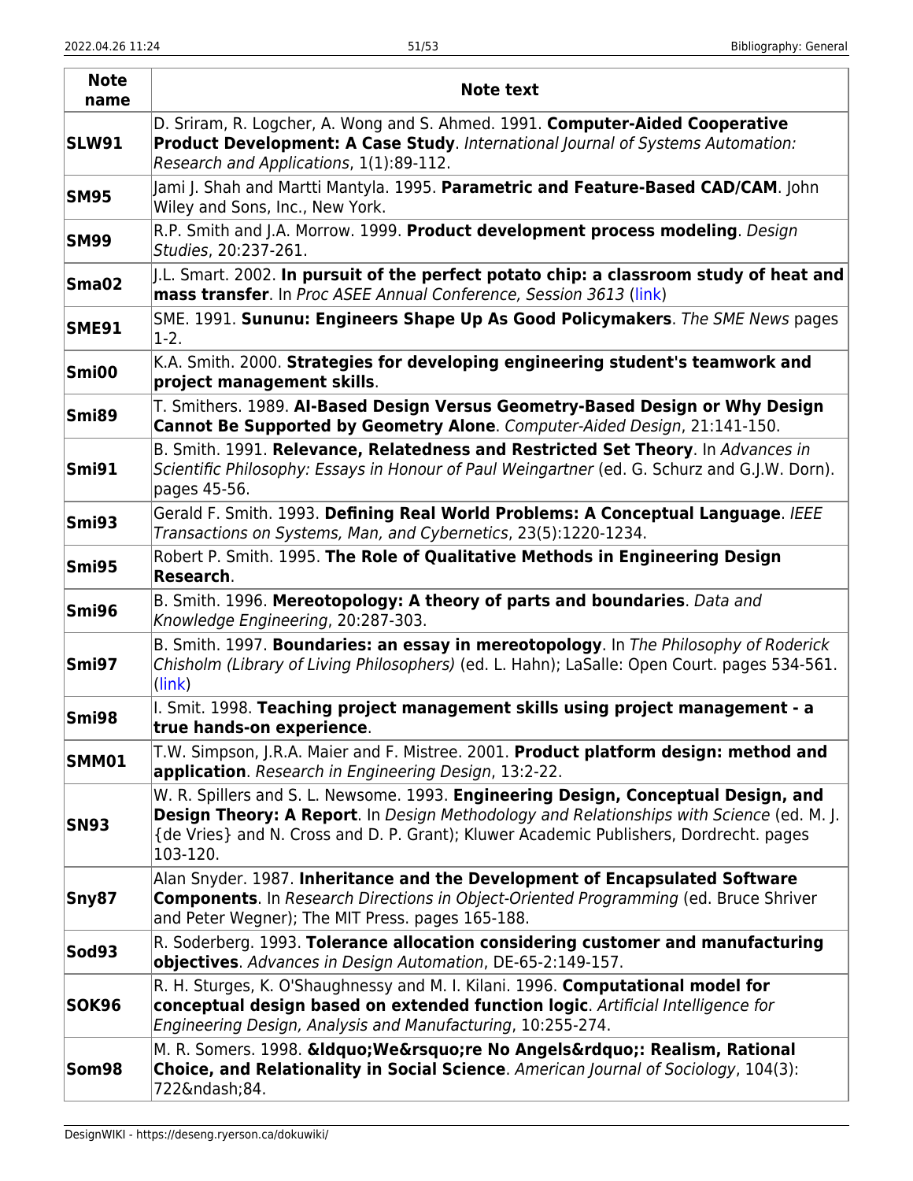| Note name | Note text |
|---|---|
| **SLW91** | D. Sriram, R. Logcher, A. Wong and S. Ahmed. 1991. **Computer-Aided Cooperative Product Development: A Case Study**. *International Journal of Systems Automation: Research and Applications*, 1(1):89-112. |
| **SM95** | Jami J. Shah and Martti Mantyla. 1995. **Parametric and Feature-Based CAD/CAM**. John Wiley and Sons, Inc., New York. |
| **SM99** | R.P. Smith and J.A. Morrow. 1999. **Product development process modeling**. *Design Studies*, 20:237-261. |
| **Sma02** | J.L. Smart. 2002. **In pursuit of the perfect potato chip: a classroom study of heat and mass transfer**. In *Proc ASEE Annual Conference, Session 3613* (link) |
| **SME91** | SME. 1991. **Sununu: Engineers Shape Up As Good Policymakers**. *The SME News* pages 1-2. |
| **Smi00** | K.A. Smith. 2000. **Strategies for developing engineering student's teamwork and project management skills**. |
| **Smi89** | T. Smithers. 1989. **AI-Based Design Versus Geometry-Based Design or Why Design Cannot Be Supported by Geometry Alone**. *Computer-Aided Design*, 21:141-150. |
| **Smi91** | B. Smith. 1991. **Relevance, Relatedness and Restricted Set Theory**. In *Advances in Scientific Philosophy: Essays in Honour of Paul Weingartner* (ed. G. Schurz and G.J.W. Dorn). pages 45-56. |
| **Smi93** | Gerald F. Smith. 1993. **Defining Real World Problems: A Conceptual Language**. *IEEE Transactions on Systems, Man, and Cybernetics*, 23(5):1220-1234. |
| **Smi95** | Robert P. Smith. 1995. **The Role of Qualitative Methods in Engineering Design Research**. |
| **Smi96** | B. Smith. 1996. **Mereotopology: A theory of parts and boundaries**. *Data and Knowledge Engineering*, 20:287-303. |
| **Smi97** | B. Smith. 1997. **Boundaries: an essay in mereotopology**. In *The Philosophy of Roderick Chisholm (Library of Living Philosophers)* (ed. L. Hahn); LaSalle: Open Court. pages 534-561. (link) |
| **Smi98** | I. Smit. 1998. **Teaching project management skills using project management - a true hands-on experience**. |
| **SMM01** | T.W. Simpson, J.R.A. Maier and F. Mistree. 2001. **Product platform design: method and application**. *Research in Engineering Design*, 13:2-22. |
| **SN93** | W. R. Spillers and S. L. Newsome. 1993. **Engineering Design, Conceptual Design, and Design Theory: A Report**. In *Design Methodology and Relationships with Science* (ed. M. J. {de Vries} and N. Cross and D. P. Grant); Kluwer Academic Publishers, Dordrecht. pages 103-120. |
| **Sny87** | Alan Snyder. 1987. **Inheritance and the Development of Encapsulated Software Components**. In *Research Directions in Object-Oriented Programming* (ed. Bruce Shriver and Peter Wegner); The MIT Press. pages 165-188. |
| **Sod93** | R. Soderberg. 1993. **Tolerance allocation considering customer and manufacturing objectives**. *Advances in Design Automation*, DE-65-2:149-157. |
| **SOK96** | R. H. Sturges, K. O'Shaughnessy and M. I. Kilani. 1996. **Computational model for conceptual design based on extended function logic**. *Artificial Intelligence for Engineering Design, Analysis and Manufacturing*, 10:255-274. |
| **Som98** | M. R. Somers. 1998. **&ldquo;We&rsquo;re No Angels&rdquo;: Realism, Rational Choice, and Relationality in Social Science**. *American Journal of Sociology*, 104(3): 722&ndash;84. |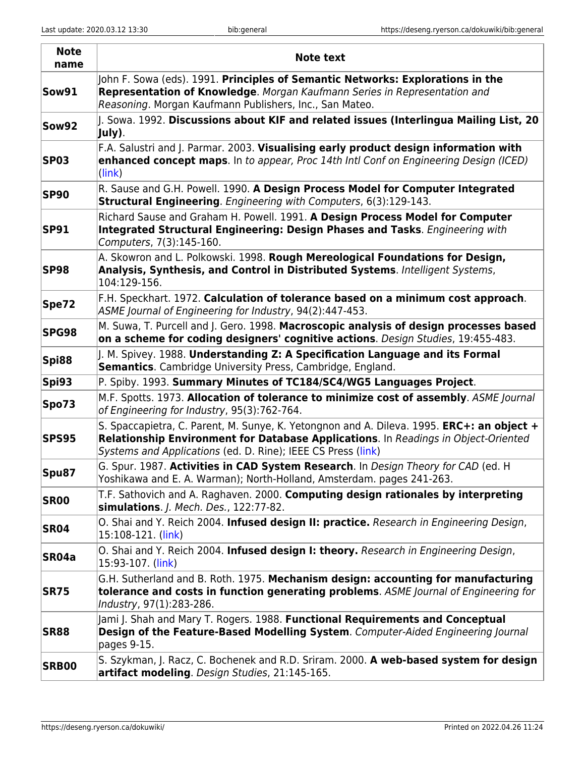| Note name | Note text |
|---|---|
| **Sow91** | John F. Sowa (eds). 1991. **Principles of Semantic Networks: Explorations in the Representation of Knowledge**. *Morgan Kaufmann Series in Representation and Reasoning*. Morgan Kaufmann Publishers, Inc., San Mateo. |
| **Sow92** | J. Sowa. 1992. **Discussions about KIF and related issues (Interlingua Mailing List, 20 July)**. |
| **SP03** | F.A. Salustri and J. Parmar. 2003. **Visualising early product design information with enhanced concept maps**. In *to appear, Proc 14th Intl Conf on Engineering Design (ICED)* (link) |
| **SP90** | R. Sause and G.H. Powell. 1990. **A Design Process Model for Computer Integrated Structural Engineering**. *Engineering with Computers*, 6(3):129-143. |
| **SP91** | Richard Sause and Graham H. Powell. 1991. **A Design Process Model for Computer Integrated Structural Engineering: Design Phases and Tasks**. *Engineering with Computers*, 7(3):145-160. |
| **SP98** | A. Skowron and L. Polkowski. 1998. **Rough Mereological Foundations for Design, Analysis, Synthesis, and Control in Distributed Systems**. *Intelligent Systems*, 104:129-156. |
| **Spe72** | F.H. Speckhart. 1972. **Calculation of tolerance based on a minimum cost approach**. *ASME Journal of Engineering for Industry*, 94(2):447-453. |
| **SPG98** | M. Suwa, T. Purcell and J. Gero. 1998. **Macroscopic analysis of design processes based on a scheme for coding designers' cognitive actions**. *Design Studies*, 19:455-483. |
| **Spi88** | J. M. Spivey. 1988. **Understanding Z: A Specification Language and its Formal Semantics**. Cambridge University Press, Cambridge, England. |
| **Spi93** | P. Spiby. 1993. **Summary Minutes of TC184/SC4/WG5 Languages Project**. |
| **Spo73** | M.F. Spotts. 1973. **Allocation of tolerance to minimize cost of assembly**. *ASME Journal of Engineering for Industry*, 95(3):762-764. |
| **SPS95** | S. Spaccapietra, C. Parent, M. Sunye, K. Yetongnon and A. Dileva. 1995. **ERC+: an object + Relationship Environment for Database Applications**. In *Readings in Object-Oriented Systems and Applications* (ed. D. Rine); IEEE CS Press (link) |
| **Spu87** | G. Spur. 1987. **Activities in CAD System Research**. In *Design Theory for CAD* (ed. H Yoshikawa and E. A. Warman); North-Holland, Amsterdam. pages 241-263. |
| **SR00** | T.F. Sathovich and A. Raghaven. 2000. **Computing design rationales by interpreting simulations**. *J. Mech. Des.*, 122:77-82. |
| **SR04** | O. Shai and Y. Reich 2004. **Infused design II: practice.** *Research in Engineering Design*, 15:108-121. (link) |
| **SR04a** | O. Shai and Y. Reich 2004. **Infused design I: theory.** *Research in Engineering Design*, 15:93-107. (link) |
| **SR75** | G.H. Sutherland and B. Roth. 1975. **Mechanism design: accounting for manufacturing tolerance and costs in function generating problems**. *ASME Journal of Engineering for Industry*, 97(1):283-286. |
| **SR88** | Jami J. Shah and Mary T. Rogers. 1988. **Functional Requirements and Conceptual Design of the Feature-Based Modelling System**. *Computer-Aided Engineering Journal* pages 9-15. |
| **SRB00** | S. Szykman, J. Racz, C. Bochenek and R.D. Sriram. 2000. **A web-based system for design artifact modeling**. *Design Studies*, 21:145-165. |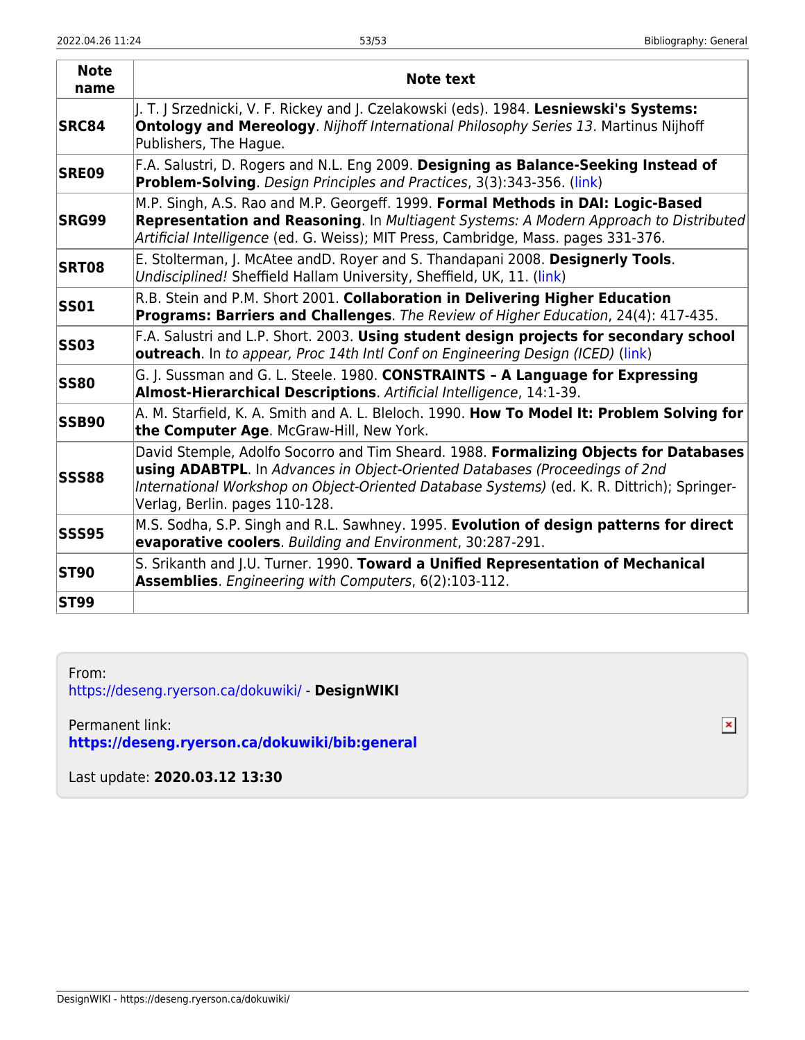| Note name | Note text |
|---|---|
| **SRC84** | J. T. J Srzednicki, V. F. Rickey and J. Czelakowski (eds). 1984. **Lesniewski's Systems: Ontology and Mereology**. *Nijhoff International Philosophy Series 13*. Martinus Nijhoff Publishers, The Hague. |
| **SRE09** | F.A. Salustri, D. Rogers and N.L. Eng 2009. **Designing as Balance-Seeking Instead of Problem-Solving**. *Design Principles and Practices*, 3(3):343-356. (link) |
| **SRG99** | M.P. Singh, A.S. Rao and M.P. Georgeff. 1999. **Formal Methods in DAI: Logic-Based Representation and Reasoning**. In *Multiagent Systems: A Modern Approach to Distributed Artificial Intelligence* (ed. G. Weiss); MIT Press, Cambridge, Mass. pages 331-376. |
| **SRT08** | E. Stolterman, J. McAtee andD. Royer and S. Thandapani 2008. **Designerly Tools**. *Undisciplined!* Sheffield Hallam University, Sheffield, UK, 11. (link) |
| **SS01** | R.B. Stein and P.M. Short 2001. **Collaboration in Delivering Higher Education Programs: Barriers and Challenges**. *The Review of Higher Education*, 24(4): 417-435. |
| **SS03** | F.A. Salustri and L.P. Short. 2003. **Using student design projects for secondary school outreach**. In *to appear, Proc 14th Intl Conf on Engineering Design (ICED)* (link) |
| **SS80** | G. J. Sussman and G. L. Steele. 1980. **CONSTRAINTS – A Language for Expressing Almost-Hierarchical Descriptions**. *Artificial Intelligence*, 14:1-39. |
| **SSB90** | A. M. Starfield, K. A. Smith and A. L. Bleloch. 1990. **How To Model It: Problem Solving for the Computer Age**. McGraw-Hill, New York. |
| **SSS88** | David Stemple, Adolfo Socorro and Tim Sheard. 1988. **Formalizing Objects for Databases using ADABTPL**. In *Advances in Object-Oriented Databases (Proceedings of 2nd International Workshop on Object-Oriented Database Systems)* (ed. K. R. Dittrich); Springer-Verlag, Berlin. pages 110-128. |
| **SSS95** | M.S. Sodha, S.P. Singh and R.L. Sawhney. 1995. **Evolution of design patterns for direct evaporative coolers**. *Building and Environment*, 30:287-291. |
| **ST90** | S. Srikanth and J.U. Turner. 1990. **Toward a Unified Representation of Mechanical Assemblies**. *Engineering with Computers*, 6(2):103-112. |
| **ST99** | |

From:
https://deseng.ryerson.ca/dokuwiki/ - **DesignWIKI**

Permanent link:
**https://deseng.ryerson.ca/dokuwiki/bib:general**

Last update: **2020.03.12 13:30**